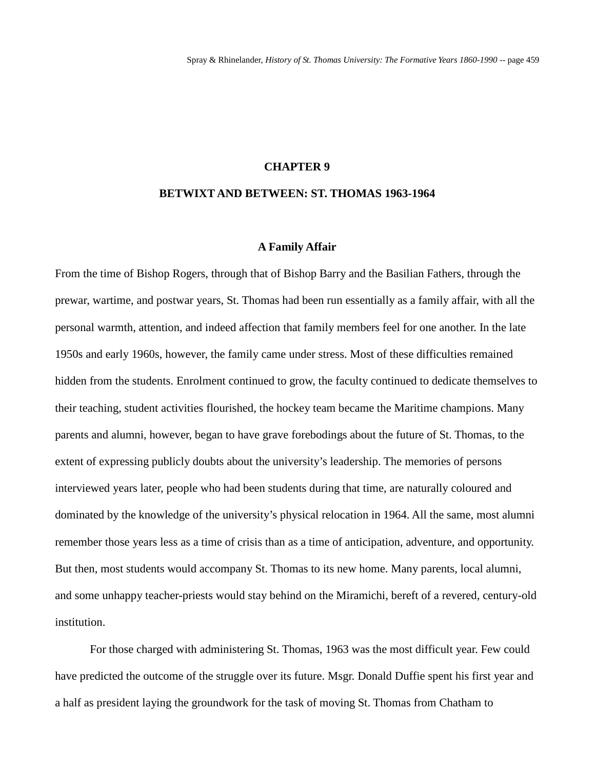# CHAPTER 9

# BETWIXT AND BETWEEN: ST. THOMAS 1963-1964

## A Family Affair

From the time of Bishop Rogers, through that of Bishop Barry and the Basilian Fathers, through the prewar, wartime, and postwar years, St. Thomas had been run essentially as a family affair, with all the personal warmth, attention, and indeed affection that family members feel for one another. In the late 1950s and early 1960s, however, the family came under stress. Most of these difficulties remained hidden from the students. Enrolment continued to grow, the faculty continued to dedicate themselves to their teaching, student activities flourished, the hockey team became the Maritime champions. Many parents and alumni, however, began to have grave forebodings about the future of St. Thomas, to the extent of expressing publicly doubts about the university's leadership. The memories of persons interviewed years later, people who had been students during that time, are naturally coloured and dominated by the knowledge of the university's physical relocation in 1964. All the same, most alumni remember those years less as a time of crisis than as a time of anticipation, adventure, and opportunity. But then, most students would accompany St. Thomas to its new home. Many parents, local alumni, and some unhappy teacher-priests would stay behind on the Miramichi, bereft of a revered, century-old institution.

For those charged with administering St. Thomas, 1963 was the most difficult year. Few could have predicted the outcome of the struggle over its future. Msgr. Donald Duffie spent his first year and a half as president laying the groundwork for the task of moving St. Thomas from Chatham to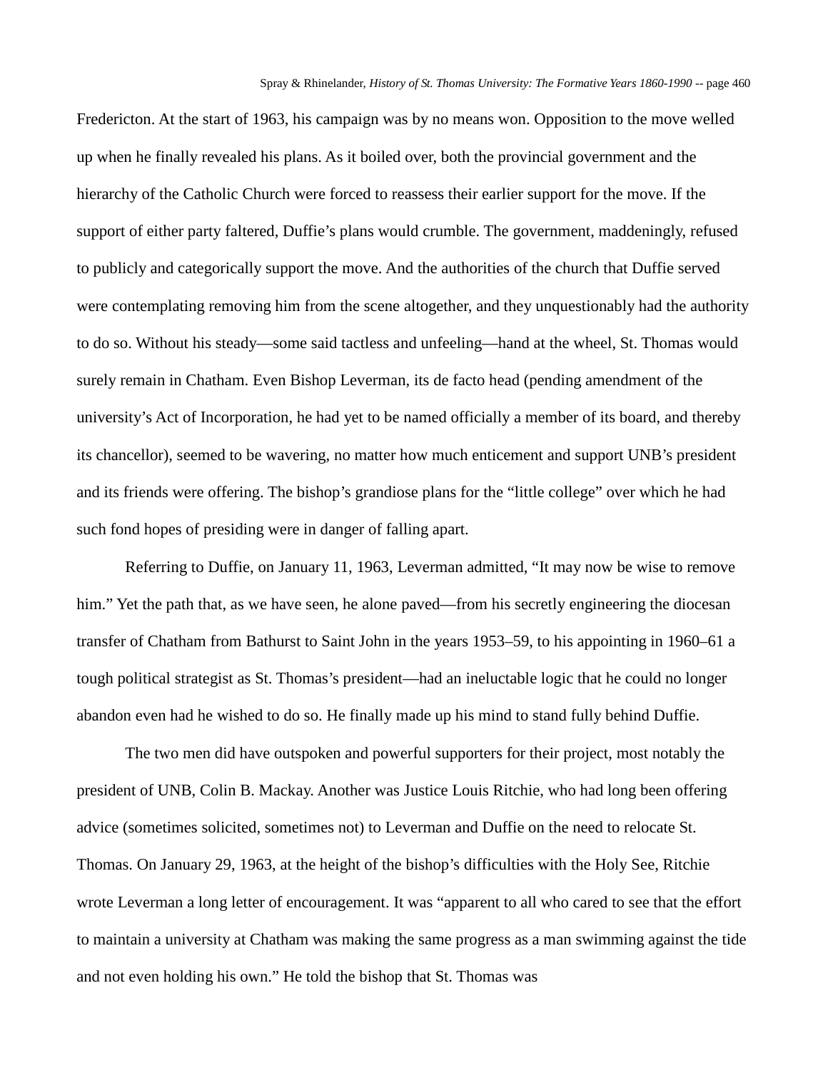Fredericton. At the start of 1963, his campaign was by no means won. Opposition to the move welled up when he finally revealed his plans. As it boiled over, both the provincial government and the hierarchy of the Catholic Church were forced to reassess their earlier support for the move. If the support of either party faltered, Duffie's plans would crumble. The government, maddeningly, refused to publicly and categorically support the move. And the authorities of the church that Duffie served were contemplating removing him from the scene altogether, and they unquestionably had the authority to do so. Without his steady—some said tactless and unfeeling—hand at the wheel, St. Thomas would surely remain in Chatham. Even Bishop Leverman, its de facto head (pending amendment of the university's Act of Incorporation, he had yet to be named officially a member of its board, and thereby its chancellor), seemed to be wavering, no matter how much enticement and support UNB's president and its friends were offering. The bishop's grandiose plans for the "little college" over which he had such fond hopes of presiding were in danger of falling apart.

Referring to Duffie, on January 11, 1963, Leverman admitted, "It may now be wise to remove him." Yet the path that, as we have seen, he alone paved—from his secretly engineering the diocesan transfer of Chatham from Bathurst to Saint John in the years 1953–59, to his appointing in 1960–61 a tough political strategist as St. Thomas's president—had an ineluctable logic that he could no longer abandon even had he wished to do so. He finally made up his mind to stand fully behind Duffie.

The two men did have outspoken and powerful supporters for their project, most notably the president of UNB, Colin B. Mackay. Another was Justice Louis Ritchie, who had long been offering advice (sometimes solicited, sometimes not) to Leverman and Duffie on the need to relocate St. Thomas. On January 29, 1963, at the height of the bishop's difficulties with the Holy See, Ritchie wrote Leverman a long letter of encouragement. It was "apparent to all who cared to see that the effort to maintain a university at Chatham was making the same progress as a man swimming against the tide and not even holding his own." He told the bishop that St. Thomas was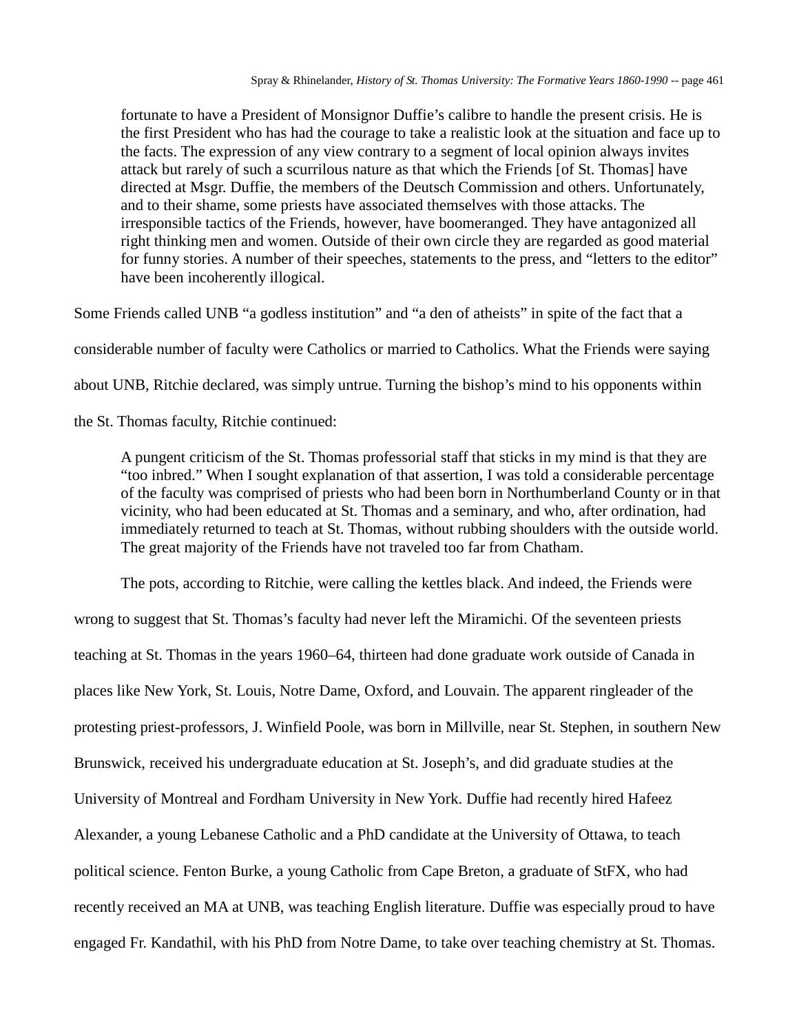> fortunate to have a President of Monsignor Duffie's calibre to handle the present crisis. He is the first President who has had the courage to take a realistic look at the situation and face up to the facts. The expression of any view contrary to a segment of local opinion always invites attack but rarely of such a scurrilous nature as that which the Friends [of St. Thomas] have directed at Msgr. Duffie, the members of the Deutsch Commission and others. Unfortunately, and to their shame, some priests have associated themselves with those attacks. The irresponsible tactics of the Friends, however, have boomeranged. They have antagonized all right thinking men and women. Outside of their own circle they are regarded as good material for funny stories. A number of their speeches, statements to the press, and "letters to the editor" have been incoherently illogical.

Some Friends called UNB "a godless institution" and "a den of atheists" in spite of the fact that a considerable number of faculty were Catholics or married to Catholics. What the Friends were saying about UNB, Ritchie declared, was simply untrue. Turning the bishop's mind to his opponents within the St. Thomas faculty, Ritchie continued:

> A pungent criticism of the St. Thomas professorial staff that sticks in my mind is that they are "too inbred." When I sought explanation of that assertion, I was told a considerable percentage of the faculty was comprised of priests who had been born in Northumberland County or in that vicinity, who had been educated at St. Thomas and a seminary, and who, after ordination, had immediately returned to teach at St. Thomas, without rubbing shoulders with the outside world. The great majority of the Friends have not traveled too far from Chatham.

The pots, according to Ritchie, were calling the kettles black. And indeed, the Friends were wrong to suggest that St. Thomas's faculty had never left the Miramichi. Of the seventeen priests teaching at St. Thomas in the years 1960–64, thirteen had done graduate work outside of Canada in places like New York, St. Louis, Notre Dame, Oxford, and Louvain. The apparent ringleader of the protesting priest-professors, J. Winfield Poole, was born in Millville, near St. Stephen, in southern New Brunswick, received his undergraduate education at St. Joseph's, and did graduate studies at the University of Montreal and Fordham University in New York. Duffie had recently hired Hafeez Alexander, a young Lebanese Catholic and a PhD candidate at the University of Ottawa, to teach political science. Fenton Burke, a young Catholic from Cape Breton, a graduate of StFX, who had recently received an MA at UNB, was teaching English literature. Duffie was especially proud to have engaged Fr. Kandathil, with his PhD from Notre Dame, to take over teaching chemistry at St. Thomas.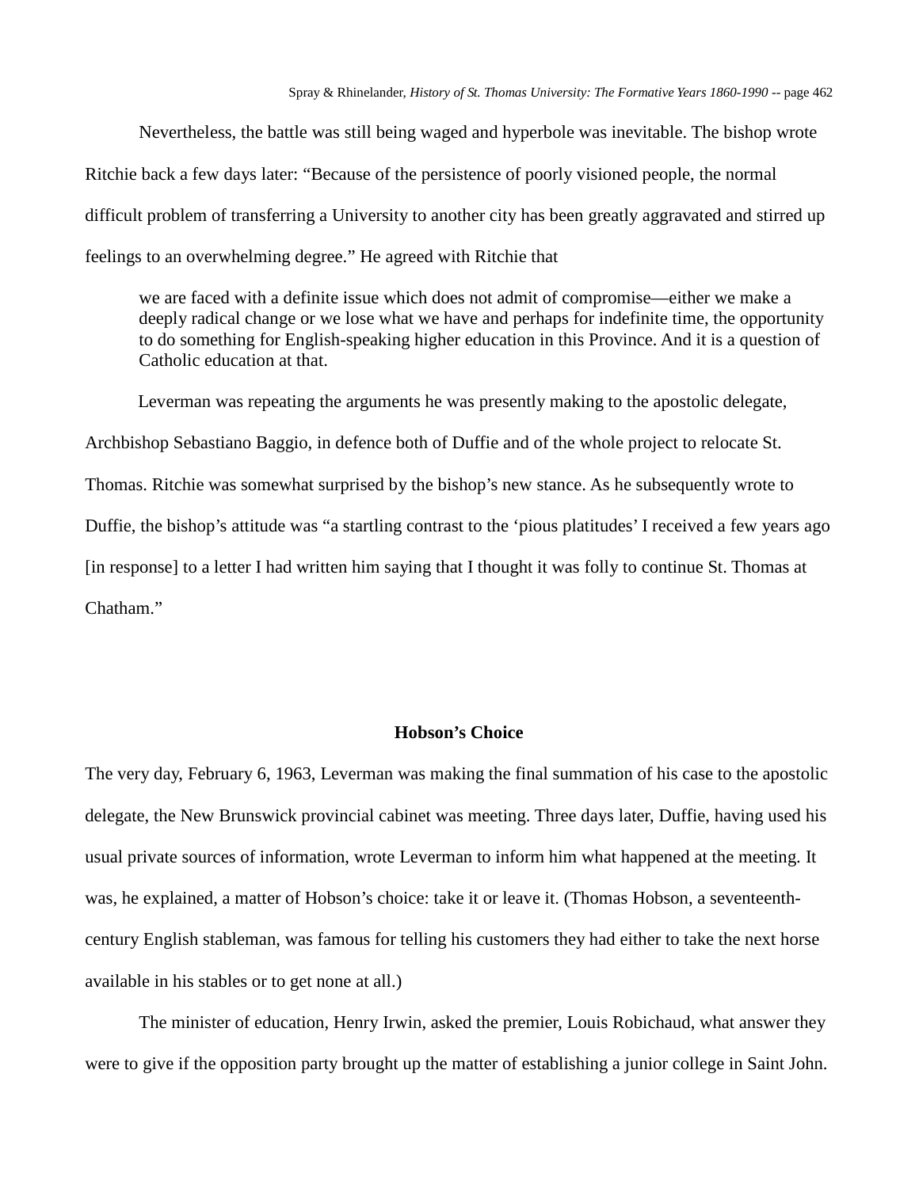Nevertheless, the battle was still being waged and hyperbole was inevitable. The bishop wrote Ritchie back a few days later: “Because of the persistence of poorly visioned people, the normal difficult problem of transferring a University to another city has been greatly aggravated and stirred up feelings to an overwhelming degree.” He agreed with Ritchie that

> we are faced with a definite issue which does not admit of compromise—either we make a deeply radical change or we lose what we have and perhaps for indefinite time, the opportunity to do something for English-speaking higher education in this Province. And it is a question of Catholic education at that.

Leverman was repeating the arguments he was presently making to the apostolic delegate, Archbishop Sebastiano Baggio, in defence both of Duffie and of the whole project to relocate St. Thomas. Ritchie was somewhat surprised by the bishop’s new stance. As he subsequently wrote to Duffie, the bishop’s attitude was “a startling contrast to the ‘pious platitudes’ I received a few years ago [in response] to a letter I had written him saying that I thought it was folly to continue St. Thomas at Chatham.”

## Hobson’s Choice

The very day, February 6, 1963, Leverman was making the final summation of his case to the apostolic delegate, the New Brunswick provincial cabinet was meeting. Three days later, Duffie, having used his usual private sources of information, wrote Leverman to inform him what happened at the meeting. It was, he explained, a matter of Hobson’s choice: take it or leave it. (Thomas Hobson, a seventeenth-century English stableman, was famous for telling his customers they had either to take the next horse available in his stables or to get none at all.)

The minister of education, Henry Irwin, asked the premier, Louis Robichaud, what answer they were to give if the opposition party brought up the matter of establishing a junior college in Saint John.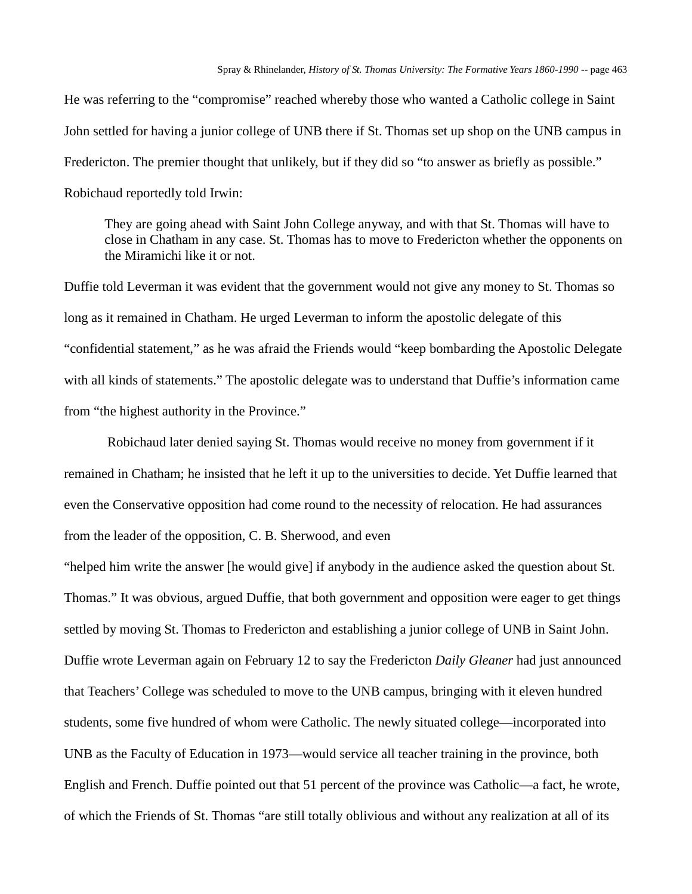He was referring to the "compromise" reached whereby those who wanted a Catholic college in Saint John settled for having a junior college of UNB there if St. Thomas set up shop on the UNB campus in Fredericton. The premier thought that unlikely, but if they did so "to answer as briefly as possible." Robichaud reportedly told Irwin:

> They are going ahead with Saint John College anyway, and with that St. Thomas will have to close in Chatham in any case. St. Thomas has to move to Fredericton whether the opponents on the Miramichi like it or not.

Duffie told Leverman it was evident that the government would not give any money to St. Thomas so long as it remained in Chatham. He urged Leverman to inform the apostolic delegate of this "confidential statement," as he was afraid the Friends would "keep bombarding the Apostolic Delegate with all kinds of statements." The apostolic delegate was to understand that Duffie's information came from "the highest authority in the Province."

Robichaud later denied saying St. Thomas would receive no money from government if it remained in Chatham; he insisted that he left it up to the universities to decide. Yet Duffie learned that even the Conservative opposition had come round to the necessity of relocation. He had assurances from the leader of the opposition, C. B. Sherwood, and even "helped him write the answer [he would give] if anybody in the audience asked the question about St. Thomas." It was obvious, argued Duffie, that both government and opposition were eager to get things settled by moving St. Thomas to Fredericton and establishing a junior college of UNB in Saint John. Duffie wrote Leverman again on February 12 to say the Fredericton *Daily Gleaner* had just announced that Teachers' College was scheduled to move to the UNB campus, bringing with it eleven hundred students, some five hundred of whom were Catholic. The newly situated college—incorporated into UNB as the Faculty of Education in 1973—would service all teacher training in the province, both English and French. Duffie pointed out that 51 percent of the province was Catholic—a fact, he wrote, of which the Friends of St. Thomas "are still totally oblivious and without any realization at all of its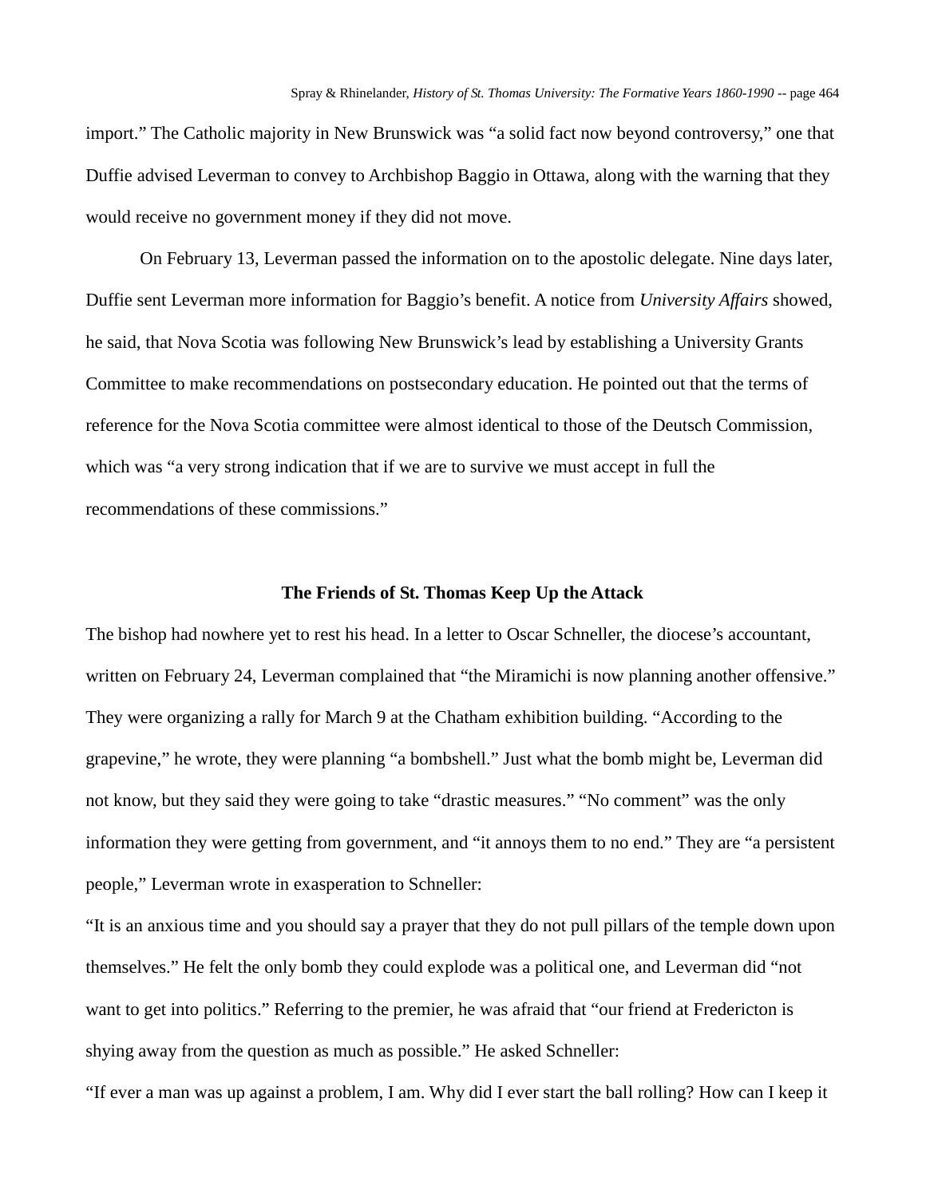import." The Catholic majority in New Brunswick was "a solid fact now beyond controversy," one that Duffie advised Leverman to convey to Archbishop Baggio in Ottawa, along with the warning that they would receive no government money if they did not move.

On February 13, Leverman passed the information on to the apostolic delegate. Nine days later, Duffie sent Leverman more information for Baggio's benefit. A notice from *University Affairs* showed, he said, that Nova Scotia was following New Brunswick's lead by establishing a University Grants Committee to make recommendations on postsecondary education. He pointed out that the terms of reference for the Nova Scotia committee were almost identical to those of the Deutsch Commission, which was "a very strong indication that if we are to survive we must accept in full the recommendations of these commissions."

### The Friends of St. Thomas Keep Up the Attack

The bishop had nowhere yet to rest his head. In a letter to Oscar Schneller, the diocese's accountant, written on February 24, Leverman complained that "the Miramichi is now planning another offensive." They were organizing a rally for March 9 at the Chatham exhibition building. "According to the grapevine," he wrote, they were planning "a bombshell." Just what the bomb might be, Leverman did not know, but they said they were going to take "drastic measures." "No comment" was the only information they were getting from government, and "it annoys them to no end." They are "a persistent people," Leverman wrote in exasperation to Schneller:

"It is an anxious time and you should say a prayer that they do not pull pillars of the temple down upon themselves." He felt the only bomb they could explode was a political one, and Leverman did "not want to get into politics." Referring to the premier, he was afraid that "our friend at Fredericton is shying away from the question as much as possible." He asked Schneller:

"If ever a man was up against a problem, I am. Why did I ever start the ball rolling? How can I keep it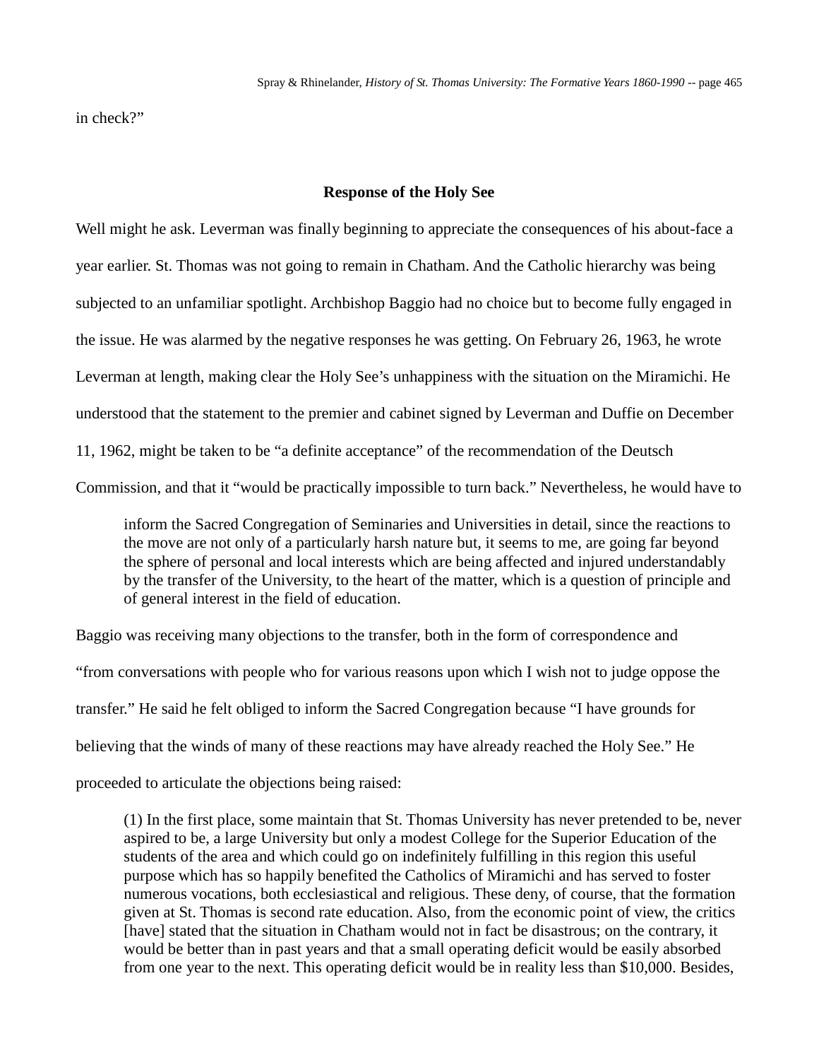in check?"

### Response of the Holy See

Well might he ask. Leverman was finally beginning to appreciate the consequences of his about-face a year earlier. St. Thomas was not going to remain in Chatham. And the Catholic hierarchy was being subjected to an unfamiliar spotlight. Archbishop Baggio had no choice but to become fully engaged in the issue. He was alarmed by the negative responses he was getting. On February 26, 1963, he wrote Leverman at length, making clear the Holy See's unhappiness with the situation on the Miramichi. He understood that the statement to the premier and cabinet signed by Leverman and Duffie on December 11, 1962, might be taken to be "a definite acceptance" of the recommendation of the Deutsch Commission, and that it "would be practically impossible to turn back." Nevertheless, he would have to

> inform the Sacred Congregation of Seminaries and Universities in detail, since the reactions to the move are not only of a particularly harsh nature but, it seems to me, are going far beyond the sphere of personal and local interests which are being affected and injured understandably by the transfer of the University, to the heart of the matter, which is a question of principle and of general interest in the field of education.

Baggio was receiving many objections to the transfer, both in the form of correspondence and "from conversations with people who for various reasons upon which I wish not to judge oppose the transfer." He said he felt obliged to inform the Sacred Congregation because "I have grounds for believing that the winds of many of these reactions may have already reached the Holy See." He proceeded to articulate the objections being raised:

> (1) In the first place, some maintain that St. Thomas University has never pretended to be, never aspired to be, a large University but only a modest College for the Superior Education of the students of the area and which could go on indefinitely fulfilling in this region this useful purpose which has so happily benefited the Catholics of Miramichi and has served to foster numerous vocations, both ecclesiastical and religious. These deny, of course, that the formation given at St. Thomas is second rate education. Also, from the economic point of view, the critics [have] stated that the situation in Chatham would not in fact be disastrous; on the contrary, it would be better than in past years and that a small operating deficit would be easily absorbed from one year to the next. This operating deficit would be in reality less than $10,000. Besides,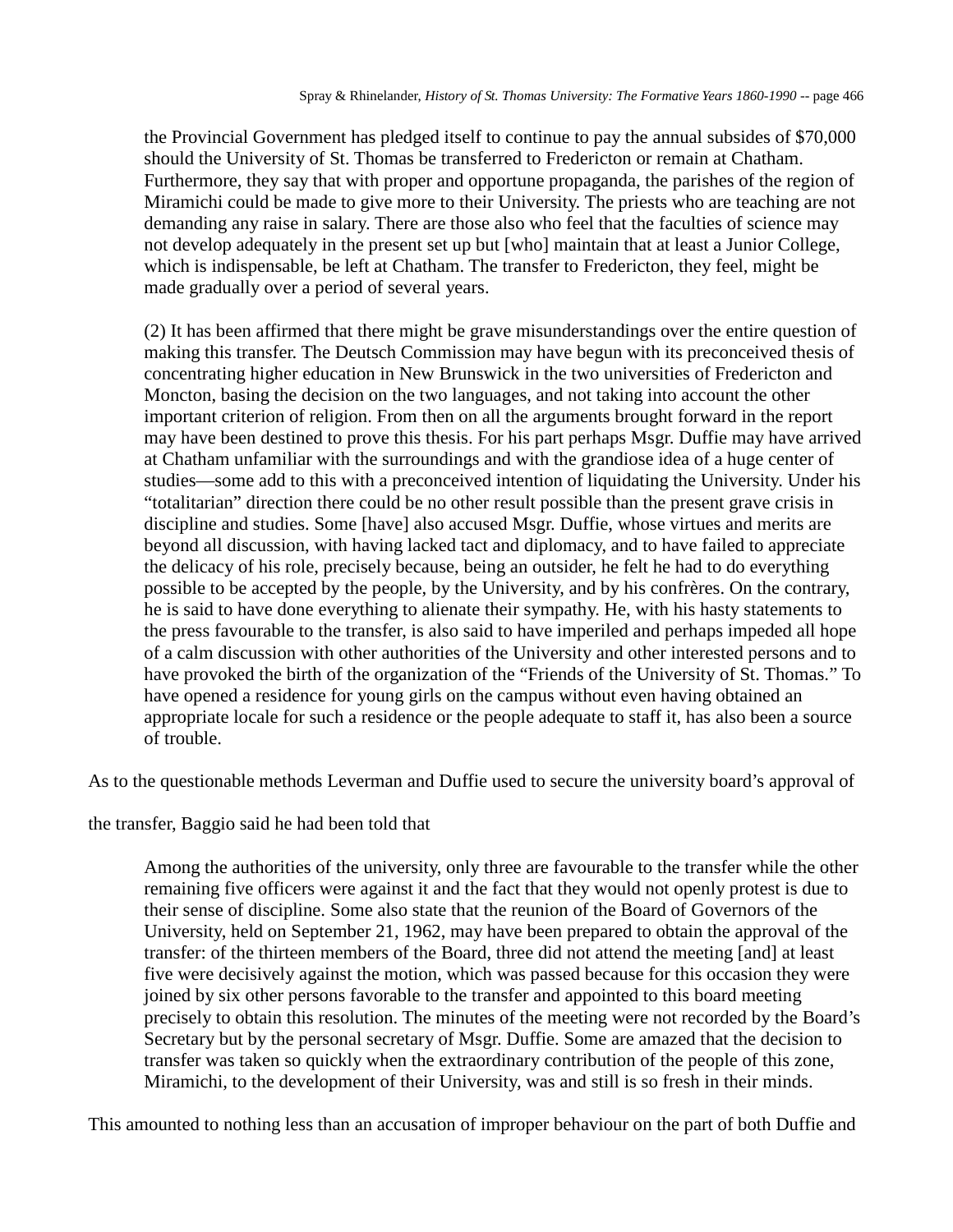> the Provincial Government has pledged itself to continue to pay the annual subsides of $70,000 should the University of St. Thomas be transferred to Fredericton or remain at Chatham. Furthermore, they say that with proper and opportune propaganda, the parishes of the region of Miramichi could be made to give more to their University. The priests who are teaching are not demanding any raise in salary. There are those also who feel that the faculties of science may not develop adequately in the present set up but [who] maintain that at least a Junior College, which is indispensable, be left at Chatham. The transfer to Fredericton, they feel, might be made gradually over a period of several years.
>
> (2) It has been affirmed that there might be grave misunderstandings over the entire question of making this transfer. The Deutsch Commission may have begun with its preconceived thesis of concentrating higher education in New Brunswick in the two universities of Fredericton and Moncton, basing the decision on the two languages, and not taking into account the other important criterion of religion. From then on all the arguments brought forward in the report may have been destined to prove this thesis. For his part perhaps Msgr. Duffie may have arrived at Chatham unfamiliar with the surroundings and with the grandiose idea of a huge center of studies—some add to this with a preconceived intention of liquidating the University. Under his "totalitarian" direction there could be no other result possible than the present grave crisis in discipline and studies. Some [have] also accused Msgr. Duffie, whose virtues and merits are beyond all discussion, with having lacked tact and diplomacy, and to have failed to appreciate the delicacy of his role, precisely because, being an outsider, he felt he had to do everything possible to be accepted by the people, by the University, and by his confrères. On the contrary, he is said to have done everything to alienate their sympathy. He, with his hasty statements to the press favourable to the transfer, is also said to have imperiled and perhaps impeded all hope of a calm discussion with other authorities of the University and other interested persons and to have provoked the birth of the organization of the "Friends of the University of St. Thomas." To have opened a residence for young girls on the campus without even having obtained an appropriate locale for such a residence or the people adequate to staff it, has also been a source of trouble.

As to the questionable methods Leverman and Duffie used to secure the university board's approval of the transfer, Baggio said he had been told that

> Among the authorities of the university, only three are favourable to the transfer while the other remaining five officers were against it and the fact that they would not openly protest is due to their sense of discipline. Some also state that the reunion of the Board of Governors of the University, held on September 21, 1962, may have been prepared to obtain the approval of the transfer: of the thirteen members of the Board, three did not attend the meeting [and] at least five were decisively against the motion, which was passed because for this occasion they were joined by six other persons favorable to the transfer and appointed to this board meeting precisely to obtain this resolution. The minutes of the meeting were not recorded by the Board's Secretary but by the personal secretary of Msgr. Duffie. Some are amazed that the decision to transfer was taken so quickly when the extraordinary contribution of the people of this zone, Miramichi, to the development of their University, was and still is so fresh in their minds.

This amounted to nothing less than an accusation of improper behaviour on the part of both Duffie and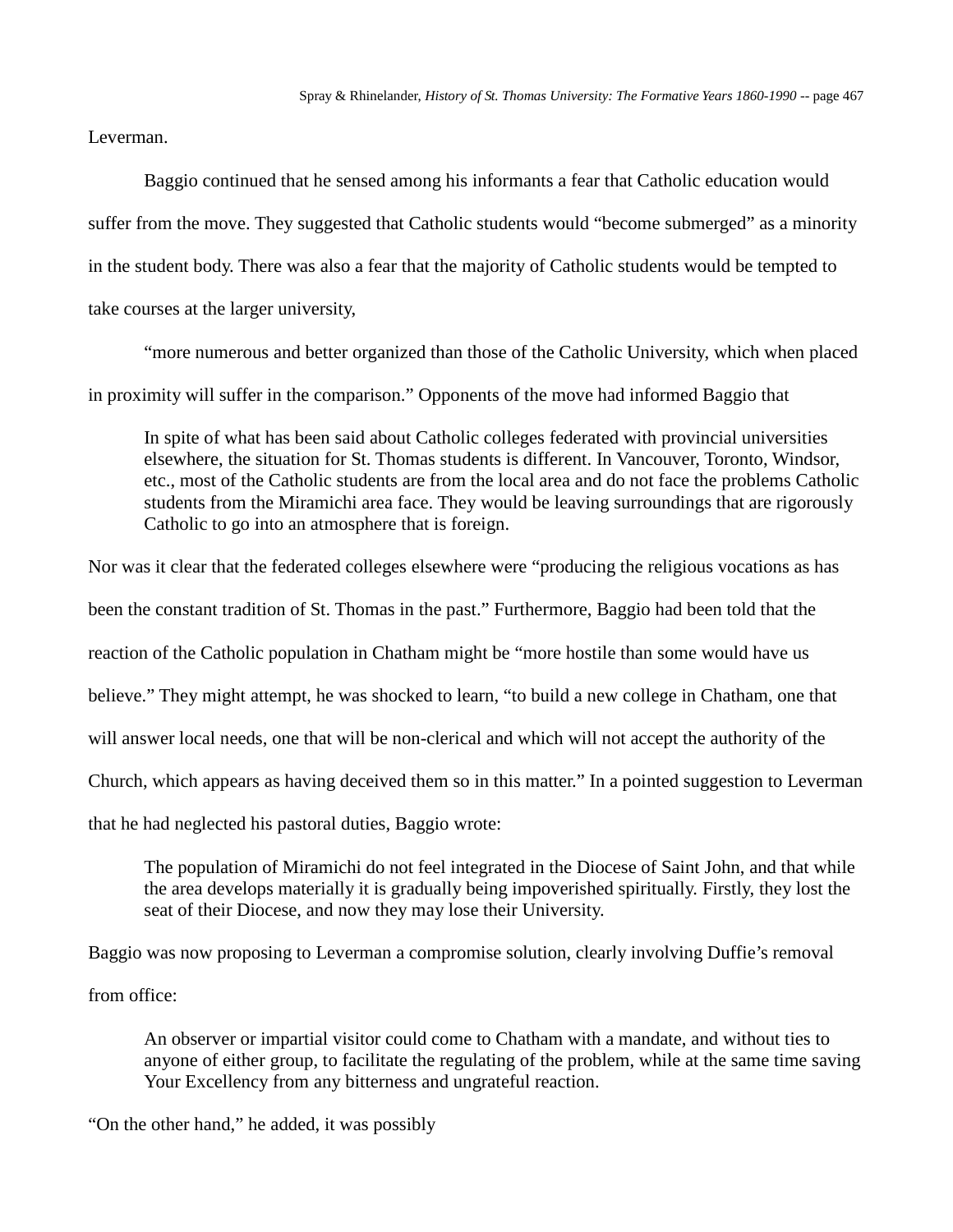Leverman.

Baggio continued that he sensed among his informants a fear that Catholic education would suffer from the move. They suggested that Catholic students would "become submerged" as a minority in the student body. There was also a fear that the majority of Catholic students would be tempted to take courses at the larger university,

"more numerous and better organized than those of the Catholic University, which when placed in proximity will suffer in the comparison." Opponents of the move had informed Baggio that

> In spite of what has been said about Catholic colleges federated with provincial universities elsewhere, the situation for St. Thomas students is different. In Vancouver, Toronto, Windsor, etc., most of the Catholic students are from the local area and do not face the problems Catholic students from the Miramichi area face. They would be leaving surroundings that are rigorously Catholic to go into an atmosphere that is foreign.

Nor was it clear that the federated colleges elsewhere were "producing the religious vocations as has been the constant tradition of St. Thomas in the past." Furthermore, Baggio had been told that the reaction of the Catholic population in Chatham might be "more hostile than some would have us believe." They might attempt, he was shocked to learn, "to build a new college in Chatham, one that will answer local needs, one that will be non-clerical and which will not accept the authority of the Church, which appears as having deceived them so in this matter." In a pointed suggestion to Leverman that he had neglected his pastoral duties, Baggio wrote:

> The population of Miramichi do not feel integrated in the Diocese of Saint John, and that while the area develops materially it is gradually being impoverished spiritually. Firstly, they lost the seat of their Diocese, and now they may lose their University.

Baggio was now proposing to Leverman a compromise solution, clearly involving Duffie's removal from office:

> An observer or impartial visitor could come to Chatham with a mandate, and without ties to anyone of either group, to facilitate the regulating of the problem, while at the same time saving Your Excellency from any bitterness and ungrateful reaction.

"On the other hand," he added, it was possibly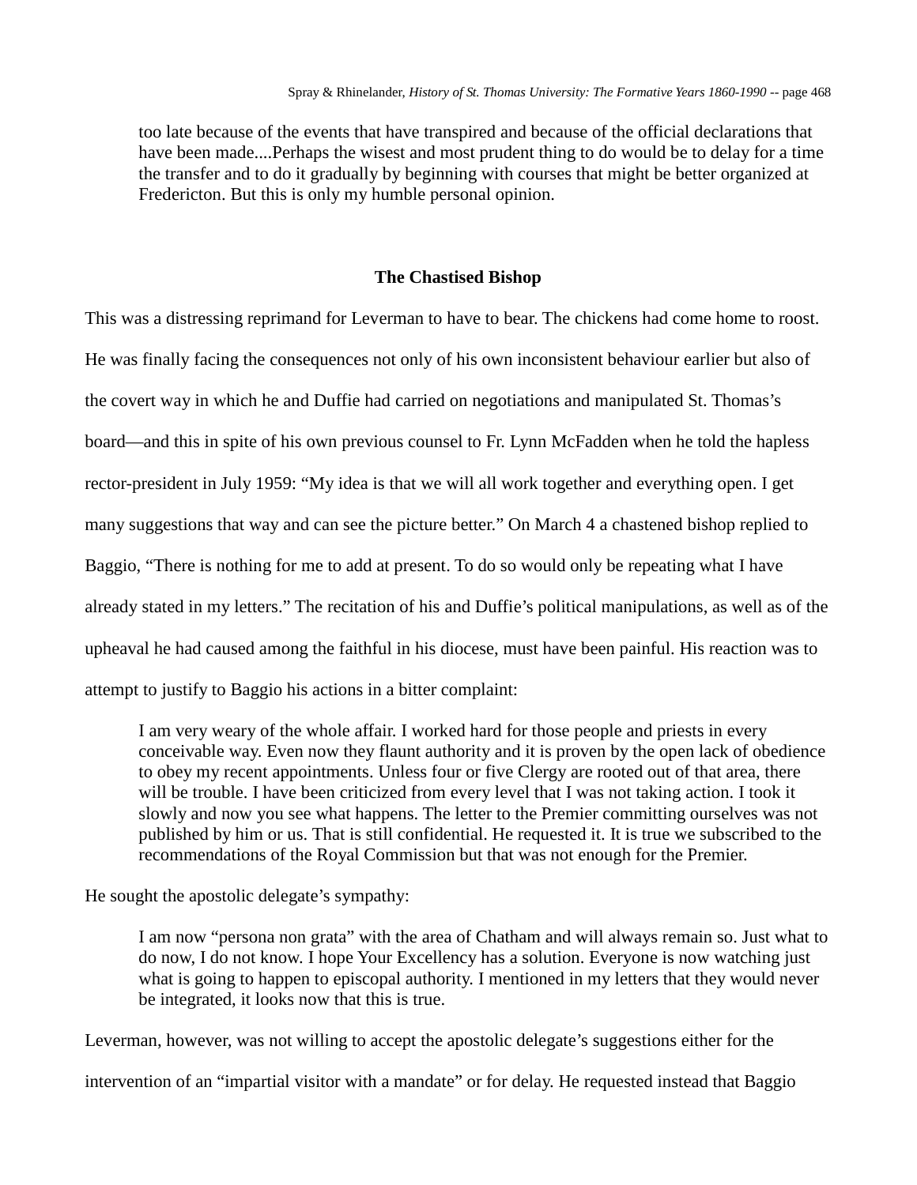> too late because of the events that have transpired and because of the official declarations that have been made....Perhaps the wisest and most prudent thing to do would be to delay for a time the transfer and to do it gradually by beginning with courses that might be better organized at Fredericton. But this is only my humble personal opinion.

### The Chastised Bishop

This was a distressing reprimand for Leverman to have to bear. The chickens had come home to roost. He was finally facing the consequences not only of his own inconsistent behaviour earlier but also of the covert way in which he and Duffie had carried on negotiations and manipulated St. Thomas's board—and this in spite of his own previous counsel to Fr. Lynn McFadden when he told the hapless rector-president in July 1959: "My idea is that we will all work together and everything open. I get many suggestions that way and can see the picture better." On March 4 a chastened bishop replied to Baggio, "There is nothing for me to add at present. To do so would only be repeating what I have already stated in my letters." The recitation of his and Duffie's political manipulations, as well as of the upheaval he had caused among the faithful in his diocese, must have been painful. His reaction was to attempt to justify to Baggio his actions in a bitter complaint:

> I am very weary of the whole affair. I worked hard for those people and priests in every conceivable way. Even now they flaunt authority and it is proven by the open lack of obedience to obey my recent appointments. Unless four or five Clergy are rooted out of that area, there will be trouble. I have been criticized from every level that I was not taking action. I took it slowly and now you see what happens. The letter to the Premier committing ourselves was not published by him or us. That is still confidential. He requested it. It is true we subscribed to the recommendations of the Royal Commission but that was not enough for the Premier.

He sought the apostolic delegate's sympathy:

> I am now "persona non grata" with the area of Chatham and will always remain so. Just what to do now, I do not know. I hope Your Excellency has a solution. Everyone is now watching just what is going to happen to episcopal authority. I mentioned in my letters that they would never be integrated, it looks now that this is true.

Leverman, however, was not willing to accept the apostolic delegate's suggestions either for the intervention of an "impartial visitor with a mandate" or for delay. He requested instead that Baggio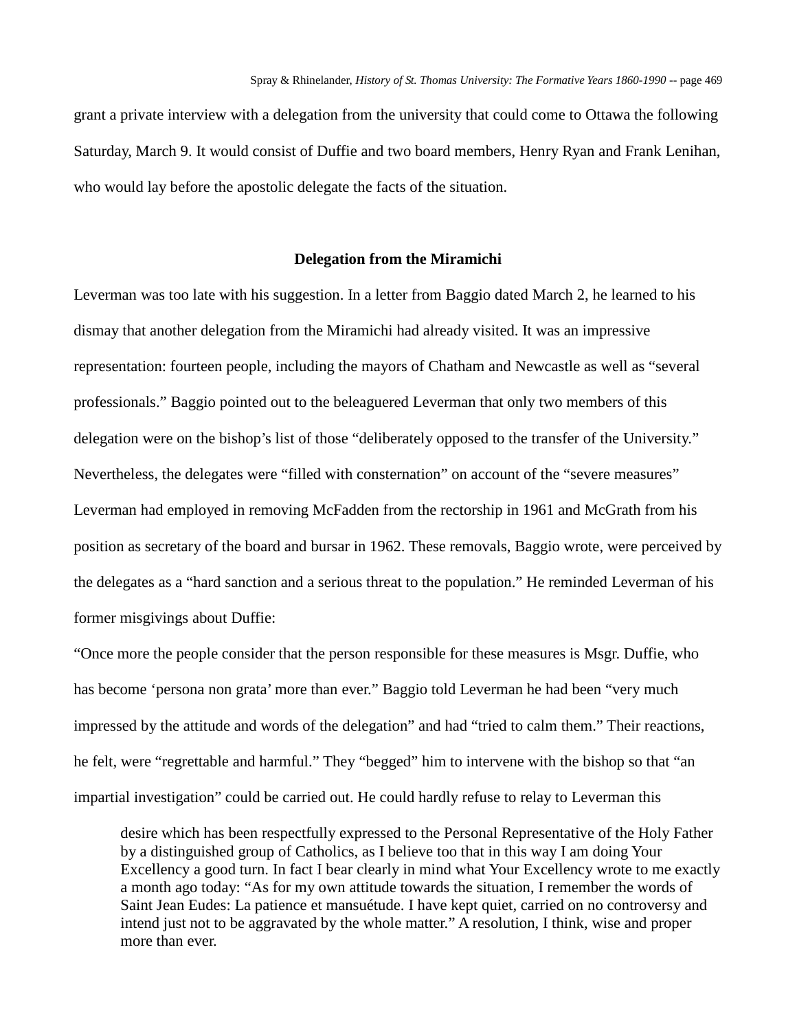grant a private interview with a delegation from the university that could come to Ottawa the following Saturday, March 9. It would consist of Duffie and two board members, Henry Ryan and Frank Lenihan, who would lay before the apostolic delegate the facts of the situation.

## Delegation from the Miramichi

Leverman was too late with his suggestion. In a letter from Baggio dated March 2, he learned to his dismay that another delegation from the Miramichi had already visited. It was an impressive representation: fourteen people, including the mayors of Chatham and Newcastle as well as "several professionals." Baggio pointed out to the beleaguered Leverman that only two members of this delegation were on the bishop's list of those "deliberately opposed to the transfer of the University." Nevertheless, the delegates were "filled with consternation" on account of the "severe measures" Leverman had employed in removing McFadden from the rectorship in 1961 and McGrath from his position as secretary of the board and bursar in 1962. These removals, Baggio wrote, were perceived by the delegates as a "hard sanction and a serious threat to the population." He reminded Leverman of his former misgivings about Duffie:

"Once more the people consider that the person responsible for these measures is Msgr. Duffie, who has become 'persona non grata' more than ever." Baggio told Leverman he had been "very much impressed by the attitude and words of the delegation" and had "tried to calm them." Their reactions, he felt, were "regrettable and harmful." They "begged" him to intervene with the bishop so that "an impartial investigation" could be carried out. He could hardly refuse to relay to Leverman this

> desire which has been respectfully expressed to the Personal Representative of the Holy Father by a distinguished group of Catholics, as I believe too that in this way I am doing Your Excellency a good turn. In fact I bear clearly in mind what Your Excellency wrote to me exactly a month ago today: "As for my own attitude towards the situation, I remember the words of Saint Jean Eudes: La patience et mansuétude. I have kept quiet, carried on no controversy and intend just not to be aggravated by the whole matter." A resolution, I think, wise and proper more than ever.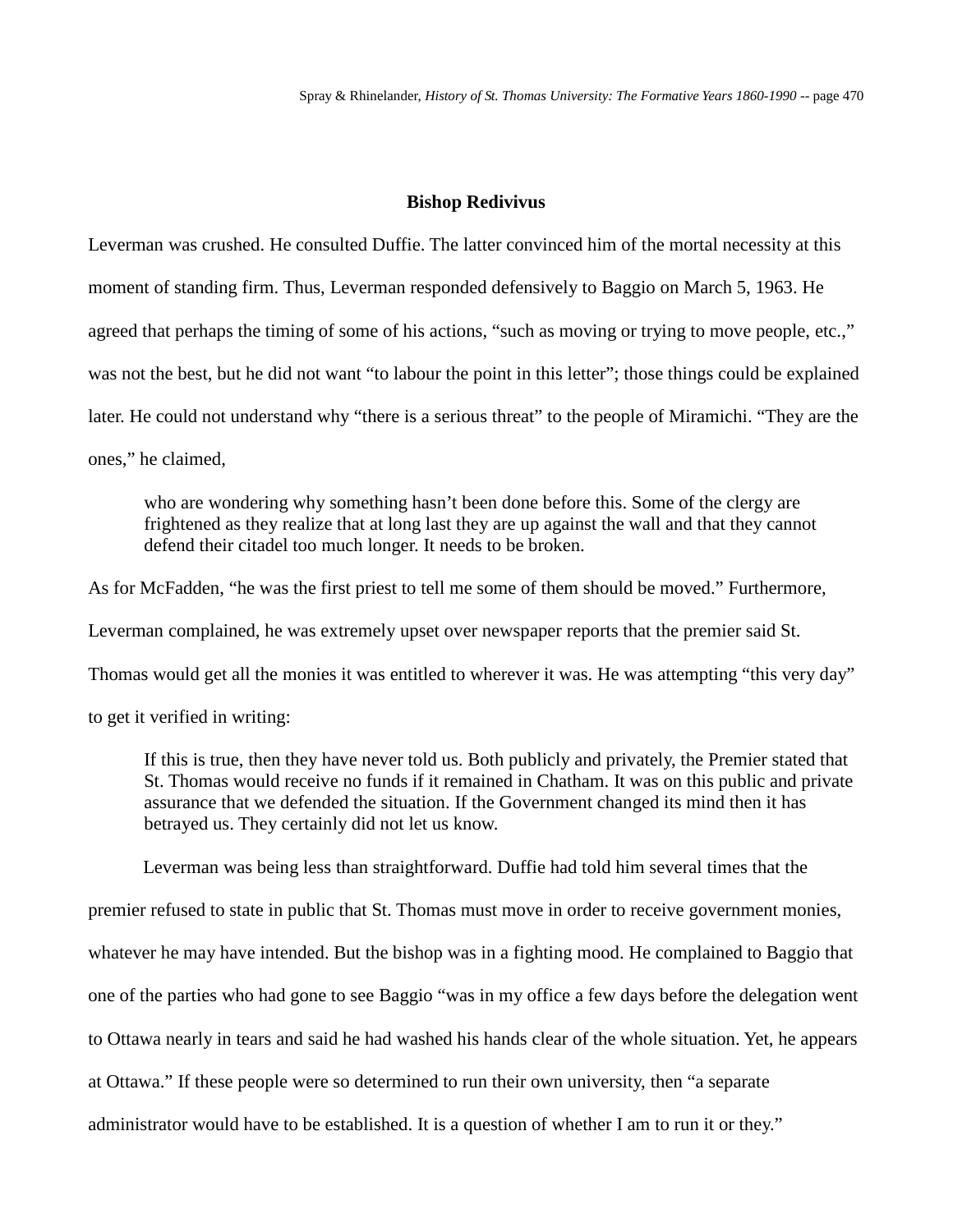### Bishop Redivivus

Leverman was crushed. He consulted Duffie. The latter convinced him of the mortal necessity at this moment of standing firm. Thus, Leverman responded defensively to Baggio on March 5, 1963. He agreed that perhaps the timing of some of his actions, "such as moving or trying to move people, etc.," was not the best, but he did not want "to labour the point in this letter"; those things could be explained later. He could not understand why "there is a serious threat" to the people of Miramichi. "They are the ones," he claimed,

> who are wondering why something hasn't been done before this. Some of the clergy are frightened as they realize that at long last they are up against the wall and that they cannot defend their citadel too much longer. It needs to be broken.

As for McFadden, "he was the first priest to tell me some of them should be moved." Furthermore, Leverman complained, he was extremely upset over newspaper reports that the premier said St. Thomas would get all the monies it was entitled to wherever it was. He was attempting "this very day" to get it verified in writing:

> If this is true, then they have never told us. Both publicly and privately, the Premier stated that St. Thomas would receive no funds if it remained in Chatham. It was on this public and private assurance that we defended the situation. If the Government changed its mind then it has betrayed us. They certainly did not let us know.

Leverman was being less than straightforward. Duffie had told him several times that the premier refused to state in public that St. Thomas must move in order to receive government monies, whatever he may have intended. But the bishop was in a fighting mood. He complained to Baggio that one of the parties who had gone to see Baggio "was in my office a few days before the delegation went to Ottawa nearly in tears and said he had washed his hands clear of the whole situation. Yet, he appears at Ottawa." If these people were so determined to run their own university, then "a separate administrator would have to be established. It is a question of whether I am to run it or they."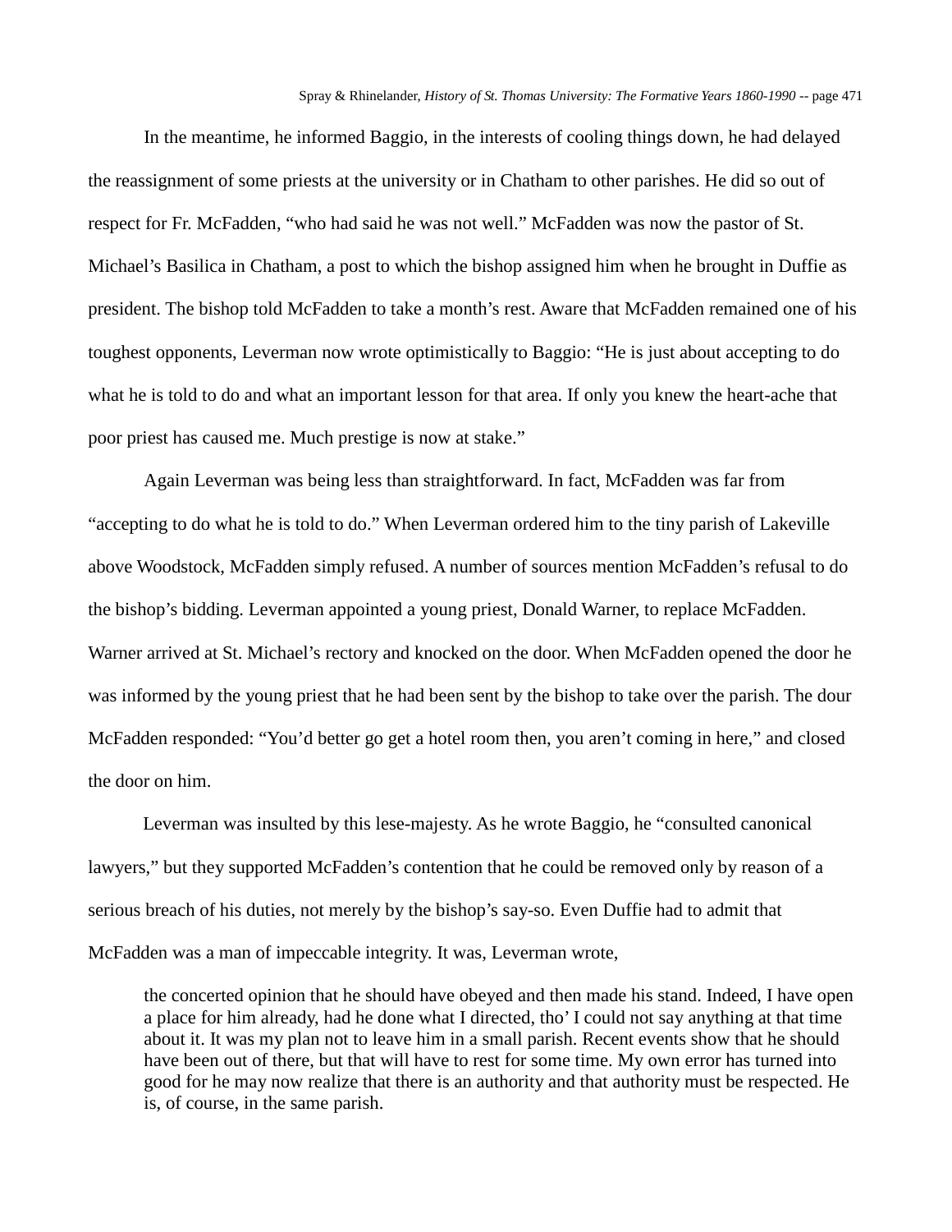In the meantime, he informed Baggio, in the interests of cooling things down, he had delayed the reassignment of some priests at the university or in Chatham to other parishes. He did so out of respect for Fr. McFadden, "who had said he was not well." McFadden was now the pastor of St. Michael's Basilica in Chatham, a post to which the bishop assigned him when he brought in Duffie as president. The bishop told McFadden to take a month's rest. Aware that McFadden remained one of his toughest opponents, Leverman now wrote optimistically to Baggio: "He is just about accepting to do what he is told to do and what an important lesson for that area. If only you knew the heart-ache that poor priest has caused me. Much prestige is now at stake."

Again Leverman was being less than straightforward. In fact, McFadden was far from "accepting to do what he is told to do." When Leverman ordered him to the tiny parish of Lakeville above Woodstock, McFadden simply refused. A number of sources mention McFadden's refusal to do the bishop's bidding. Leverman appointed a young priest, Donald Warner, to replace McFadden. Warner arrived at St. Michael's rectory and knocked on the door. When McFadden opened the door he was informed by the young priest that he had been sent by the bishop to take over the parish. The dour McFadden responded: "You'd better go get a hotel room then, you aren't coming in here," and closed the door on him.

Leverman was insulted by this lese-majesty. As he wrote Baggio, he "consulted canonical lawyers," but they supported McFadden's contention that he could be removed only by reason of a serious breach of his duties, not merely by the bishop's say-so. Even Duffie had to admit that McFadden was a man of impeccable integrity. It was, Leverman wrote,

> the concerted opinion that he should have obeyed and then made his stand. Indeed, I have open a place for him already, had he done what I directed, tho' I could not say anything at that time about it. It was my plan not to leave him in a small parish. Recent events show that he should have been out of there, but that will have to rest for some time. My own error has turned into good for he may now realize that there is an authority and that authority must be respected. He is, of course, in the same parish.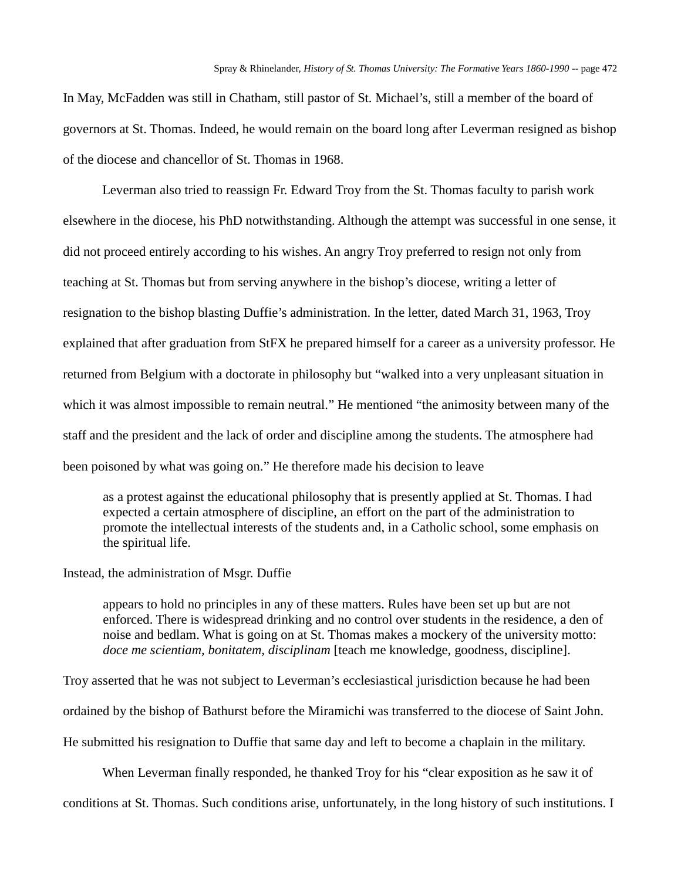In May, McFadden was still in Chatham, still pastor of St. Michael's, still a member of the board of governors at St. Thomas. Indeed, he would remain on the board long after Leverman resigned as bishop of the diocese and chancellor of St. Thomas in 1968.

Leverman also tried to reassign Fr. Edward Troy from the St. Thomas faculty to parish work elsewhere in the diocese, his PhD notwithstanding. Although the attempt was successful in one sense, it did not proceed entirely according to his wishes. An angry Troy preferred to resign not only from teaching at St. Thomas but from serving anywhere in the bishop's diocese, writing a letter of resignation to the bishop blasting Duffie's administration. In the letter, dated March 31, 1963, Troy explained that after graduation from StFX he prepared himself for a career as a university professor. He returned from Belgium with a doctorate in philosophy but "walked into a very unpleasant situation in which it was almost impossible to remain neutral." He mentioned "the animosity between many of the staff and the president and the lack of order and discipline among the students. The atmosphere had been poisoned by what was going on." He therefore made his decision to leave

> as a protest against the educational philosophy that is presently applied at St. Thomas. I had expected a certain atmosphere of discipline, an effort on the part of the administration to promote the intellectual interests of the students and, in a Catholic school, some emphasis on the spiritual life.

Instead, the administration of Msgr. Duffie

> appears to hold no principles in any of these matters. Rules have been set up but are not enforced. There is widespread drinking and no control over students in the residence, a den of noise and bedlam. What is going on at St. Thomas makes a mockery of the university motto: *doce me scientiam, bonitatem, disciplinam* [teach me knowledge, goodness, discipline].

Troy asserted that he was not subject to Leverman's ecclesiastical jurisdiction because he had been ordained by the bishop of Bathurst before the Miramichi was transferred to the diocese of Saint John. He submitted his resignation to Duffie that same day and left to become a chaplain in the military.

When Leverman finally responded, he thanked Troy for his "clear exposition as he saw it of conditions at St. Thomas. Such conditions arise, unfortunately, in the long history of such institutions. I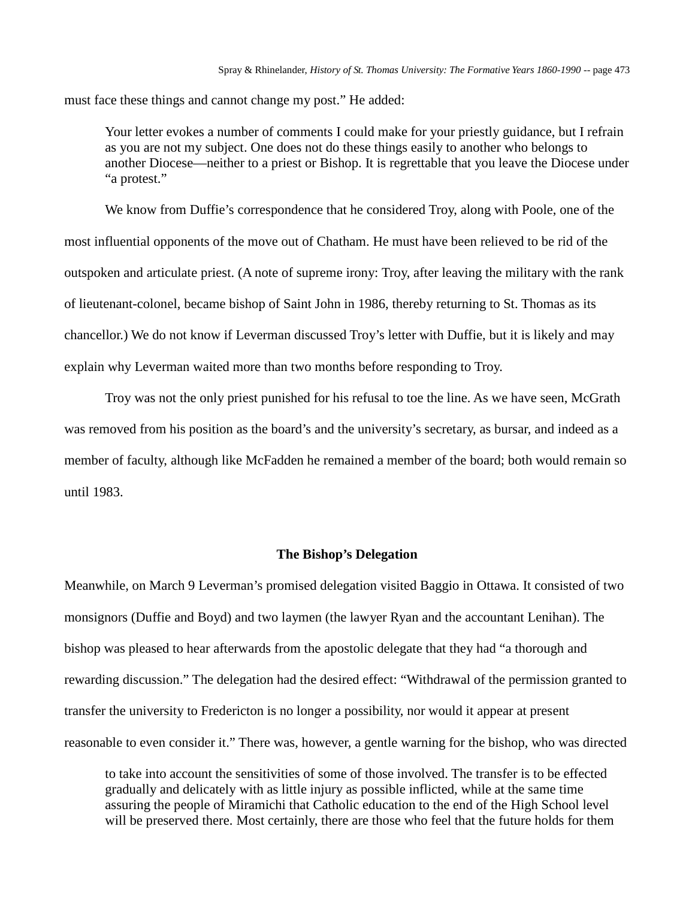must face these things and cannot change my post." He added:

> Your letter evokes a number of comments I could make for your priestly guidance, but I refrain as you are not my subject. One does not do these things easily to another who belongs to another Diocese—neither to a priest or Bishop. It is regrettable that you leave the Diocese under "a protest."

We know from Duffie's correspondence that he considered Troy, along with Poole, one of the most influential opponents of the move out of Chatham. He must have been relieved to be rid of the outspoken and articulate priest. (A note of supreme irony: Troy, after leaving the military with the rank of lieutenant-colonel, became bishop of Saint John in 1986, thereby returning to St. Thomas as its chancellor.) We do not know if Leverman discussed Troy's letter with Duffie, but it is likely and may explain why Leverman waited more than two months before responding to Troy.

Troy was not the only priest punished for his refusal to toe the line. As we have seen, McGrath was removed from his position as the board's and the university's secretary, as bursar, and indeed as a member of faculty, although like McFadden he remained a member of the board; both would remain so until 1983.

### The Bishop's Delegation

Meanwhile, on March 9 Leverman's promised delegation visited Baggio in Ottawa. It consisted of two monsignors (Duffie and Boyd) and two laymen (the lawyer Ryan and the accountant Lenihan). The bishop was pleased to hear afterwards from the apostolic delegate that they had "a thorough and rewarding discussion." The delegation had the desired effect: "Withdrawal of the permission granted to transfer the university to Fredericton is no longer a possibility, nor would it appear at present reasonable to even consider it." There was, however, a gentle warning for the bishop, who was directed

> to take into account the sensitivities of some of those involved. The transfer is to be effected gradually and delicately with as little injury as possible inflicted, while at the same time assuring the people of Miramichi that Catholic education to the end of the High School level will be preserved there. Most certainly, there are those who feel that the future holds for them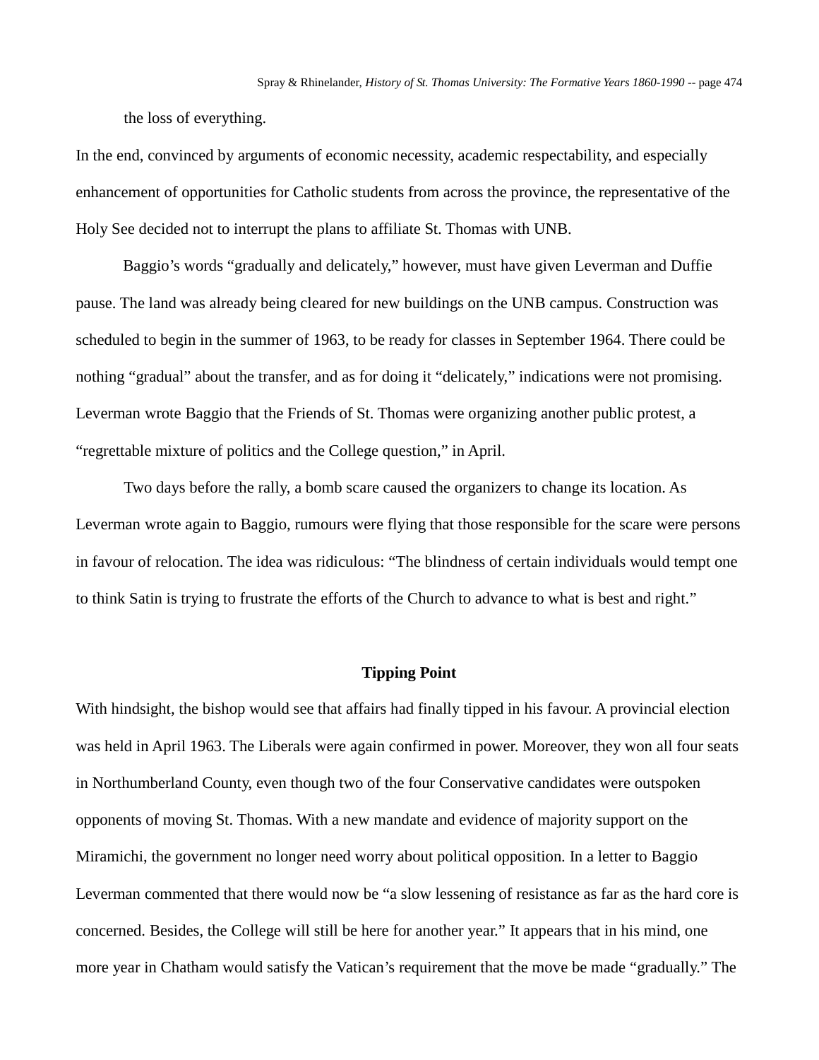the loss of everything.

In the end, convinced by arguments of economic necessity, academic respectability, and especially enhancement of opportunities for Catholic students from across the province, the representative of the Holy See decided not to interrupt the plans to affiliate St. Thomas with UNB.

Baggio's words "gradually and delicately," however, must have given Leverman and Duffie pause. The land was already being cleared for new buildings on the UNB campus. Construction was scheduled to begin in the summer of 1963, to be ready for classes in September 1964. There could be nothing "gradual" about the transfer, and as for doing it "delicately," indications were not promising. Leverman wrote Baggio that the Friends of St. Thomas were organizing another public protest, a "regrettable mixture of politics and the College question," in April.

Two days before the rally, a bomb scare caused the organizers to change its location. As Leverman wrote again to Baggio, rumours were flying that those responsible for the scare were persons in favour of relocation. The idea was ridiculous: "The blindness of certain individuals would tempt one to think Satin is trying to frustrate the efforts of the Church to advance to what is best and right."

### Tipping Point

With hindsight, the bishop would see that affairs had finally tipped in his favour. A provincial election was held in April 1963. The Liberals were again confirmed in power. Moreover, they won all four seats in Northumberland County, even though two of the four Conservative candidates were outspoken opponents of moving St. Thomas. With a new mandate and evidence of majority support on the Miramichi, the government no longer need worry about political opposition. In a letter to Baggio Leverman commented that there would now be "a slow lessening of resistance as far as the hard core is concerned. Besides, the College will still be here for another year." It appears that in his mind, one more year in Chatham would satisfy the Vatican's requirement that the move be made "gradually." The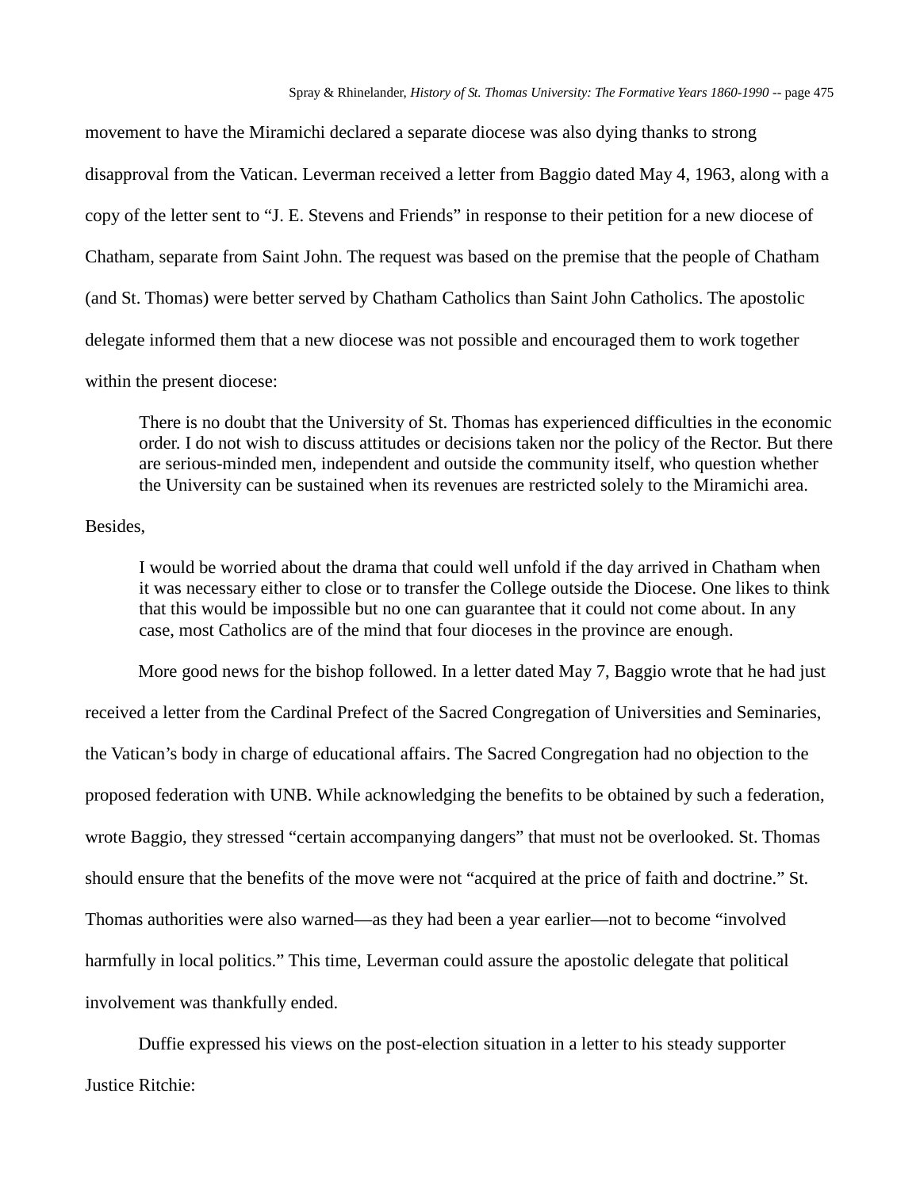movement to have the Miramichi declared a separate diocese was also dying thanks to strong disapproval from the Vatican. Leverman received a letter from Baggio dated May 4, 1963, along with a copy of the letter sent to "J. E. Stevens and Friends" in response to their petition for a new diocese of Chatham, separate from Saint John. The request was based on the premise that the people of Chatham (and St. Thomas) were better served by Chatham Catholics than Saint John Catholics. The apostolic delegate informed them that a new diocese was not possible and encouraged them to work together within the present diocese:

> There is no doubt that the University of St. Thomas has experienced difficulties in the economic order. I do not wish to discuss attitudes or decisions taken nor the policy of the Rector. But there are serious-minded men, independent and outside the community itself, who question whether the University can be sustained when its revenues are restricted solely to the Miramichi area.

Besides,

> I would be worried about the drama that could well unfold if the day arrived in Chatham when it was necessary either to close or to transfer the College outside the Diocese. One likes to think that this would be impossible but no one can guarantee that it could not come about. In any case, most Catholics are of the mind that four dioceses in the province are enough.

More good news for the bishop followed. In a letter dated May 7, Baggio wrote that he had just received a letter from the Cardinal Prefect of the Sacred Congregation of Universities and Seminaries, the Vatican's body in charge of educational affairs. The Sacred Congregation had no objection to the proposed federation with UNB. While acknowledging the benefits to be obtained by such a federation, wrote Baggio, they stressed "certain accompanying dangers" that must not be overlooked. St. Thomas should ensure that the benefits of the move were not "acquired at the price of faith and doctrine." St. Thomas authorities were also warned—as they had been a year earlier—not to become "involved harmfully in local politics." This time, Leverman could assure the apostolic delegate that political involvement was thankfully ended.

Duffie expressed his views on the post-election situation in a letter to his steady supporter Justice Ritchie: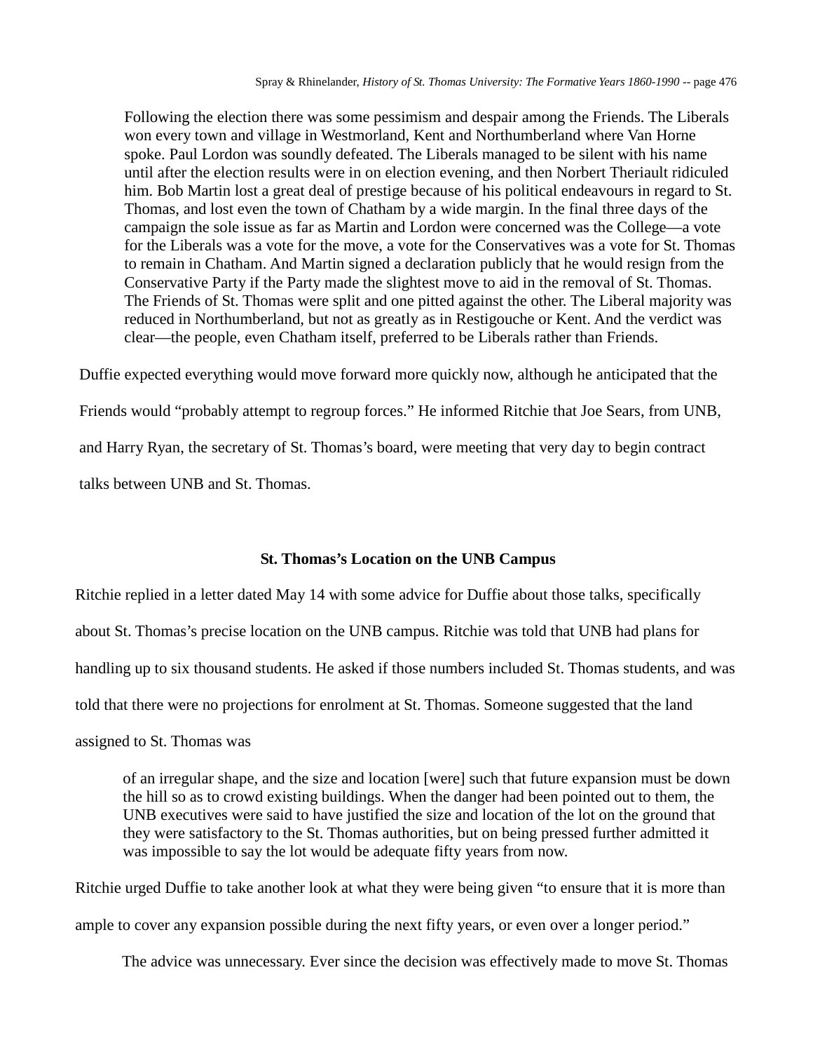> Following the election there was some pessimism and despair among the Friends. The Liberals won every town and village in Westmorland, Kent and Northumberland where Van Horne spoke. Paul Lordon was soundly defeated. The Liberals managed to be silent with his name until after the election results were in on election evening, and then Norbert Theriault ridiculed him. Bob Martin lost a great deal of prestige because of his political endeavours in regard to St. Thomas, and lost even the town of Chatham by a wide margin. In the final three days of the campaign the sole issue as far as Martin and Lordon were concerned was the College—a vote for the Liberals was a vote for the move, a vote for the Conservatives was a vote for St. Thomas to remain in Chatham. And Martin signed a declaration publicly that he would resign from the Conservative Party if the Party made the slightest move to aid in the removal of St. Thomas. The Friends of St. Thomas were split and one pitted against the other. The Liberal majority was reduced in Northumberland, but not as greatly as in Restigouche or Kent. And the verdict was clear—the people, even Chatham itself, preferred to be Liberals rather than Friends.

Duffie expected everything would move forward more quickly now, although he anticipated that the Friends would "probably attempt to regroup forces." He informed Ritchie that Joe Sears, from UNB, and Harry Ryan, the secretary of St. Thomas's board, were meeting that very day to begin contract talks between UNB and St. Thomas.

### St. Thomas's Location on the UNB Campus

Ritchie replied in a letter dated May 14 with some advice for Duffie about those talks, specifically about St. Thomas's precise location on the UNB campus. Ritchie was told that UNB had plans for handling up to six thousand students. He asked if those numbers included St. Thomas students, and was told that there were no projections for enrolment at St. Thomas. Someone suggested that the land assigned to St. Thomas was

> of an irregular shape, and the size and location [were] such that future expansion must be down the hill so as to crowd existing buildings. When the danger had been pointed out to them, the UNB executives were said to have justified the size and location of the lot on the ground that they were satisfactory to the St. Thomas authorities, but on being pressed further admitted it was impossible to say the lot would be adequate fifty years from now.

Ritchie urged Duffie to take another look at what they were being given "to ensure that it is more than ample to cover any expansion possible during the next fifty years, or even over a longer period."

The advice was unnecessary. Ever since the decision was effectively made to move St. Thomas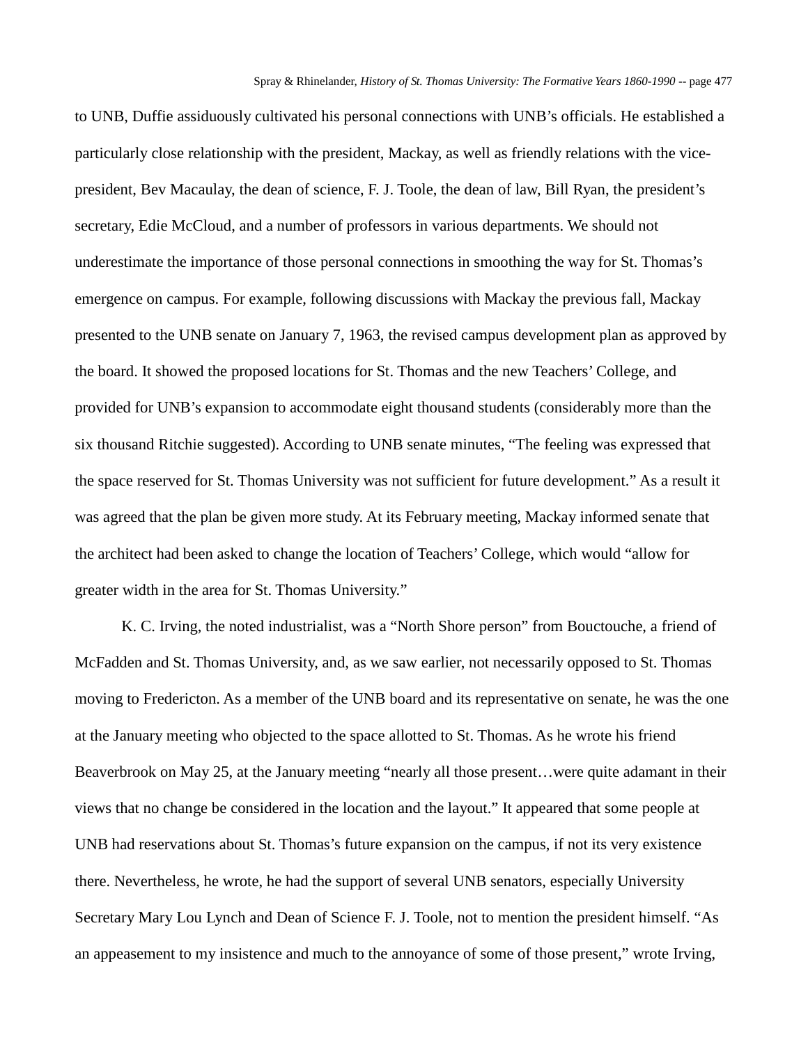to UNB, Duffie assiduously cultivated his personal connections with UNB's officials. He established a particularly close relationship with the president, Mackay, as well as friendly relations with the vice-president, Bev Macaulay, the dean of science, F. J. Toole, the dean of law, Bill Ryan, the president's secretary, Edie McCloud, and a number of professors in various departments. We should not underestimate the importance of those personal connections in smoothing the way for St. Thomas's emergence on campus. For example, following discussions with Mackay the previous fall, Mackay presented to the UNB senate on January 7, 1963, the revised campus development plan as approved by the board. It showed the proposed locations for St. Thomas and the new Teachers' College, and provided for UNB's expansion to accommodate eight thousand students (considerably more than the six thousand Ritchie suggested). According to UNB senate minutes, "The feeling was expressed that the space reserved for St. Thomas University was not sufficient for future development." As a result it was agreed that the plan be given more study. At its February meeting, Mackay informed senate that the architect had been asked to change the location of Teachers' College, which would "allow for greater width in the area for St. Thomas University."

K. C. Irving, the noted industrialist, was a "North Shore person" from Bouctouche, a friend of McFadden and St. Thomas University, and, as we saw earlier, not necessarily opposed to St. Thomas moving to Fredericton. As a member of the UNB board and its representative on senate, he was the one at the January meeting who objected to the space allotted to St. Thomas. As he wrote his friend Beaverbrook on May 25, at the January meeting "nearly all those present…were quite adamant in their views that no change be considered in the location and the layout." It appeared that some people at UNB had reservations about St. Thomas's future expansion on the campus, if not its very existence there. Nevertheless, he wrote, he had the support of several UNB senators, especially University Secretary Mary Lou Lynch and Dean of Science F. J. Toole, not to mention the president himself. "As an appeasement to my insistence and much to the annoyance of some of those present," wrote Irving,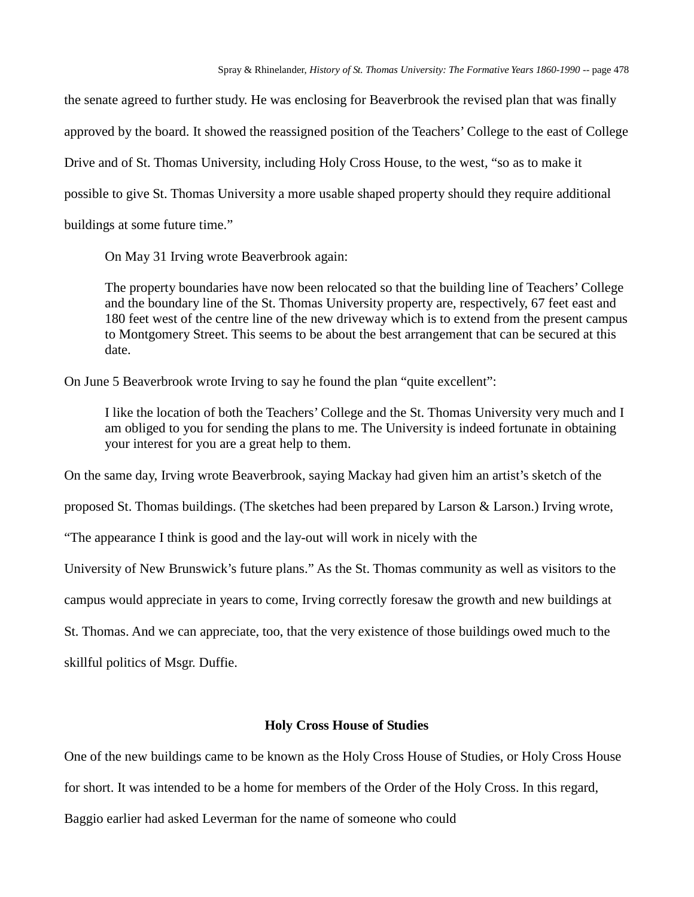the senate agreed to further study. He was enclosing for Beaverbrook the revised plan that was finally approved by the board. It showed the reassigned position of the Teachers' College to the east of College Drive and of St. Thomas University, including Holy Cross House, to the west, "so as to make it possible to give St. Thomas University a more usable shaped property should they require additional buildings at some future time."

On May 31 Irving wrote Beaverbrook again:

> The property boundaries have now been relocated so that the building line of Teachers' College and the boundary line of the St. Thomas University property are, respectively, 67 feet east and 180 feet west of the centre line of the new driveway which is to extend from the present campus to Montgomery Street. This seems to be about the best arrangement that can be secured at this date.

On June 5 Beaverbrook wrote Irving to say he found the plan "quite excellent":

> I like the location of both the Teachers' College and the St. Thomas University very much and I am obliged to you for sending the plans to me. The University is indeed fortunate in obtaining your interest for you are a great help to them.

On the same day, Irving wrote Beaverbrook, saying Mackay had given him an artist's sketch of the proposed St. Thomas buildings. (The sketches had been prepared by Larson & Larson.) Irving wrote, "The appearance I think is good and the lay-out will work in nicely with the University of New Brunswick's future plans." As the St. Thomas community as well as visitors to the campus would appreciate in years to come, Irving correctly foresaw the growth and new buildings at St. Thomas. And we can appreciate, too, that the very existence of those buildings owed much to the skillful politics of Msgr. Duffie.

## Holy Cross House of Studies

One of the new buildings came to be known as the Holy Cross House of Studies, or Holy Cross House for short. It was intended to be a home for members of the Order of the Holy Cross. In this regard, Baggio earlier had asked Leverman for the name of someone who could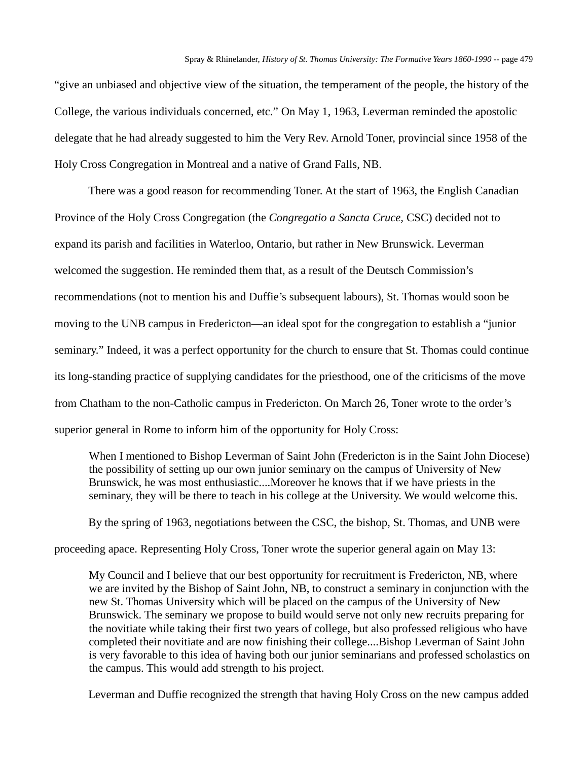"give an unbiased and objective view of the situation, the temperament of the people, the history of the College, the various individuals concerned, etc." On May 1, 1963, Leverman reminded the apostolic delegate that he had already suggested to him the Very Rev. Arnold Toner, provincial since 1958 of the Holy Cross Congregation in Montreal and a native of Grand Falls, NB.

There was a good reason for recommending Toner. At the start of 1963, the English Canadian Province of the Holy Cross Congregation (the *Congregatio a Sancta Cruce,* CSC) decided not to expand its parish and facilities in Waterloo, Ontario, but rather in New Brunswick. Leverman welcomed the suggestion. He reminded them that, as a result of the Deutsch Commission's recommendations (not to mention his and Duffie's subsequent labours), St. Thomas would soon be moving to the UNB campus in Fredericton—an ideal spot for the congregation to establish a "junior seminary." Indeed, it was a perfect opportunity for the church to ensure that St. Thomas could continue its long-standing practice of supplying candidates for the priesthood, one of the criticisms of the move from Chatham to the non-Catholic campus in Fredericton. On March 26, Toner wrote to the order's superior general in Rome to inform him of the opportunity for Holy Cross:

> When I mentioned to Bishop Leverman of Saint John (Fredericton is in the Saint John Diocese) the possibility of setting up our own junior seminary on the campus of University of New Brunswick, he was most enthusiastic....Moreover he knows that if we have priests in the seminary, they will be there to teach in his college at the University. We would welcome this.

By the spring of 1963, negotiations between the CSC, the bishop, St. Thomas, and UNB were proceeding apace. Representing Holy Cross, Toner wrote the superior general again on May 13:

> My Council and I believe that our best opportunity for recruitment is Fredericton, NB, where we are invited by the Bishop of Saint John, NB, to construct a seminary in conjunction with the new St. Thomas University which will be placed on the campus of the University of New Brunswick. The seminary we propose to build would serve not only new recruits preparing for the novitiate while taking their first two years of college, but also professed religious who have completed their novitiate and are now finishing their college....Bishop Leverman of Saint John is very favorable to this idea of having both our junior seminarians and professed scholastics on the campus. This would add strength to his project.

Leverman and Duffie recognized the strength that having Holy Cross on the new campus added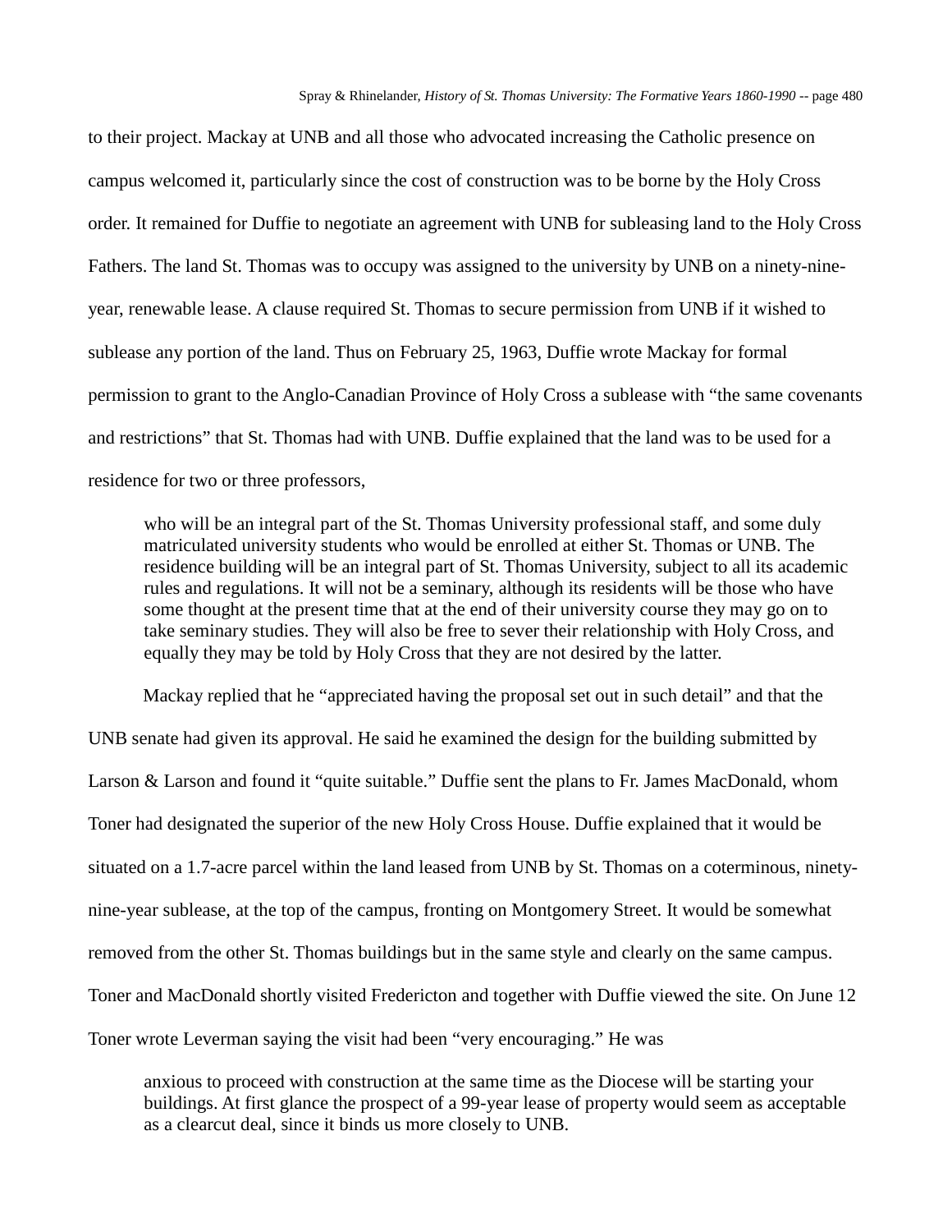to their project. Mackay at UNB and all those who advocated increasing the Catholic presence on campus welcomed it, particularly since the cost of construction was to be borne by the Holy Cross order. It remained for Duffie to negotiate an agreement with UNB for subleasing land to the Holy Cross Fathers. The land St. Thomas was to occupy was assigned to the university by UNB on a ninety-nine-year, renewable lease. A clause required St. Thomas to secure permission from UNB if it wished to sublease any portion of the land. Thus on February 25, 1963, Duffie wrote Mackay for formal permission to grant to the Anglo-Canadian Province of Holy Cross a sublease with "the same covenants and restrictions" that St. Thomas had with UNB. Duffie explained that the land was to be used for a residence for two or three professors,

> who will be an integral part of the St. Thomas University professional staff, and some duly matriculated university students who would be enrolled at either St. Thomas or UNB. The residence building will be an integral part of St. Thomas University, subject to all its academic rules and regulations. It will not be a seminary, although its residents will be those who have some thought at the present time that at the end of their university course they may go on to take seminary studies. They will also be free to sever their relationship with Holy Cross, and equally they may be told by Holy Cross that they are not desired by the latter.

Mackay replied that he "appreciated having the proposal set out in such detail" and that the UNB senate had given its approval. He said he examined the design for the building submitted by Larson & Larson and found it "quite suitable." Duffie sent the plans to Fr. James MacDonald, whom Toner had designated the superior of the new Holy Cross House. Duffie explained that it would be situated on a 1.7-acre parcel within the land leased from UNB by St. Thomas on a coterminous, ninety-nine-year sublease, at the top of the campus, fronting on Montgomery Street. It would be somewhat removed from the other St. Thomas buildings but in the same style and clearly on the same campus. Toner and MacDonald shortly visited Fredericton and together with Duffie viewed the site. On June 12 Toner wrote Leverman saying the visit had been "very encouraging." He was

> anxious to proceed with construction at the same time as the Diocese will be starting your buildings. At first glance the prospect of a 99-year lease of property would seem as acceptable as a clearcut deal, since it binds us more closely to UNB.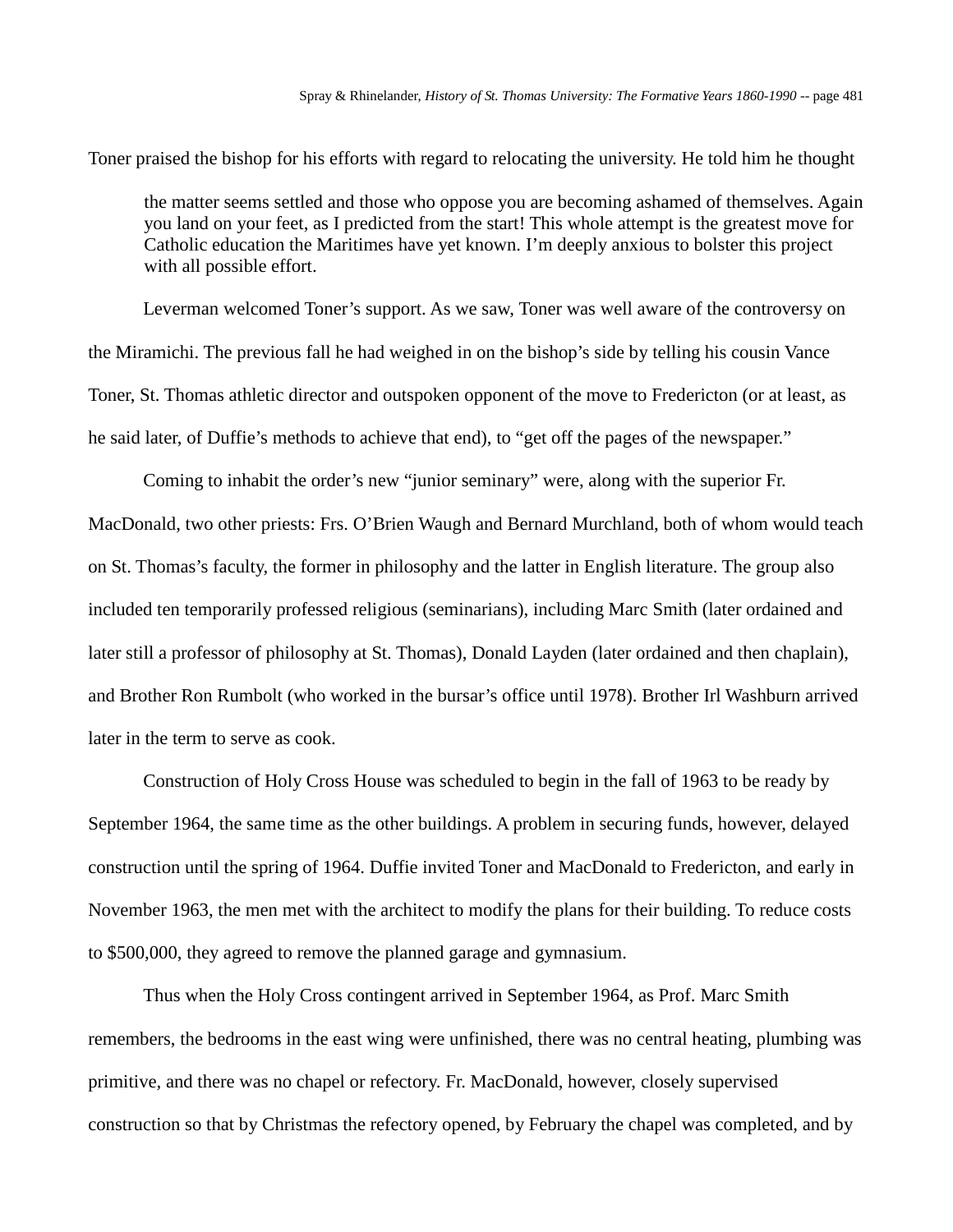Toner praised the bishop for his efforts with regard to relocating the university. He told him he thought

> the matter seems settled and those who oppose you are becoming ashamed of themselves. Again you land on your feet, as I predicted from the start! This whole attempt is the greatest move for Catholic education the Maritimes have yet known. I'm deeply anxious to bolster this project with all possible effort.

Leverman welcomed Toner's support. As we saw, Toner was well aware of the controversy on the Miramichi. The previous fall he had weighed in on the bishop's side by telling his cousin Vance Toner, St. Thomas athletic director and outspoken opponent of the move to Fredericton (or at least, as he said later, of Duffie's methods to achieve that end), to "get off the pages of the newspaper."

Coming to inhabit the order's new "junior seminary" were, along with the superior Fr. MacDonald, two other priests: Frs. O'Brien Waugh and Bernard Murchland, both of whom would teach on St. Thomas's faculty, the former in philosophy and the latter in English literature. The group also included ten temporarily professed religious (seminarians), including Marc Smith (later ordained and later still a professor of philosophy at St. Thomas), Donald Layden (later ordained and then chaplain), and Brother Ron Rumbolt (who worked in the bursar's office until 1978). Brother Irl Washburn arrived later in the term to serve as cook.

Construction of Holy Cross House was scheduled to begin in the fall of 1963 to be ready by September 1964, the same time as the other buildings. A problem in securing funds, however, delayed construction until the spring of 1964. Duffie invited Toner and MacDonald to Fredericton, and early in November 1963, the men met with the architect to modify the plans for their building. To reduce costs to $500,000, they agreed to remove the planned garage and gymnasium.

Thus when the Holy Cross contingent arrived in September 1964, as Prof. Marc Smith remembers, the bedrooms in the east wing were unfinished, there was no central heating, plumbing was primitive, and there was no chapel or refectory. Fr. MacDonald, however, closely supervised construction so that by Christmas the refectory opened, by February the chapel was completed, and by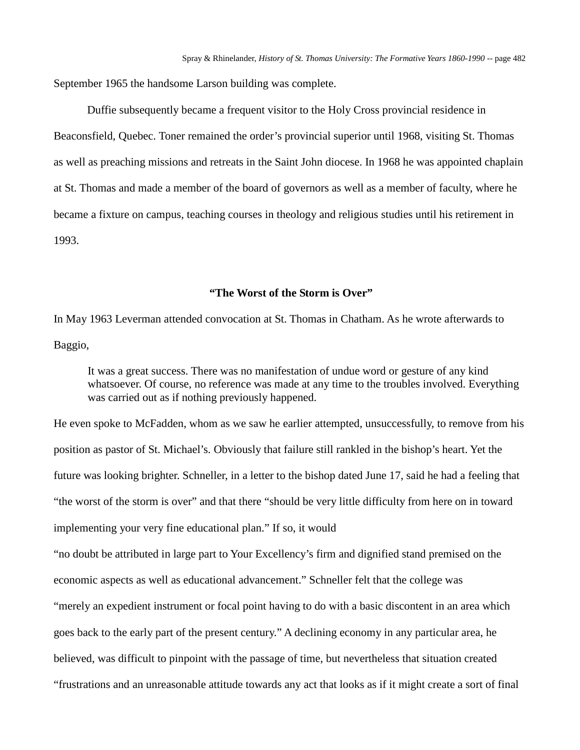September 1965 the handsome Larson building was complete.

Duffie subsequently became a frequent visitor to the Holy Cross provincial residence in Beaconsfield, Quebec. Toner remained the order's provincial superior until 1968, visiting St. Thomas as well as preaching missions and retreats in the Saint John diocese. In 1968 he was appointed chaplain at St. Thomas and made a member of the board of governors as well as a member of faculty, where he became a fixture on campus, teaching courses in theology and religious studies until his retirement in 1993.

### "The Worst of the Storm is Over"

In May 1963 Leverman attended convocation at St. Thomas in Chatham. As he wrote afterwards to Baggio,

> It was a great success. There was no manifestation of undue word or gesture of any kind whatsoever. Of course, no reference was made at any time to the troubles involved. Everything was carried out as if nothing previously happened.

He even spoke to McFadden, whom as we saw he earlier attempted, unsuccessfully, to remove from his position as pastor of St. Michael's. Obviously that failure still rankled in the bishop's heart. Yet the future was looking brighter. Schneller, in a letter to the bishop dated June 17, said he had a feeling that "the worst of the storm is over" and that there "should be very little difficulty from here on in toward implementing your very fine educational plan." If so, it would "no doubt be attributed in large part to Your Excellency's firm and dignified stand premised on the economic aspects as well as educational advancement." Schneller felt that the college was "merely an expedient instrument or focal point having to do with a basic discontent in an area which goes back to the early part of the present century." A declining economy in any particular area, he believed, was difficult to pinpoint with the passage of time, but nevertheless that situation created "frustrations and an unreasonable attitude towards any act that looks as if it might create a sort of final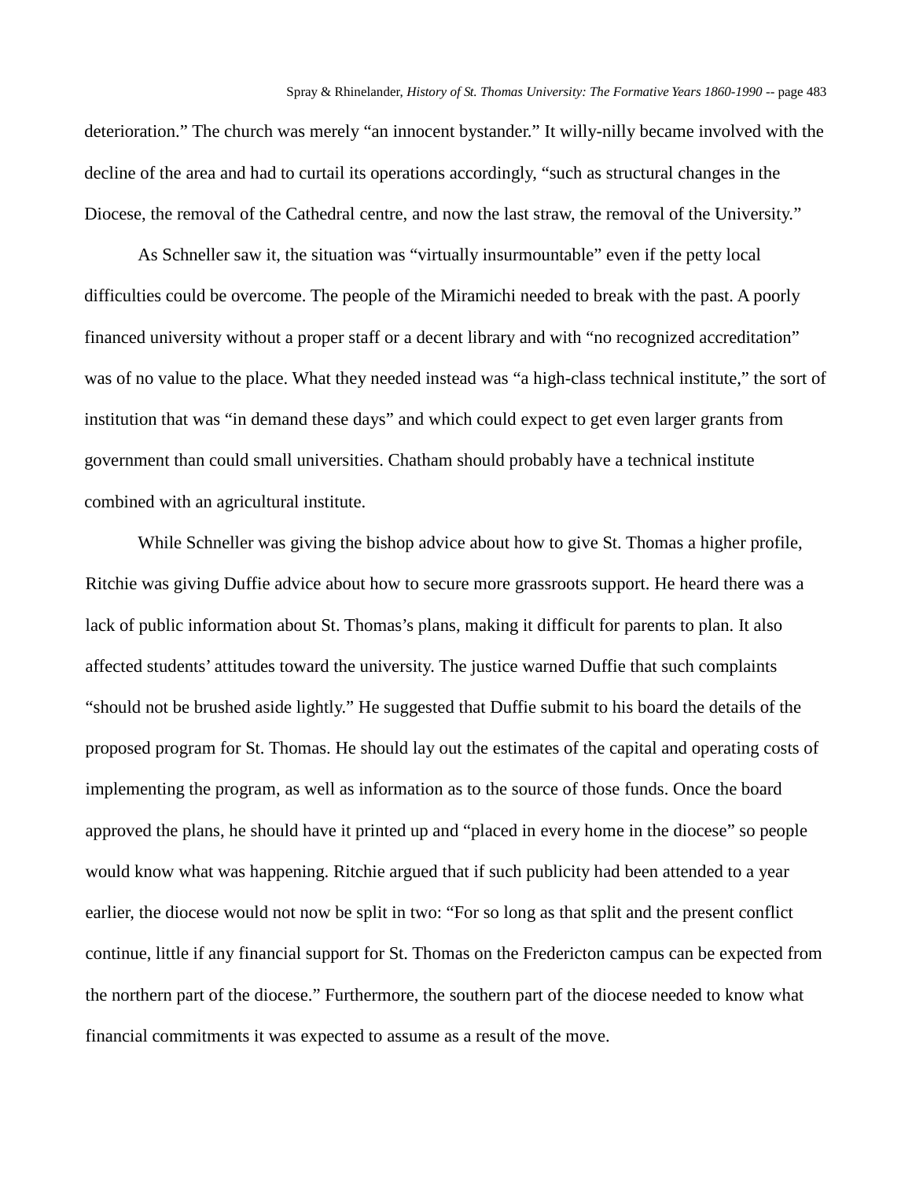deterioration." The church was merely "an innocent bystander." It willy-nilly became involved with the decline of the area and had to curtail its operations accordingly, "such as structural changes in the Diocese, the removal of the Cathedral centre, and now the last straw, the removal of the University."

As Schneller saw it, the situation was "virtually insurmountable" even if the petty local difficulties could be overcome. The people of the Miramichi needed to break with the past. A poorly financed university without a proper staff or a decent library and with "no recognized accreditation" was of no value to the place. What they needed instead was "a high-class technical institute," the sort of institution that was "in demand these days" and which could expect to get even larger grants from government than could small universities. Chatham should probably have a technical institute combined with an agricultural institute.

While Schneller was giving the bishop advice about how to give St. Thomas a higher profile, Ritchie was giving Duffie advice about how to secure more grassroots support. He heard there was a lack of public information about St. Thomas's plans, making it difficult for parents to plan. It also affected students' attitudes toward the university. The justice warned Duffie that such complaints "should not be brushed aside lightly." He suggested that Duffie submit to his board the details of the proposed program for St. Thomas. He should lay out the estimates of the capital and operating costs of implementing the program, as well as information as to the source of those funds. Once the board approved the plans, he should have it printed up and "placed in every home in the diocese" so people would know what was happening. Ritchie argued that if such publicity had been attended to a year earlier, the diocese would not now be split in two: "For so long as that split and the present conflict continue, little if any financial support for St. Thomas on the Fredericton campus can be expected from the northern part of the diocese." Furthermore, the southern part of the diocese needed to know what financial commitments it was expected to assume as a result of the move.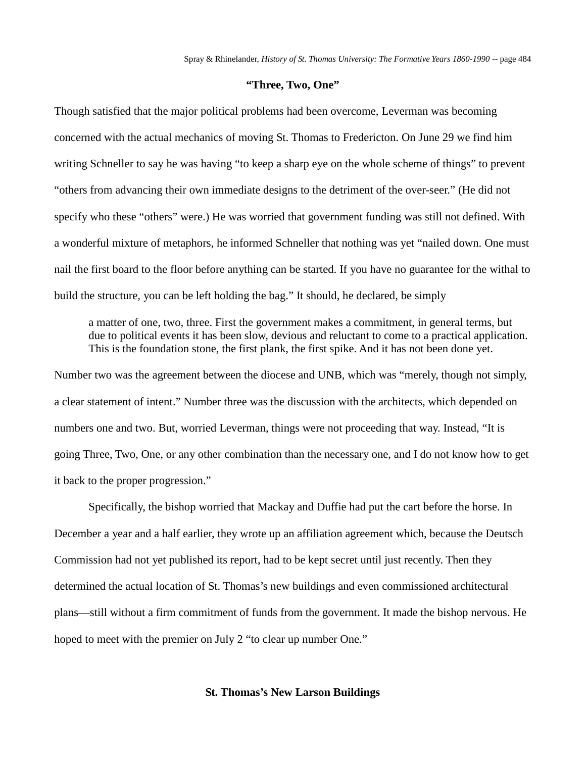### "Three, Two, One"

Though satisfied that the major political problems had been overcome, Leverman was becoming concerned with the actual mechanics of moving St. Thomas to Fredericton. On June 29 we find him writing Schneller to say he was having "to keep a sharp eye on the whole scheme of things" to prevent "others from advancing their own immediate designs to the detriment of the over-seer." (He did not specify who these "others" were.) He was worried that government funding was still not defined. With a wonderful mixture of metaphors, he informed Schneller that nothing was yet "nailed down. One must nail the first board to the floor before anything can be started. If you have no guarantee for the withal to build the structure, you can be left holding the bag." It should, he declared, be simply

> a matter of one, two, three. First the government makes a commitment, in general terms, but due to political events it has been slow, devious and reluctant to come to a practical application. This is the foundation stone, the first plank, the first spike. And it has not been done yet.

Number two was the agreement between the diocese and UNB, which was "merely, though not simply, a clear statement of intent." Number three was the discussion with the architects, which depended on numbers one and two. But, worried Leverman, things were not proceeding that way. Instead, "It is going Three, Two, One, or any other combination than the necessary one, and I do not know how to get it back to the proper progression."

Specifically, the bishop worried that Mackay and Duffie had put the cart before the horse. In December a year and a half earlier, they wrote up an affiliation agreement which, because the Deutsch Commission had not yet published its report, had to be kept secret until just recently. Then they determined the actual location of St. Thomas's new buildings and even commissioned architectural plans—still without a firm commitment of funds from the government. It made the bishop nervous. He hoped to meet with the premier on July 2 "to clear up number One."

### St. Thomas's New Larson Buildings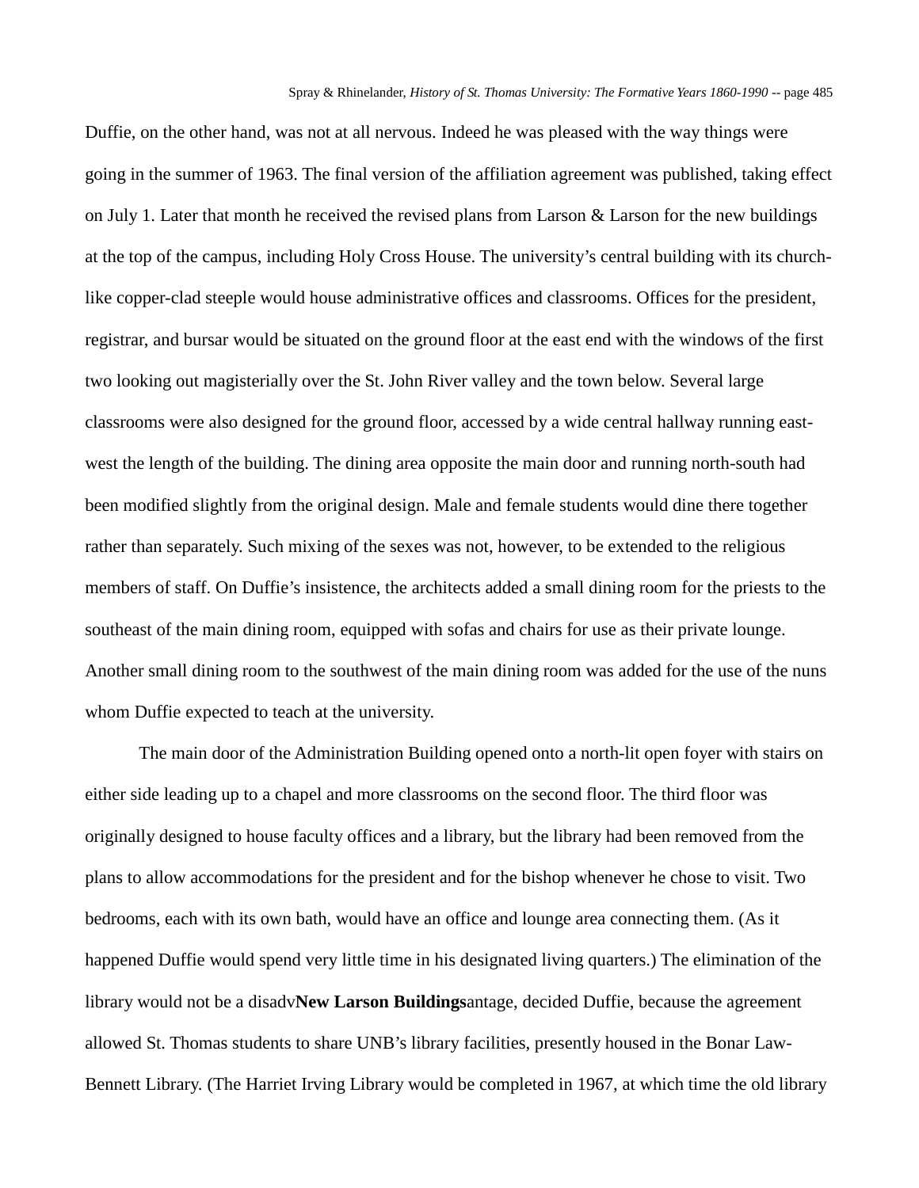Duffie, on the other hand, was not at all nervous. Indeed he was pleased with the way things were going in the summer of 1963. The final version of the affiliation agreement was published, taking effect on July 1. Later that month he received the revised plans from Larson & Larson for the new buildings at the top of the campus, including Holy Cross House. The university's central building with its church-like copper-clad steeple would house administrative offices and classrooms. Offices for the president, registrar, and bursar would be situated on the ground floor at the east end with the windows of the first two looking out magisterially over the St. John River valley and the town below. Several large classrooms were also designed for the ground floor, accessed by a wide central hallway running east-west the length of the building. The dining area opposite the main door and running north-south had been modified slightly from the original design. Male and female students would dine there together rather than separately. Such mixing of the sexes was not, however, to be extended to the religious members of staff. On Duffie's insistence, the architects added a small dining room for the priests to the southeast of the main dining room, equipped with sofas and chairs for use as their private lounge. Another small dining room to the southwest of the main dining room was added for the use of the nuns whom Duffie expected to teach at the university.

The main door of the Administration Building opened onto a north-lit open foyer with stairs on either side leading up to a chapel and more classrooms on the second floor. The third floor was originally designed to house faculty offices and a library, but the library had been removed from the plans to allow accommodations for the president and for the bishop whenever he chose to visit. Two bedrooms, each with its own bath, would have an office and lounge area connecting them. (As it happened Duffie would spend very little time in his designated living quarters.) The elimination of the library would not be a disadv**New Larson Buildings**antage, decided Duffie, because the agreement allowed St. Thomas students to share UNB's library facilities, presently housed in the Bonar Law-Bennett Library. (The Harriet Irving Library would be completed in 1967, at which time the old library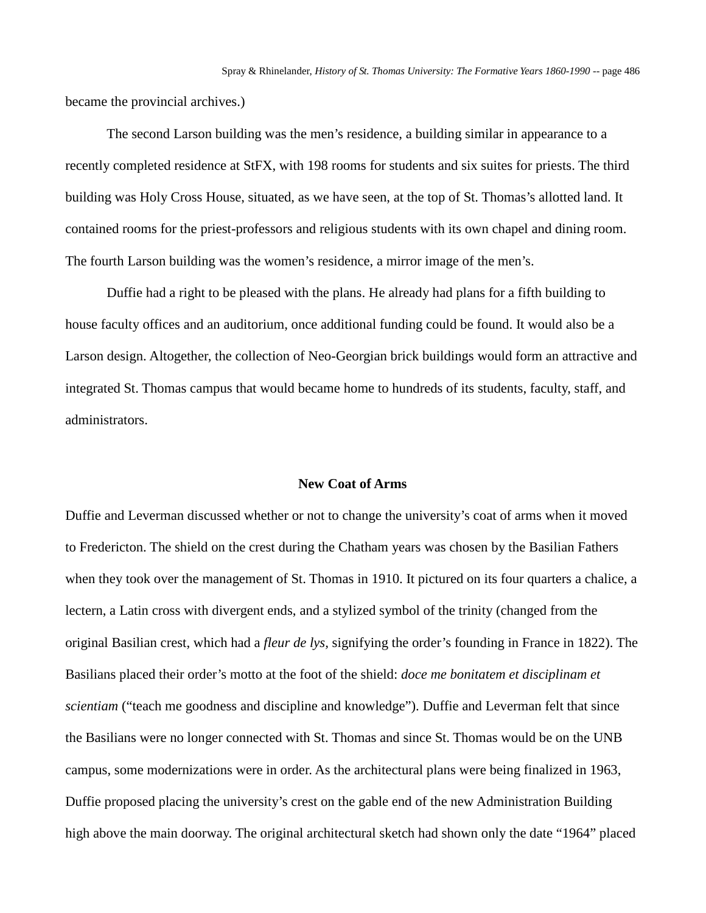became the provincial archives.)

The second Larson building was the men's residence, a building similar in appearance to a recently completed residence at StFX, with 198 rooms for students and six suites for priests. The third building was Holy Cross House, situated, as we have seen, at the top of St. Thomas's allotted land. It contained rooms for the priest-professors and religious students with its own chapel and dining room. The fourth Larson building was the women's residence, a mirror image of the men's.

Duffie had a right to be pleased with the plans. He already had plans for a fifth building to house faculty offices and an auditorium, once additional funding could be found. It would also be a Larson design. Altogether, the collection of Neo-Georgian brick buildings would form an attractive and integrated St. Thomas campus that would became home to hundreds of its students, faculty, staff, and administrators.

### New Coat of Arms

Duffie and Leverman discussed whether or not to change the university's coat of arms when it moved to Fredericton. The shield on the crest during the Chatham years was chosen by the Basilian Fathers when they took over the management of St. Thomas in 1910. It pictured on its four quarters a chalice, a lectern, a Latin cross with divergent ends, and a stylized symbol of the trinity (changed from the original Basilian crest, which had a *fleur de lys,* signifying the order's founding in France in 1822). The Basilians placed their order's motto at the foot of the shield: *doce me bonitatem et disciplinam et scientiam* ("teach me goodness and discipline and knowledge"). Duffie and Leverman felt that since the Basilians were no longer connected with St. Thomas and since St. Thomas would be on the UNB campus, some modernizations were in order. As the architectural plans were being finalized in 1963, Duffie proposed placing the university's crest on the gable end of the new Administration Building high above the main doorway. The original architectural sketch had shown only the date "1964" placed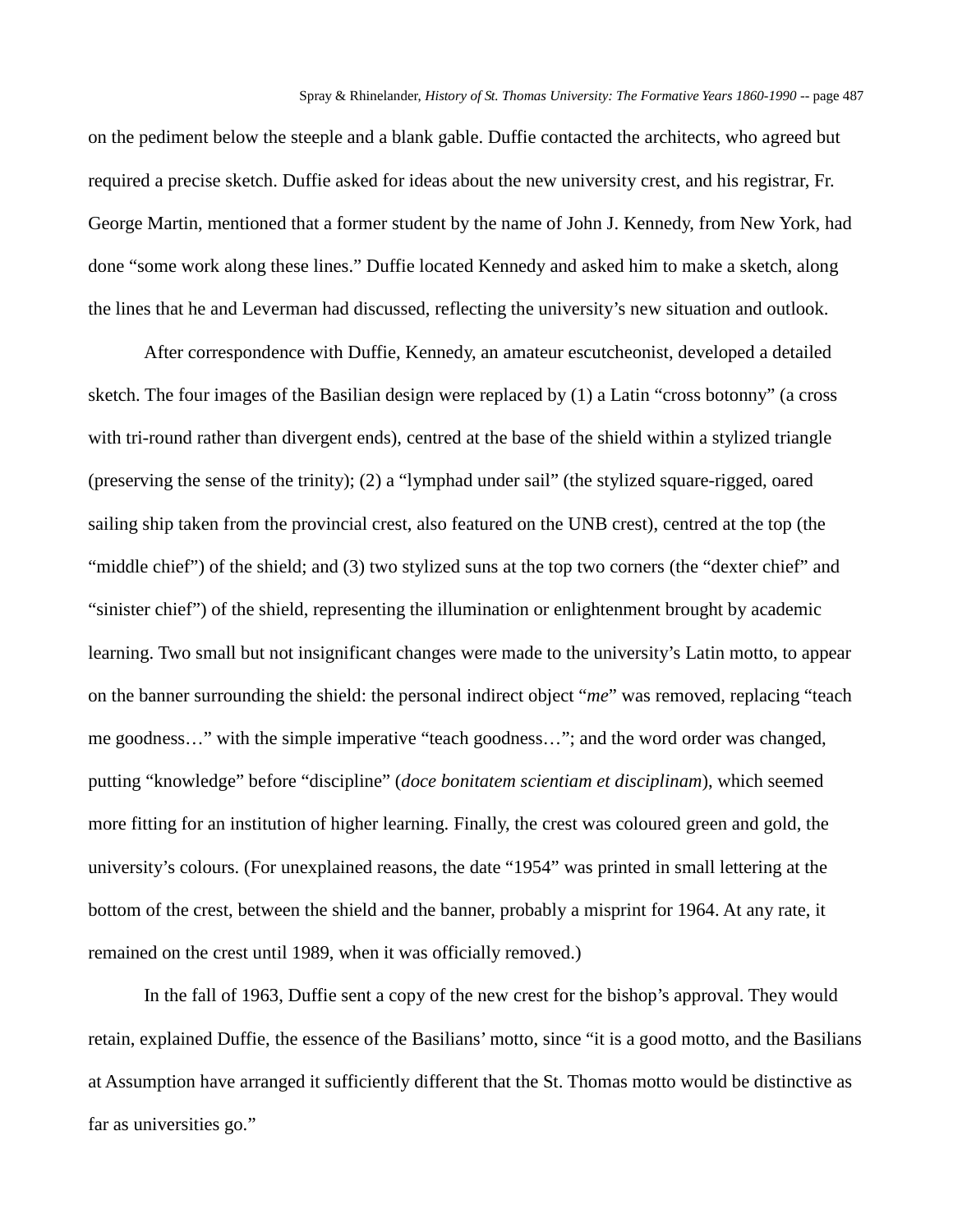on the pediment below the steeple and a blank gable. Duffie contacted the architects, who agreed but required a precise sketch. Duffie asked for ideas about the new university crest, and his registrar, Fr. George Martin, mentioned that a former student by the name of John J. Kennedy, from New York, had done "some work along these lines." Duffie located Kennedy and asked him to make a sketch, along the lines that he and Leverman had discussed, reflecting the university's new situation and outlook.

After correspondence with Duffie, Kennedy, an amateur escutcheonist, developed a detailed sketch. The four images of the Basilian design were replaced by (1) a Latin "cross botonny" (a cross with tri-round rather than divergent ends), centred at the base of the shield within a stylized triangle (preserving the sense of the trinity); (2) a "lymphad under sail" (the stylized square-rigged, oared sailing ship taken from the provincial crest, also featured on the UNB crest), centred at the top (the "middle chief") of the shield; and (3) two stylized suns at the top two corners (the "dexter chief" and "sinister chief") of the shield, representing the illumination or enlightenment brought by academic learning. Two small but not insignificant changes were made to the university's Latin motto, to appear on the banner surrounding the shield: the personal indirect object "*me*" was removed, replacing "teach me goodness…" with the simple imperative "teach goodness…"; and the word order was changed, putting "knowledge" before "discipline" (*doce bonitatem scientiam et disciplinam*), which seemed more fitting for an institution of higher learning. Finally, the crest was coloured green and gold, the university's colours. (For unexplained reasons, the date "1954" was printed in small lettering at the bottom of the crest, between the shield and the banner, probably a misprint for 1964. At any rate, it remained on the crest until 1989, when it was officially removed.)

In the fall of 1963, Duffie sent a copy of the new crest for the bishop's approval. They would retain, explained Duffie, the essence of the Basilians' motto, since "it is a good motto, and the Basilians at Assumption have arranged it sufficiently different that the St. Thomas motto would be distinctive as far as universities go."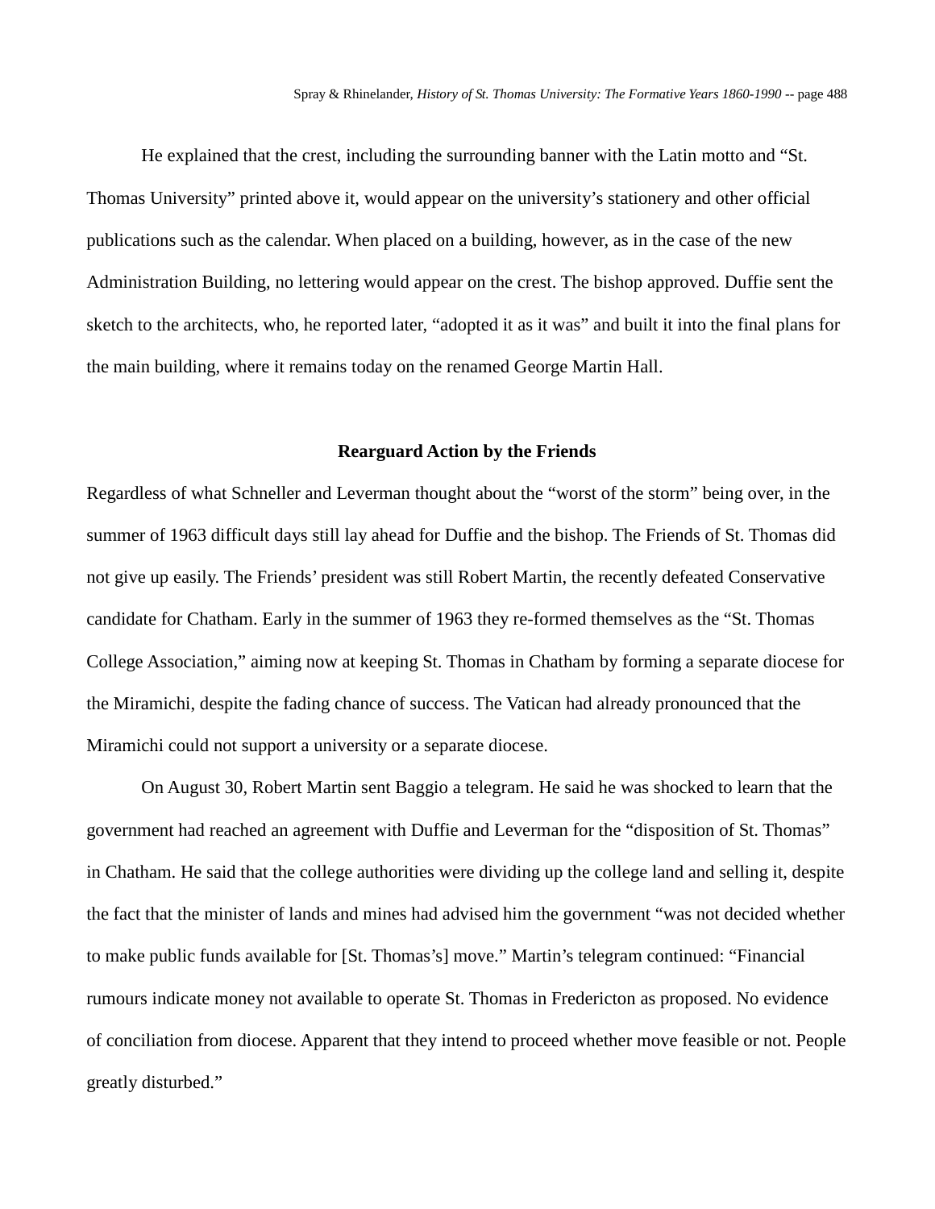He explained that the crest, including the surrounding banner with the Latin motto and “St. Thomas University” printed above it, would appear on the university’s stationery and other official publications such as the calendar. When placed on a building, however, as in the case of the new Administration Building, no lettering would appear on the crest. The bishop approved. Duffie sent the sketch to the architects, who, he reported later, “adopted it as it was” and built it into the final plans for the main building, where it remains today on the renamed George Martin Hall.

## Rearguard Action by the Friends

Regardless of what Schneller and Leverman thought about the “worst of the storm” being over, in the summer of 1963 difficult days still lay ahead for Duffie and the bishop. The Friends of St. Thomas did not give up easily. The Friends’ president was still Robert Martin, the recently defeated Conservative candidate for Chatham. Early in the summer of 1963 they re-formed themselves as the “St. Thomas College Association,” aiming now at keeping St. Thomas in Chatham by forming a separate diocese for the Miramichi, despite the fading chance of success. The Vatican had already pronounced that the Miramichi could not support a university or a separate diocese.

On August 30, Robert Martin sent Baggio a telegram. He said he was shocked to learn that the government had reached an agreement with Duffie and Leverman for the “disposition of St. Thomas” in Chatham. He said that the college authorities were dividing up the college land and selling it, despite the fact that the minister of lands and mines had advised him the government “was not decided whether to make public funds available for [St. Thomas’s] move.” Martin’s telegram continued: “Financial rumours indicate money not available to operate St. Thomas in Fredericton as proposed. No evidence of conciliation from diocese. Apparent that they intend to proceed whether move feasible or not. People greatly disturbed.”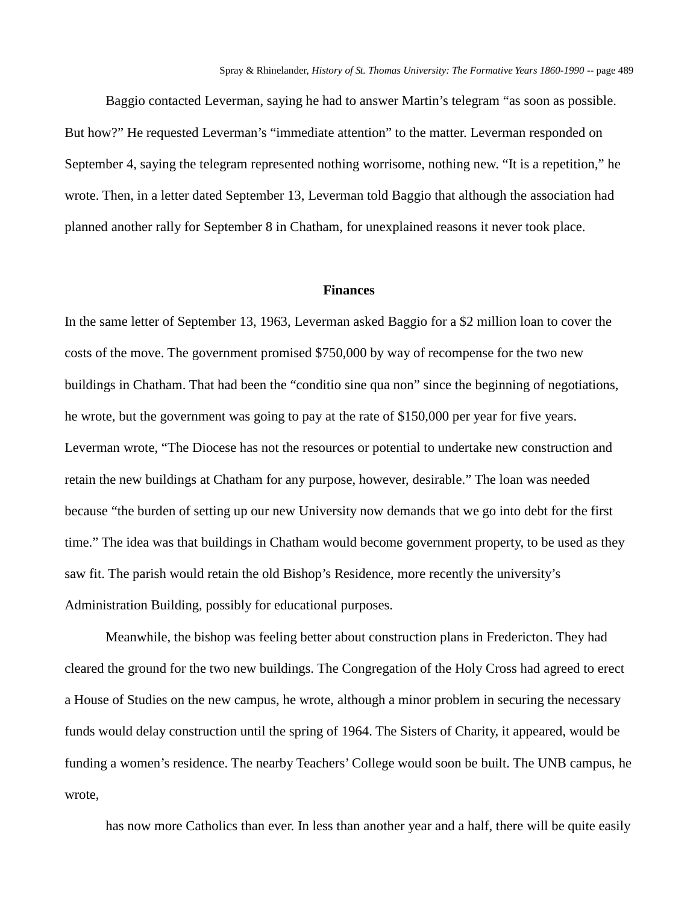Baggio contacted Leverman, saying he had to answer Martin's telegram "as soon as possible. But how?" He requested Leverman's "immediate attention" to the matter. Leverman responded on September 4, saying the telegram represented nothing worrisome, nothing new. "It is a repetition," he wrote. Then, in a letter dated September 13, Leverman told Baggio that although the association had planned another rally for September 8 in Chatham, for unexplained reasons it never took place.

### Finances

In the same letter of September 13, 1963, Leverman asked Baggio for a $2 million loan to cover the costs of the move. The government promised $750,000 by way of recompense for the two new buildings in Chatham. That had been the "conditio sine qua non" since the beginning of negotiations, he wrote, but the government was going to pay at the rate of $150,000 per year for five years. Leverman wrote, "The Diocese has not the resources or potential to undertake new construction and retain the new buildings at Chatham for any purpose, however, desirable." The loan was needed because "the burden of setting up our new University now demands that we go into debt for the first time." The idea was that buildings in Chatham would become government property, to be used as they saw fit. The parish would retain the old Bishop's Residence, more recently the university's Administration Building, possibly for educational purposes.

Meanwhile, the bishop was feeling better about construction plans in Fredericton. They had cleared the ground for the two new buildings. The Congregation of the Holy Cross had agreed to erect a House of Studies on the new campus, he wrote, although a minor problem in securing the necessary funds would delay construction until the spring of 1964. The Sisters of Charity, it appeared, would be funding a women's residence. The nearby Teachers' College would soon be built. The UNB campus, he wrote,

> has now more Catholics than ever. In less than another year and a half, there will be quite easily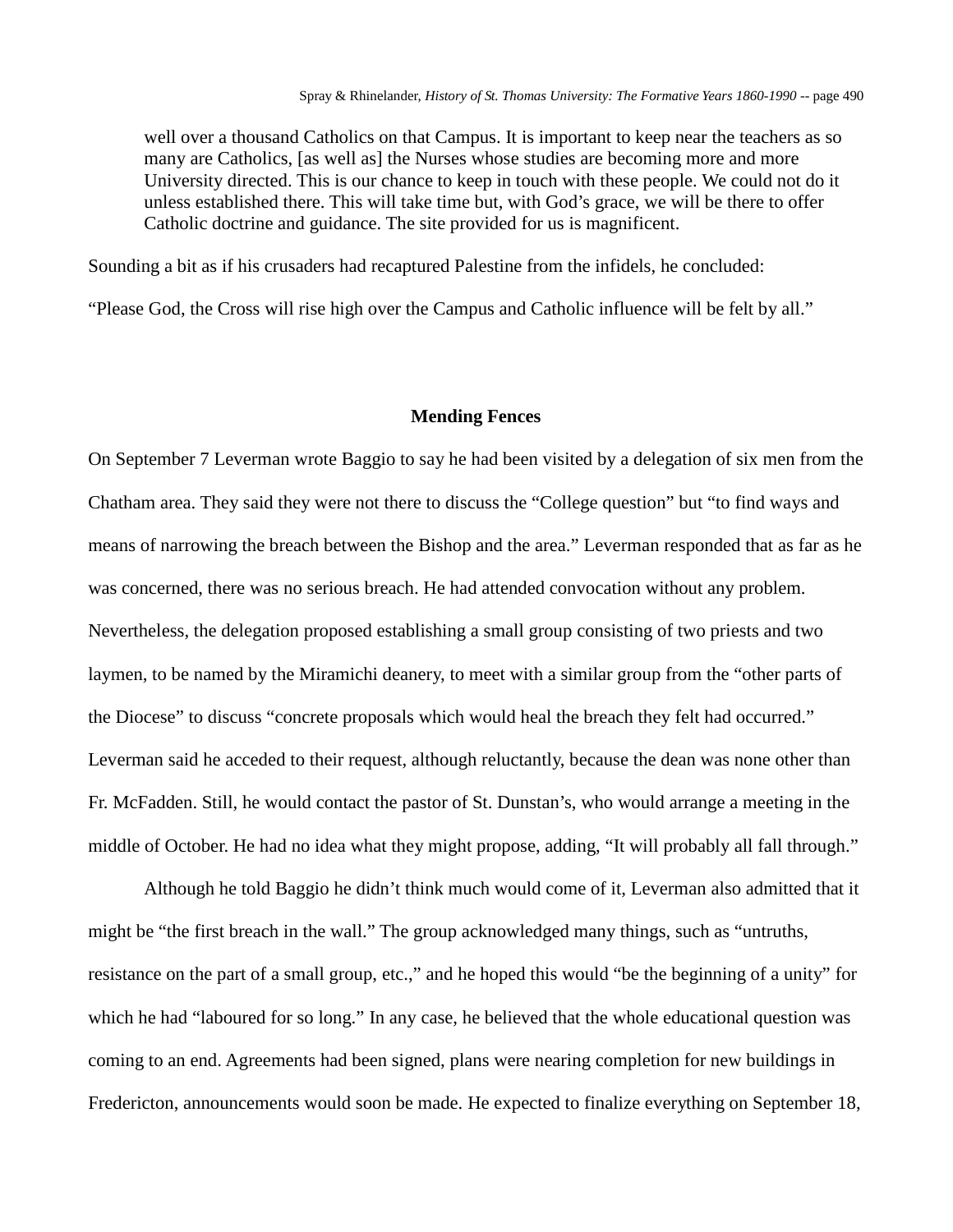> well over a thousand Catholics on that Campus. It is important to keep near the teachers as so many are Catholics, [as well as] the Nurses whose studies are becoming more and more University directed. This is our chance to keep in touch with these people. We could not do it unless established there. This will take time but, with God's grace, we will be there to offer Catholic doctrine and guidance. The site provided for us is magnificent.

Sounding a bit as if his crusaders had recaptured Palestine from the infidels, he concluded:

"Please God, the Cross will rise high over the Campus and Catholic influence will be felt by all."

### Mending Fences

On September 7 Leverman wrote Baggio to say he had been visited by a delegation of six men from the Chatham area. They said they were not there to discuss the "College question" but "to find ways and means of narrowing the breach between the Bishop and the area." Leverman responded that as far as he was concerned, there was no serious breach. He had attended convocation without any problem. Nevertheless, the delegation proposed establishing a small group consisting of two priests and two laymen, to be named by the Miramichi deanery, to meet with a similar group from the "other parts of the Diocese" to discuss "concrete proposals which would heal the breach they felt had occurred." Leverman said he acceded to their request, although reluctantly, because the dean was none other than Fr. McFadden. Still, he would contact the pastor of St. Dunstan's, who would arrange a meeting in the middle of October. He had no idea what they might propose, adding, "It will probably all fall through."

Although he told Baggio he didn't think much would come of it, Leverman also admitted that it might be "the first breach in the wall." The group acknowledged many things, such as "untruths, resistance on the part of a small group, etc.," and he hoped this would "be the beginning of a unity" for which he had "laboured for so long." In any case, he believed that the whole educational question was coming to an end. Agreements had been signed, plans were nearing completion for new buildings in Fredericton, announcements would soon be made. He expected to finalize everything on September 18,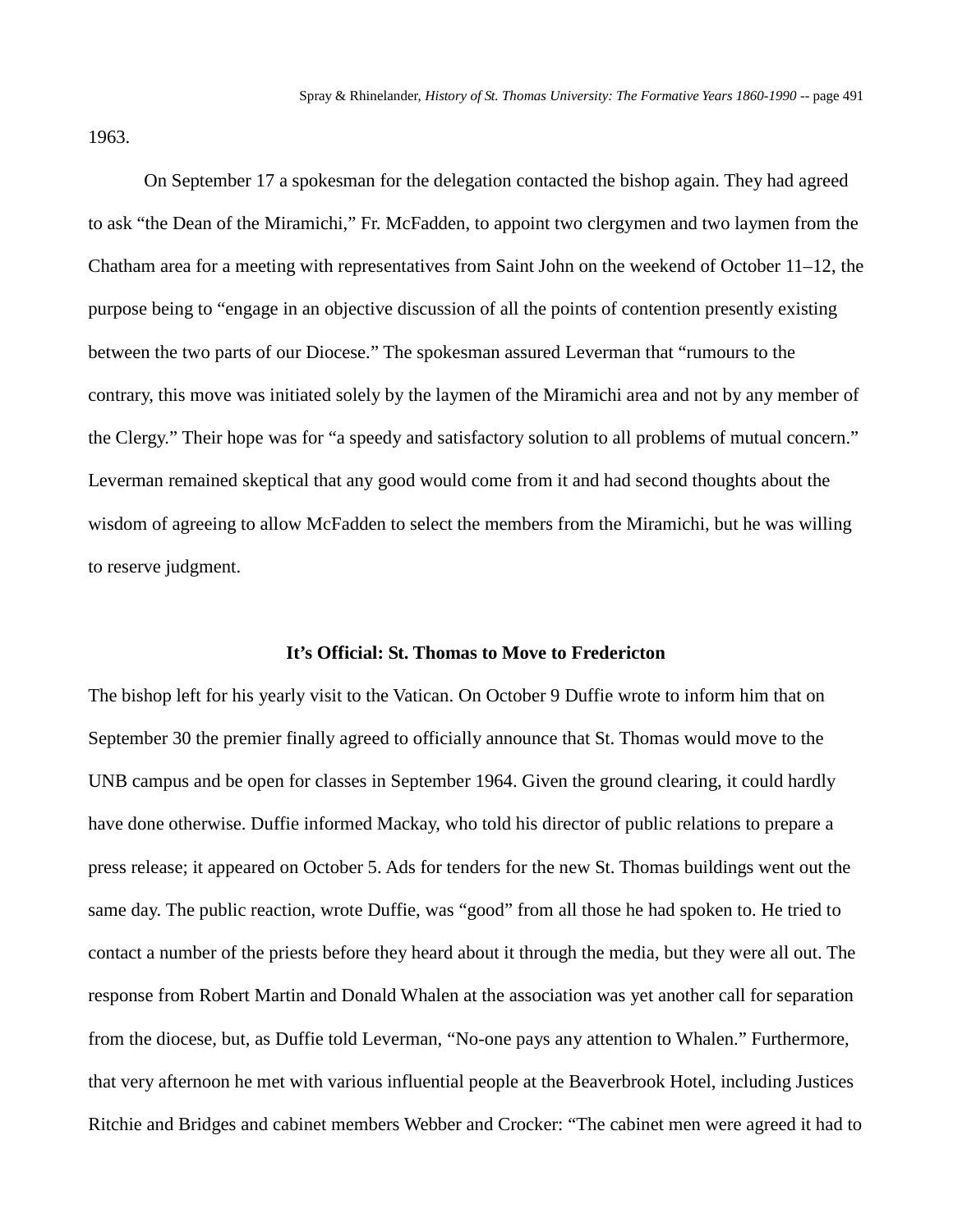1963.

On September 17 a spokesman for the delegation contacted the bishop again. They had agreed to ask “the Dean of the Miramichi,” Fr. McFadden, to appoint two clergymen and two laymen from the Chatham area for a meeting with representatives from Saint John on the weekend of October 11–12, the purpose being to “engage in an objective discussion of all the points of contention presently existing between the two parts of our Diocese.” The spokesman assured Leverman that “rumours to the contrary, this move was initiated solely by the laymen of the Miramichi area and not by any member of the Clergy.” Their hope was for “a speedy and satisfactory solution to all problems of mutual concern.” Leverman remained skeptical that any good would come from it and had second thoughts about the wisdom of agreeing to allow McFadden to select the members from the Miramichi, but he was willing to reserve judgment.

### It’s Official: St. Thomas to Move to Fredericton

The bishop left for his yearly visit to the Vatican. On October 9 Duffie wrote to inform him that on September 30 the premier finally agreed to officially announce that St. Thomas would move to the UNB campus and be open for classes in September 1964. Given the ground clearing, it could hardly have done otherwise. Duffie informed Mackay, who told his director of public relations to prepare a press release; it appeared on October 5. Ads for tenders for the new St. Thomas buildings went out the same day. The public reaction, wrote Duffie, was “good” from all those he had spoken to. He tried to contact a number of the priests before they heard about it through the media, but they were all out. The response from Robert Martin and Donald Whalen at the association was yet another call for separation from the diocese, but, as Duffie told Leverman, “No-one pays any attention to Whalen.” Furthermore, that very afternoon he met with various influential people at the Beaverbrook Hotel, including Justices Ritchie and Bridges and cabinet members Webber and Crocker: “The cabinet men were agreed it had to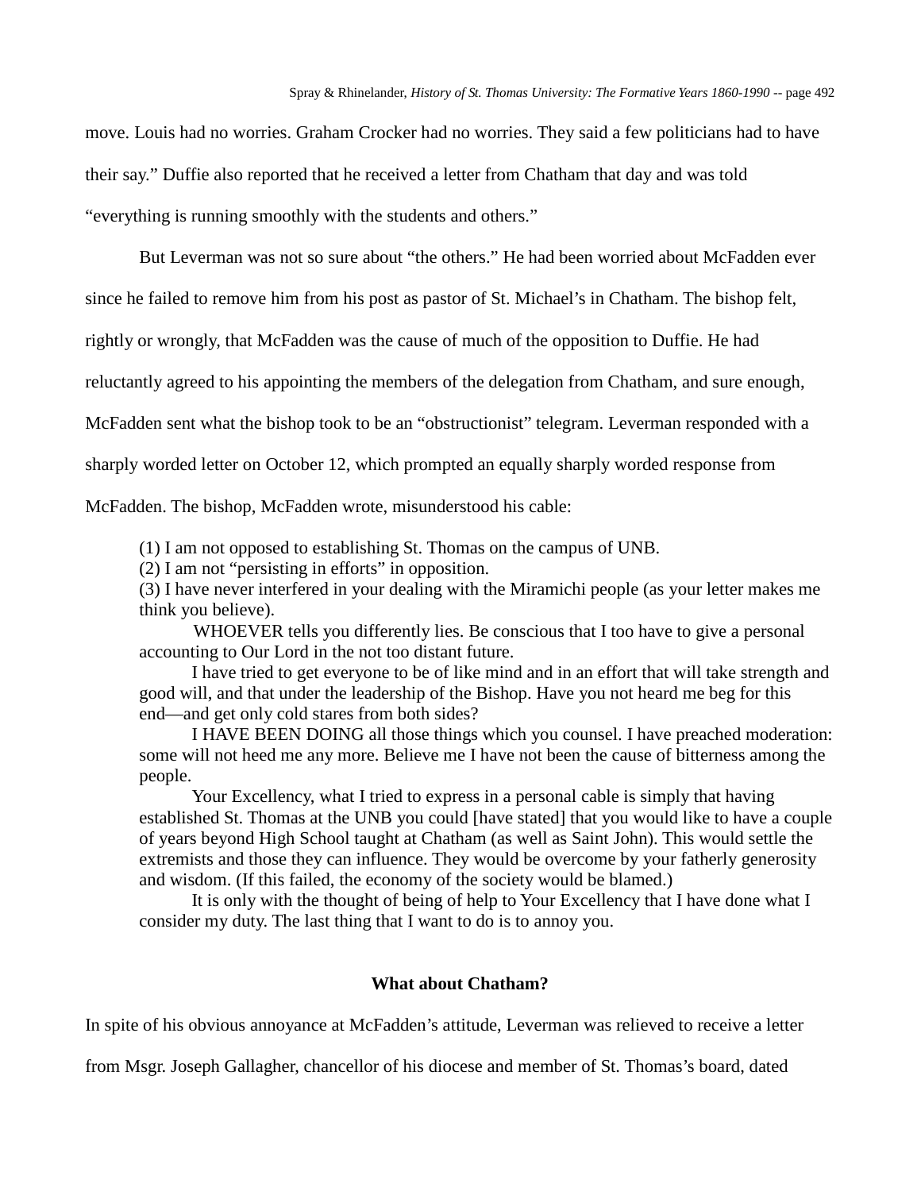move. Louis had no worries. Graham Crocker had no worries. They said a few politicians had to have their say." Duffie also reported that he received a letter from Chatham that day and was told "everything is running smoothly with the students and others."

But Leverman was not so sure about "the others." He had been worried about McFadden ever since he failed to remove him from his post as pastor of St. Michael's in Chatham. The bishop felt, rightly or wrongly, that McFadden was the cause of much of the opposition to Duffie. He had reluctantly agreed to his appointing the members of the delegation from Chatham, and sure enough, McFadden sent what the bishop took to be an "obstructionist" telegram. Leverman responded with a sharply worded letter on October 12, which prompted an equally sharply worded response from McFadden. The bishop, McFadden wrote, misunderstood his cable:

> (1) I am not opposed to establishing St. Thomas on the campus of UNB.
> (2) I am not "persisting in efforts" in opposition.
> (3) I have never interfered in your dealing with the Miramichi people (as your letter makes me think you believe).
>
> WHOEVER tells you differently lies. Be conscious that I too have to give a personal accounting to Our Lord in the not too distant future.
>
> I have tried to get everyone to be of like mind and in an effort that will take strength and good will, and that under the leadership of the Bishop. Have you not heard me beg for this end—and get only cold stares from both sides?
>
> I HAVE BEEN DOING all those things which you counsel. I have preached moderation: some will not heed me any more. Believe me I have not been the cause of bitterness among the people.
>
> Your Excellency, what I tried to express in a personal cable is simply that having established St. Thomas at the UNB you could [have stated] that you would like to have a couple of years beyond High School taught at Chatham (as well as Saint John). This would settle the extremists and those they can influence. They would be overcome by your fatherly generosity and wisdom. (If this failed, the economy of the society would be blamed.)
>
> It is only with the thought of being of help to Your Excellency that I have done what I consider my duty. The last thing that I want to do is to annoy you.

## What about Chatham?

In spite of his obvious annoyance at McFadden's attitude, Leverman was relieved to receive a letter from Msgr. Joseph Gallagher, chancellor of his diocese and member of St. Thomas's board, dated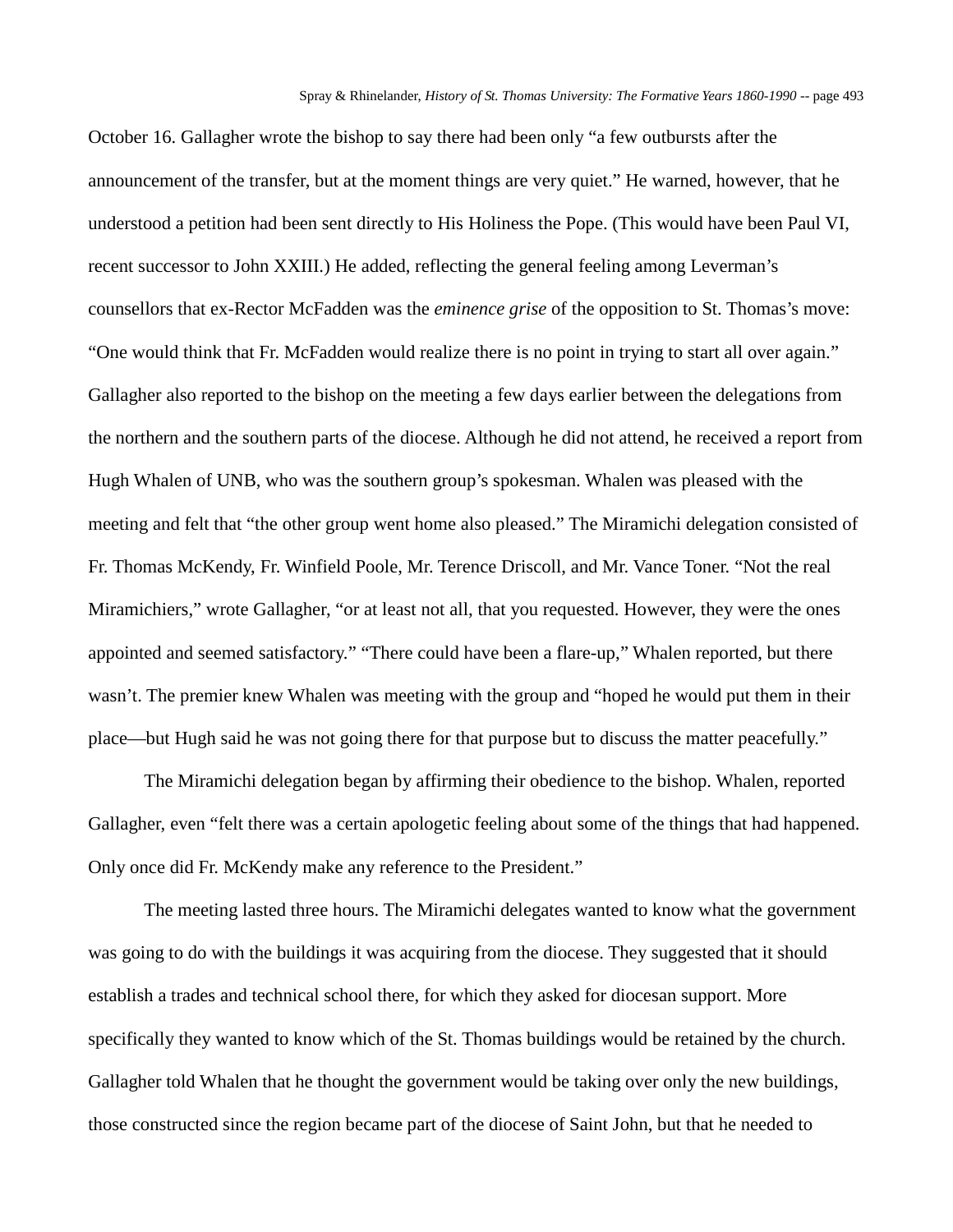October 16. Gallagher wrote the bishop to say there had been only "a few outbursts after the announcement of the transfer, but at the moment things are very quiet." He warned, however, that he understood a petition had been sent directly to His Holiness the Pope. (This would have been Paul VI, recent successor to John XXIII.) He added, reflecting the general feeling among Leverman's counsellors that ex-Rector McFadden was the *eminence grise* of the opposition to St. Thomas's move: "One would think that Fr. McFadden would realize there is no point in trying to start all over again." Gallagher also reported to the bishop on the meeting a few days earlier between the delegations from the northern and the southern parts of the diocese. Although he did not attend, he received a report from Hugh Whalen of UNB, who was the southern group's spokesman. Whalen was pleased with the meeting and felt that "the other group went home also pleased." The Miramichi delegation consisted of Fr. Thomas McKendy, Fr. Winfield Poole, Mr. Terence Driscoll, and Mr. Vance Toner. "Not the real Miramichiers," wrote Gallagher, "or at least not all, that you requested. However, they were the ones appointed and seemed satisfactory." "There could have been a flare-up," Whalen reported, but there wasn't. The premier knew Whalen was meeting with the group and "hoped he would put them in their place—but Hugh said he was not going there for that purpose but to discuss the matter peacefully."

The Miramichi delegation began by affirming their obedience to the bishop. Whalen, reported Gallagher, even "felt there was a certain apologetic feeling about some of the things that had happened. Only once did Fr. McKendy make any reference to the President."

The meeting lasted three hours. The Miramichi delegates wanted to know what the government was going to do with the buildings it was acquiring from the diocese. They suggested that it should establish a trades and technical school there, for which they asked for diocesan support. More specifically they wanted to know which of the St. Thomas buildings would be retained by the church. Gallagher told Whalen that he thought the government would be taking over only the new buildings, those constructed since the region became part of the diocese of Saint John, but that he needed to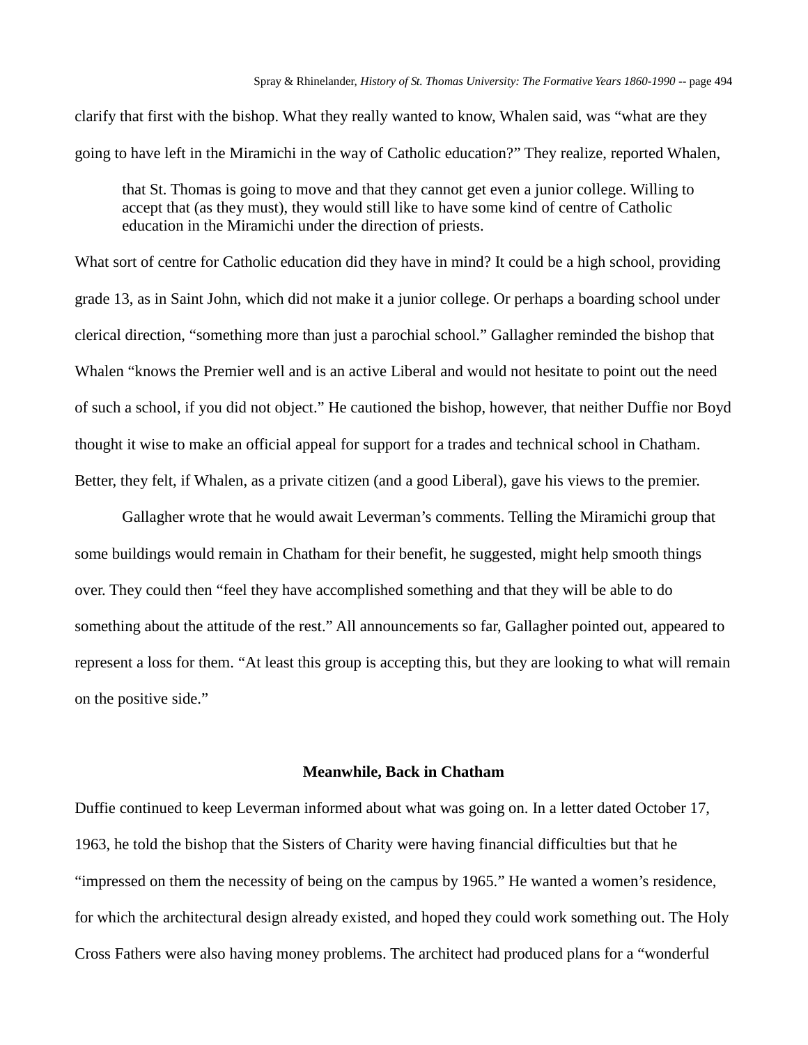clarify that first with the bishop. What they really wanted to know, Whalen said, was "what are they going to have left in the Miramichi in the way of Catholic education?" They realize, reported Whalen,

> that St. Thomas is going to move and that they cannot get even a junior college. Willing to accept that (as they must), they would still like to have some kind of centre of Catholic education in the Miramichi under the direction of priests.

What sort of centre for Catholic education did they have in mind? It could be a high school, providing grade 13, as in Saint John, which did not make it a junior college. Or perhaps a boarding school under clerical direction, "something more than just a parochial school." Gallagher reminded the bishop that Whalen "knows the Premier well and is an active Liberal and would not hesitate to point out the need of such a school, if you did not object." He cautioned the bishop, however, that neither Duffie nor Boyd thought it wise to make an official appeal for support for a trades and technical school in Chatham. Better, they felt, if Whalen, as a private citizen (and a good Liberal), gave his views to the premier.

Gallagher wrote that he would await Leverman's comments. Telling the Miramichi group that some buildings would remain in Chatham for their benefit, he suggested, might help smooth things over. They could then "feel they have accomplished something and that they will be able to do something about the attitude of the rest." All announcements so far, Gallagher pointed out, appeared to represent a loss for them. "At least this group is accepting this, but they are looking to what will remain on the positive side."

### Meanwhile, Back in Chatham

Duffie continued to keep Leverman informed about what was going on. In a letter dated October 17, 1963, he told the bishop that the Sisters of Charity were having financial difficulties but that he "impressed on them the necessity of being on the campus by 1965." He wanted a women's residence, for which the architectural design already existed, and hoped they could work something out. The Holy Cross Fathers were also having money problems. The architect had produced plans for a "wonderful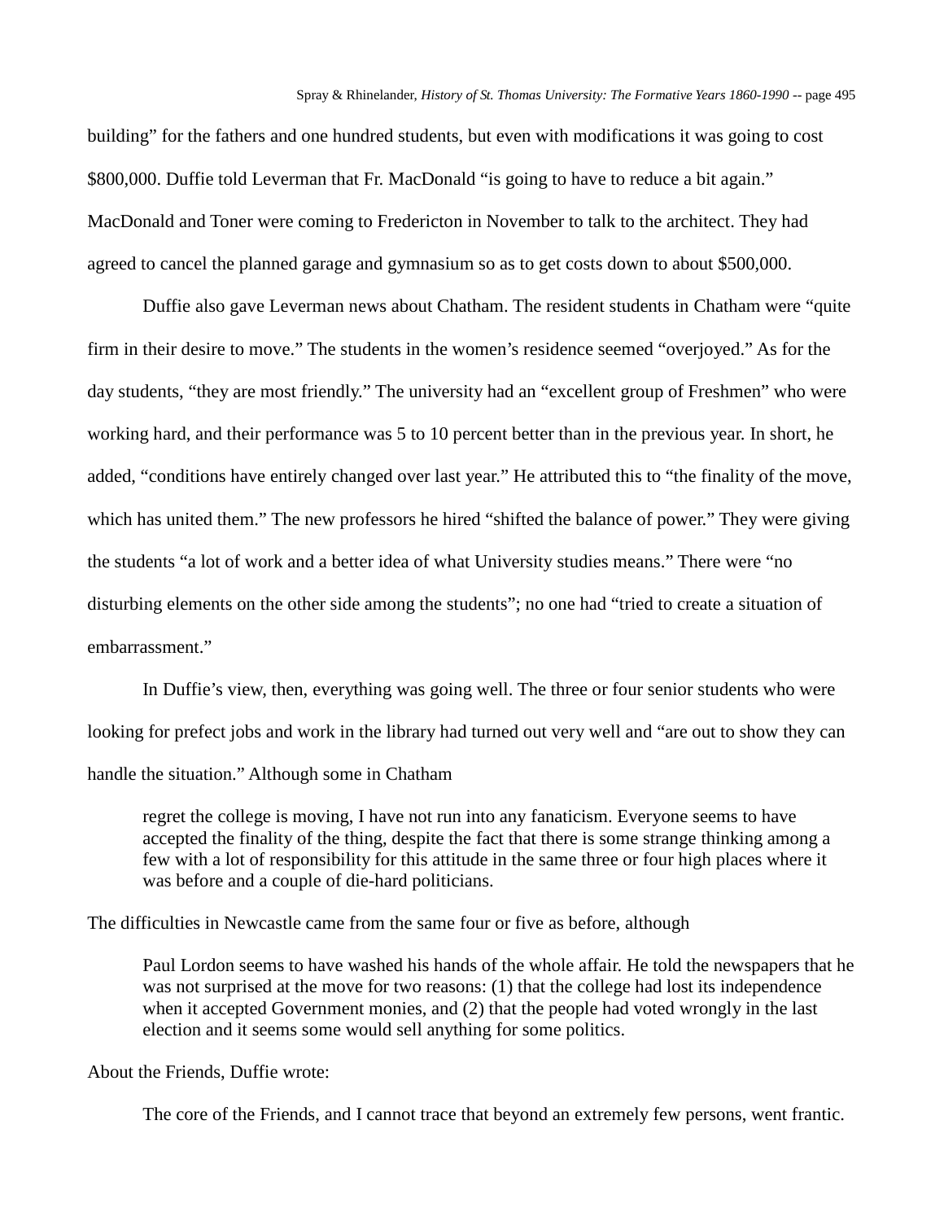building" for the fathers and one hundred students, but even with modifications it was going to cost $800,000. Duffie told Leverman that Fr. MacDonald "is going to have to reduce a bit again." MacDonald and Toner were coming to Fredericton in November to talk to the architect. They had agreed to cancel the planned garage and gymnasium so as to get costs down to about $500,000.

Duffie also gave Leverman news about Chatham. The resident students in Chatham were "quite firm in their desire to move." The students in the women's residence seemed "overjoyed." As for the day students, "they are most friendly." The university had an "excellent group of Freshmen" who were working hard, and their performance was 5 to 10 percent better than in the previous year. In short, he added, "conditions have entirely changed over last year." He attributed this to "the finality of the move, which has united them." The new professors he hired "shifted the balance of power." They were giving the students "a lot of work and a better idea of what University studies means." There were "no disturbing elements on the other side among the students"; no one had "tried to create a situation of embarrassment."

In Duffie's view, then, everything was going well. The three or four senior students who were looking for prefect jobs and work in the library had turned out very well and "are out to show they can handle the situation." Although some in Chatham

> regret the college is moving, I have not run into any fanaticism. Everyone seems to have accepted the finality of the thing, despite the fact that there is some strange thinking among a few with a lot of responsibility for this attitude in the same three or four high places where it was before and a couple of die-hard politicians.

The difficulties in Newcastle came from the same four or five as before, although

> Paul Lordon seems to have washed his hands of the whole affair. He told the newspapers that he was not surprised at the move for two reasons: (1) that the college had lost its independence when it accepted Government monies, and (2) that the people had voted wrongly in the last election and it seems some would sell anything for some politics.

About the Friends, Duffie wrote:

> The core of the Friends, and I cannot trace that beyond an extremely few persons, went frantic.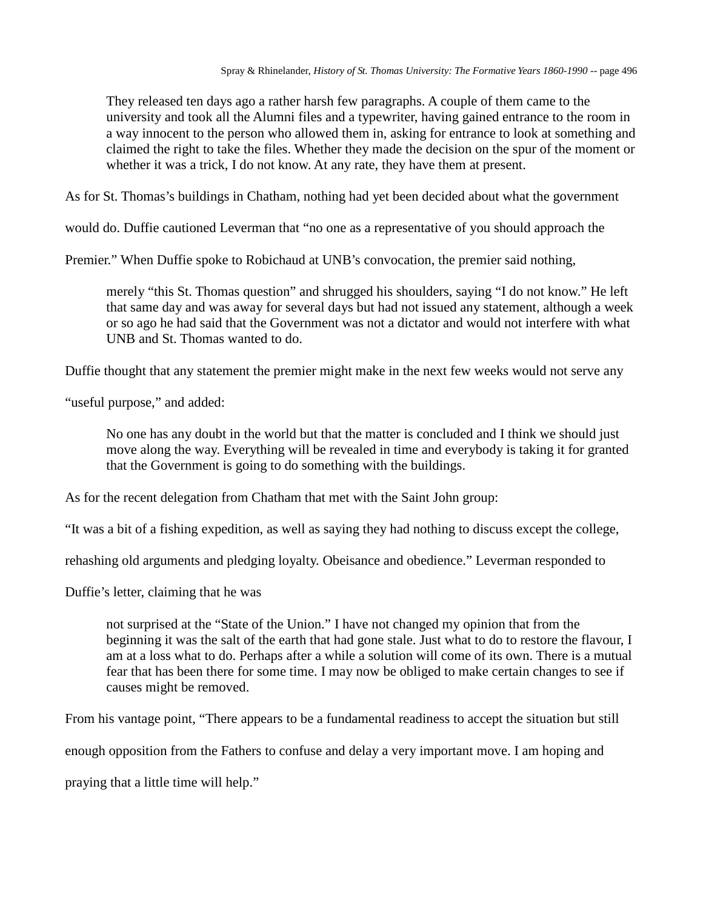> They released ten days ago a rather harsh few paragraphs. A couple of them came to the university and took all the Alumni files and a typewriter, having gained entrance to the room in a way innocent to the person who allowed them in, asking for entrance to look at something and claimed the right to take the files. Whether they made the decision on the spur of the moment or whether it was a trick, I do not know. At any rate, they have them at present.

As for St. Thomas's buildings in Chatham, nothing had yet been decided about what the government would do. Duffie cautioned Leverman that "no one as a representative of you should approach the Premier." When Duffie spoke to Robichaud at UNB's convocation, the premier said nothing,

> merely "this St. Thomas question" and shrugged his shoulders, saying "I do not know." He left that same day and was away for several days but had not issued any statement, although a week or so ago he had said that the Government was not a dictator and would not interfere with what UNB and St. Thomas wanted to do.

Duffie thought that any statement the premier might make in the next few weeks would not serve any "useful purpose," and added:

> No one has any doubt in the world but that the matter is concluded and I think we should just move along the way. Everything will be revealed in time and everybody is taking it for granted that the Government is going to do something with the buildings.

As for the recent delegation from Chatham that met with the Saint John group:

"It was a bit of a fishing expedition, as well as saying they had nothing to discuss except the college, rehashing old arguments and pledging loyalty. Obeisance and obedience." Leverman responded to Duffie's letter, claiming that he was

> not surprised at the "State of the Union." I have not changed my opinion that from the beginning it was the salt of the earth that had gone stale. Just what to do to restore the flavour, I am at a loss what to do. Perhaps after a while a solution will come of its own. There is a mutual fear that has been there for some time. I may now be obliged to make certain changes to see if causes might be removed.

From his vantage point, "There appears to be a fundamental readiness to accept the situation but still enough opposition from the Fathers to confuse and delay a very important move. I am hoping and praying that a little time will help."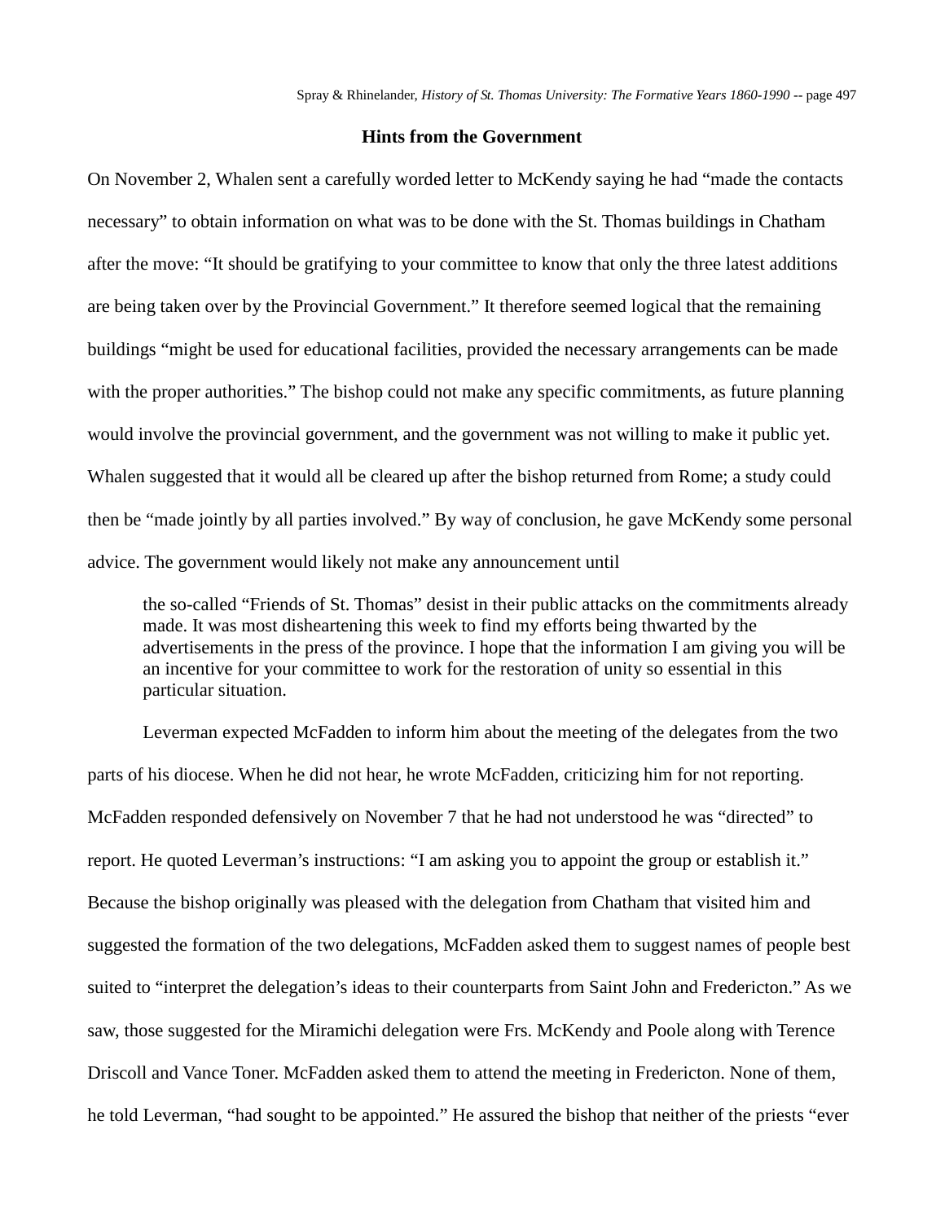### Hints from the Government

On November 2, Whalen sent a carefully worded letter to McKendy saying he had "made the contacts necessary" to obtain information on what was to be done with the St. Thomas buildings in Chatham after the move: "It should be gratifying to your committee to know that only the three latest additions are being taken over by the Provincial Government." It therefore seemed logical that the remaining buildings "might be used for educational facilities, provided the necessary arrangements can be made with the proper authorities." The bishop could not make any specific commitments, as future planning would involve the provincial government, and the government was not willing to make it public yet. Whalen suggested that it would all be cleared up after the bishop returned from Rome; a study could then be "made jointly by all parties involved." By way of conclusion, he gave McKendy some personal advice. The government would likely not make any announcement until

> the so-called "Friends of St. Thomas" desist in their public attacks on the commitments already made. It was most disheartening this week to find my efforts being thwarted by the advertisements in the press of the province. I hope that the information I am giving you will be an incentive for your committee to work for the restoration of unity so essential in this particular situation.

Leverman expected McFadden to inform him about the meeting of the delegates from the two parts of his diocese. When he did not hear, he wrote McFadden, criticizing him for not reporting. McFadden responded defensively on November 7 that he had not understood he was "directed" to report. He quoted Leverman's instructions: "I am asking you to appoint the group or establish it." Because the bishop originally was pleased with the delegation from Chatham that visited him and suggested the formation of the two delegations, McFadden asked them to suggest names of people best suited to "interpret the delegation's ideas to their counterparts from Saint John and Fredericton." As we saw, those suggested for the Miramichi delegation were Frs. McKendy and Poole along with Terence Driscoll and Vance Toner. McFadden asked them to attend the meeting in Fredericton. None of them, he told Leverman, "had sought to be appointed." He assured the bishop that neither of the priests "ever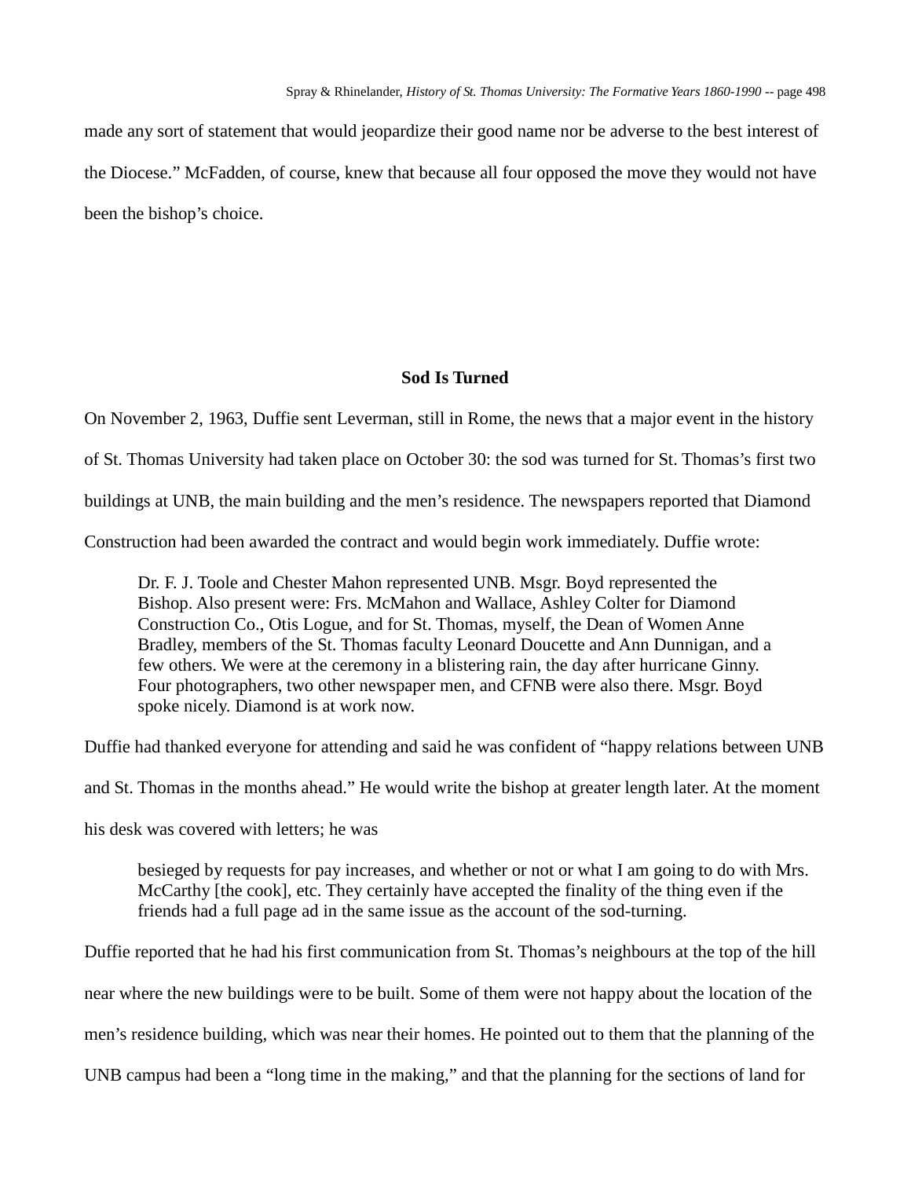made any sort of statement that would jeopardize their good name nor be adverse to the best interest of the Diocese." McFadden, of course, knew that because all four opposed the move they would not have been the bishop's choice.

## Sod Is Turned

On November 2, 1963, Duffie sent Leverman, still in Rome, the news that a major event in the history of St. Thomas University had taken place on October 30: the sod was turned for St. Thomas's first two buildings at UNB, the main building and the men's residence. The newspapers reported that Diamond Construction had been awarded the contract and would begin work immediately. Duffie wrote:

> Dr. F. J. Toole and Chester Mahon represented UNB. Msgr. Boyd represented the Bishop. Also present were: Frs. McMahon and Wallace, Ashley Colter for Diamond Construction Co., Otis Logue, and for St. Thomas, myself, the Dean of Women Anne Bradley, members of the St. Thomas faculty Leonard Doucette and Ann Dunnigan, and a few others. We were at the ceremony in a blistering rain, the day after hurricane Ginny. Four photographers, two other newspaper men, and CFNB were also there. Msgr. Boyd spoke nicely. Diamond is at work now.

Duffie had thanked everyone for attending and said he was confident of "happy relations between UNB and St. Thomas in the months ahead." He would write the bishop at greater length later. At the moment his desk was covered with letters; he was

> besieged by requests for pay increases, and whether or not or what I am going to do with Mrs. McCarthy [the cook], etc. They certainly have accepted the finality of the thing even if the friends had a full page ad in the same issue as the account of the sod-turning.

Duffie reported that he had his first communication from St. Thomas's neighbours at the top of the hill near where the new buildings were to be built. Some of them were not happy about the location of the men's residence building, which was near their homes. He pointed out to them that the planning of the UNB campus had been a "long time in the making," and that the planning for the sections of land for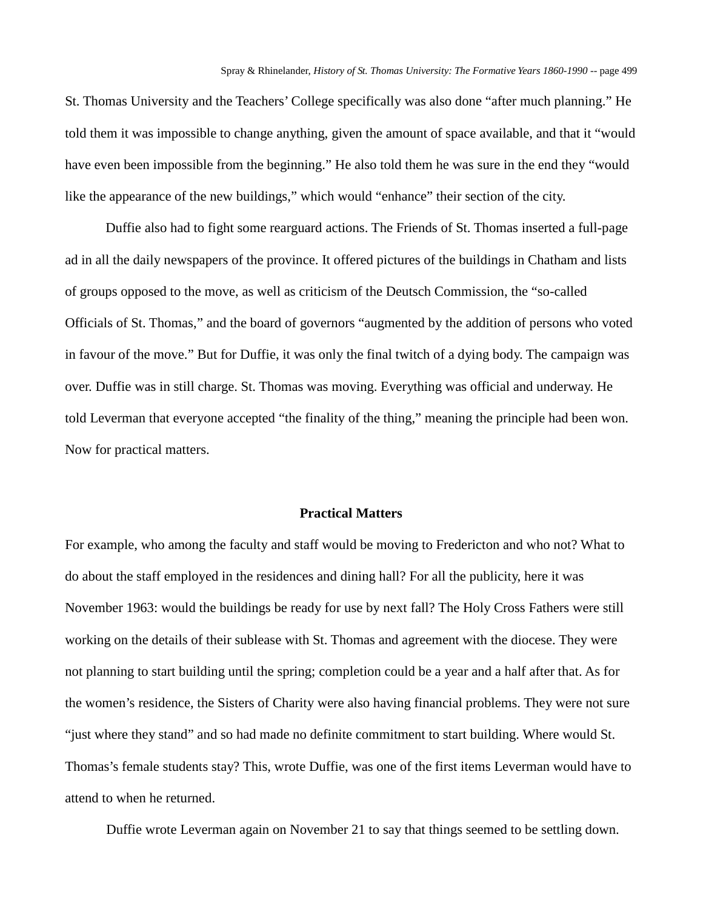St. Thomas University and the Teachers' College specifically was also done "after much planning." He told them it was impossible to change anything, given the amount of space available, and that it "would have even been impossible from the beginning." He also told them he was sure in the end they "would like the appearance of the new buildings," which would "enhance" their section of the city.

Duffie also had to fight some rearguard actions. The Friends of St. Thomas inserted a full-page ad in all the daily newspapers of the province. It offered pictures of the buildings in Chatham and lists of groups opposed to the move, as well as criticism of the Deutsch Commission, the "so-called Officials of St. Thomas," and the board of governors "augmented by the addition of persons who voted in favour of the move." But for Duffie, it was only the final twitch of a dying body. The campaign was over. Duffie was in still charge. St. Thomas was moving. Everything was official and underway. He told Leverman that everyone accepted "the finality of the thing," meaning the principle had been won. Now for practical matters.

### Practical Matters

For example, who among the faculty and staff would be moving to Fredericton and who not? What to do about the staff employed in the residences and dining hall? For all the publicity, here it was November 1963: would the buildings be ready for use by next fall? The Holy Cross Fathers were still working on the details of their sublease with St. Thomas and agreement with the diocese. They were not planning to start building until the spring; completion could be a year and a half after that. As for the women's residence, the Sisters of Charity were also having financial problems. They were not sure "just where they stand" and so had made no definite commitment to start building. Where would St. Thomas's female students stay? This, wrote Duffie, was one of the first items Leverman would have to attend to when he returned.

Duffie wrote Leverman again on November 21 to say that things seemed to be settling down.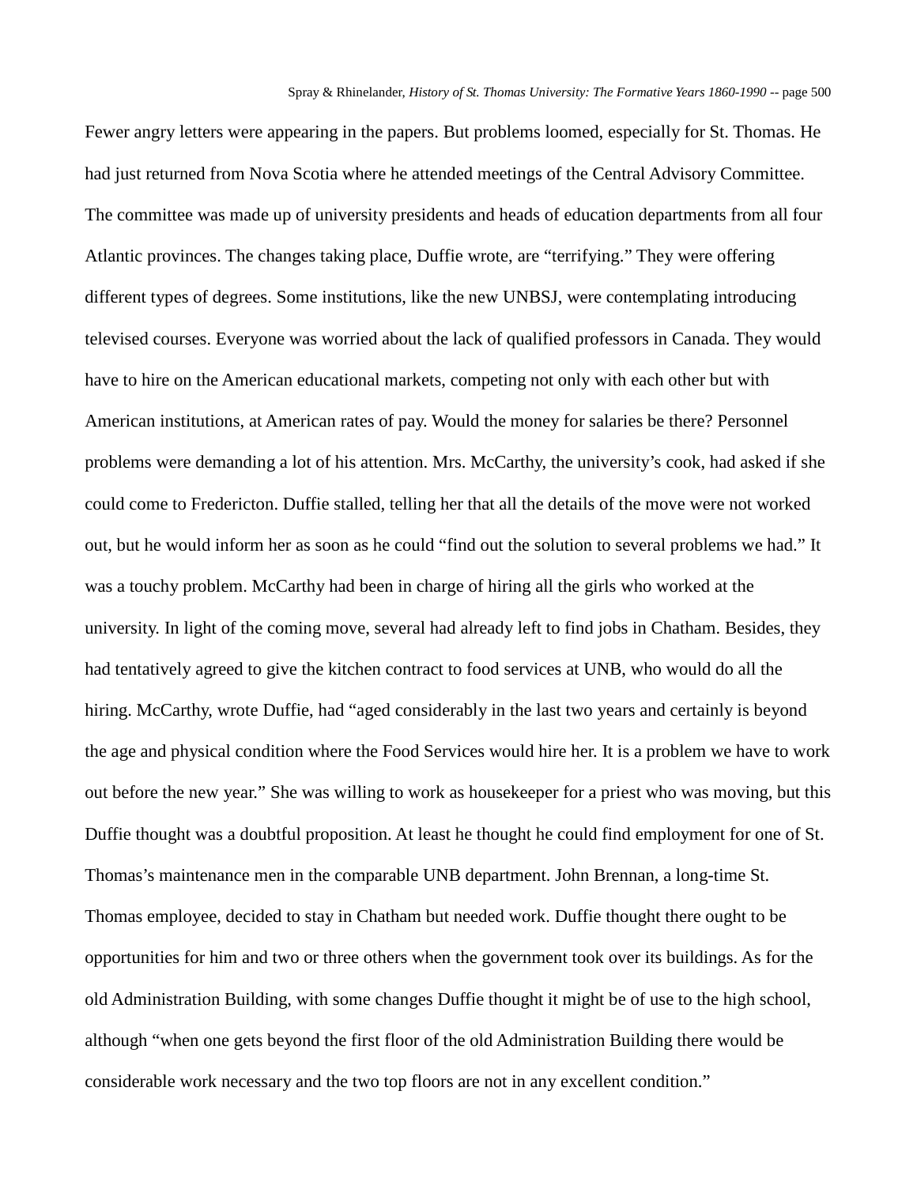Fewer angry letters were appearing in the papers. But problems loomed, especially for St. Thomas. He had just returned from Nova Scotia where he attended meetings of the Central Advisory Committee. The committee was made up of university presidents and heads of education departments from all four Atlantic provinces. The changes taking place, Duffie wrote, are "terrifying." They were offering different types of degrees. Some institutions, like the new UNBSJ, were contemplating introducing televised courses. Everyone was worried about the lack of qualified professors in Canada. They would have to hire on the American educational markets, competing not only with each other but with American institutions, at American rates of pay. Would the money for salaries be there? Personnel problems were demanding a lot of his attention. Mrs. McCarthy, the university's cook, had asked if she could come to Fredericton. Duffie stalled, telling her that all the details of the move were not worked out, but he would inform her as soon as he could "find out the solution to several problems we had." It was a touchy problem. McCarthy had been in charge of hiring all the girls who worked at the university. In light of the coming move, several had already left to find jobs in Chatham. Besides, they had tentatively agreed to give the kitchen contract to food services at UNB, who would do all the hiring. McCarthy, wrote Duffie, had "aged considerably in the last two years and certainly is beyond the age and physical condition where the Food Services would hire her. It is a problem we have to work out before the new year." She was willing to work as housekeeper for a priest who was moving, but this Duffie thought was a doubtful proposition. At least he thought he could find employment for one of St. Thomas's maintenance men in the comparable UNB department. John Brennan, a long-time St. Thomas employee, decided to stay in Chatham but needed work. Duffie thought there ought to be opportunities for him and two or three others when the government took over its buildings. As for the old Administration Building, with some changes Duffie thought it might be of use to the high school, although "when one gets beyond the first floor of the old Administration Building there would be considerable work necessary and the two top floors are not in any excellent condition."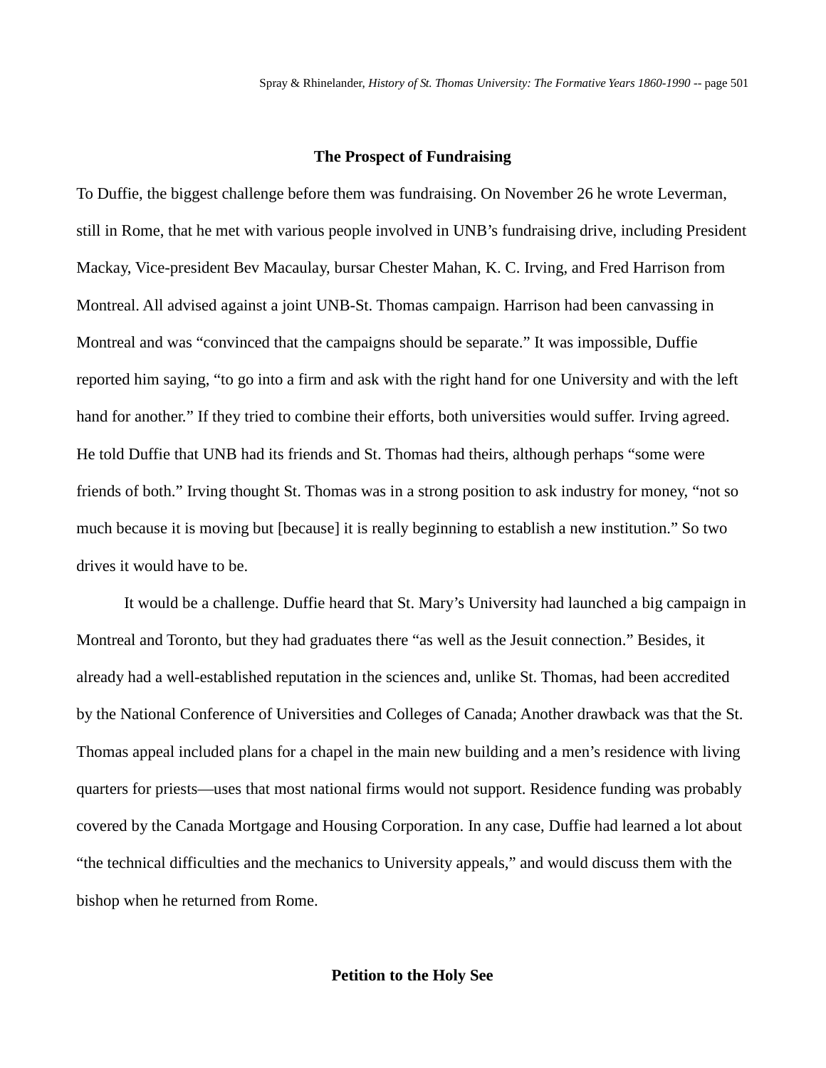### The Prospect of Fundraising

To Duffie, the biggest challenge before them was fundraising. On November 26 he wrote Leverman, still in Rome, that he met with various people involved in UNB's fundraising drive, including President Mackay, Vice-president Bev Macaulay, bursar Chester Mahan, K. C. Irving, and Fred Harrison from Montreal. All advised against a joint UNB-St. Thomas campaign. Harrison had been canvassing in Montreal and was "convinced that the campaigns should be separate." It was impossible, Duffie reported him saying, "to go into a firm and ask with the right hand for one University and with the left hand for another." If they tried to combine their efforts, both universities would suffer. Irving agreed. He told Duffie that UNB had its friends and St. Thomas had theirs, although perhaps "some were friends of both." Irving thought St. Thomas was in a strong position to ask industry for money, "not so much because it is moving but [because] it is really beginning to establish a new institution." So two drives it would have to be.

It would be a challenge. Duffie heard that St. Mary's University had launched a big campaign in Montreal and Toronto, but they had graduates there "as well as the Jesuit connection." Besides, it already had a well-established reputation in the sciences and, unlike St. Thomas, had been accredited by the National Conference of Universities and Colleges of Canada; Another drawback was that the St. Thomas appeal included plans for a chapel in the main new building and a men's residence with living quarters for priests—uses that most national firms would not support. Residence funding was probably covered by the Canada Mortgage and Housing Corporation. In any case, Duffie had learned a lot about "the technical difficulties and the mechanics to University appeals," and would discuss them with the bishop when he returned from Rome.

### Petition to the Holy See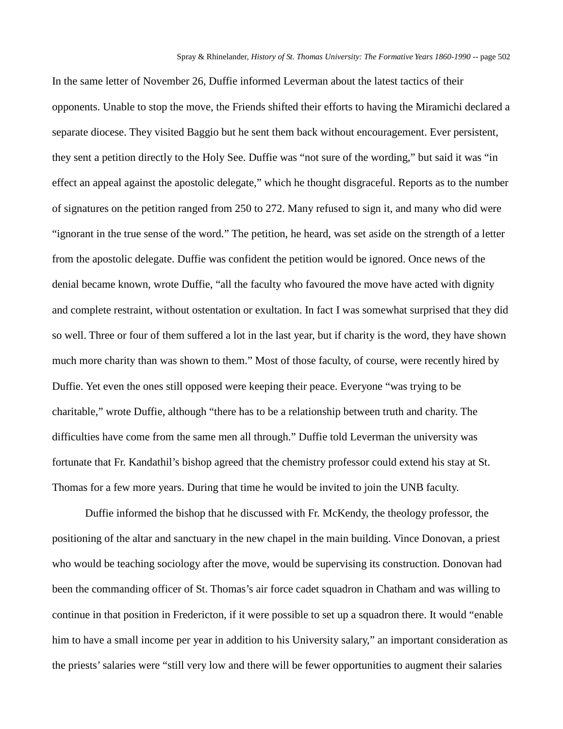In the same letter of November 26, Duffie informed Leverman about the latest tactics of their opponents. Unable to stop the move, the Friends shifted their efforts to having the Miramichi declared a separate diocese. They visited Baggio but he sent them back without encouragement. Ever persistent, they sent a petition directly to the Holy See. Duffie was "not sure of the wording," but said it was "in effect an appeal against the apostolic delegate," which he thought disgraceful. Reports as to the number of signatures on the petition ranged from 250 to 272. Many refused to sign it, and many who did were "ignorant in the true sense of the word." The petition, he heard, was set aside on the strength of a letter from the apostolic delegate. Duffie was confident the petition would be ignored. Once news of the denial became known, wrote Duffie, "all the faculty who favoured the move have acted with dignity and complete restraint, without ostentation or exultation. In fact I was somewhat surprised that they did so well. Three or four of them suffered a lot in the last year, but if charity is the word, they have shown much more charity than was shown to them." Most of those faculty, of course, were recently hired by Duffie. Yet even the ones still opposed were keeping their peace. Everyone "was trying to be charitable," wrote Duffie, although "there has to be a relationship between truth and charity. The difficulties have come from the same men all through." Duffie told Leverman the university was fortunate that Fr. Kandathil's bishop agreed that the chemistry professor could extend his stay at St. Thomas for a few more years. During that time he would be invited to join the UNB faculty.

Duffie informed the bishop that he discussed with Fr. McKendy, the theology professor, the positioning of the altar and sanctuary in the new chapel in the main building. Vince Donovan, a priest who would be teaching sociology after the move, would be supervising its construction. Donovan had been the commanding officer of St. Thomas's air force cadet squadron in Chatham and was willing to continue in that position in Fredericton, if it were possible to set up a squadron there. It would "enable him to have a small income per year in addition to his University salary," an important consideration as the priests' salaries were "still very low and there will be fewer opportunities to augment their salaries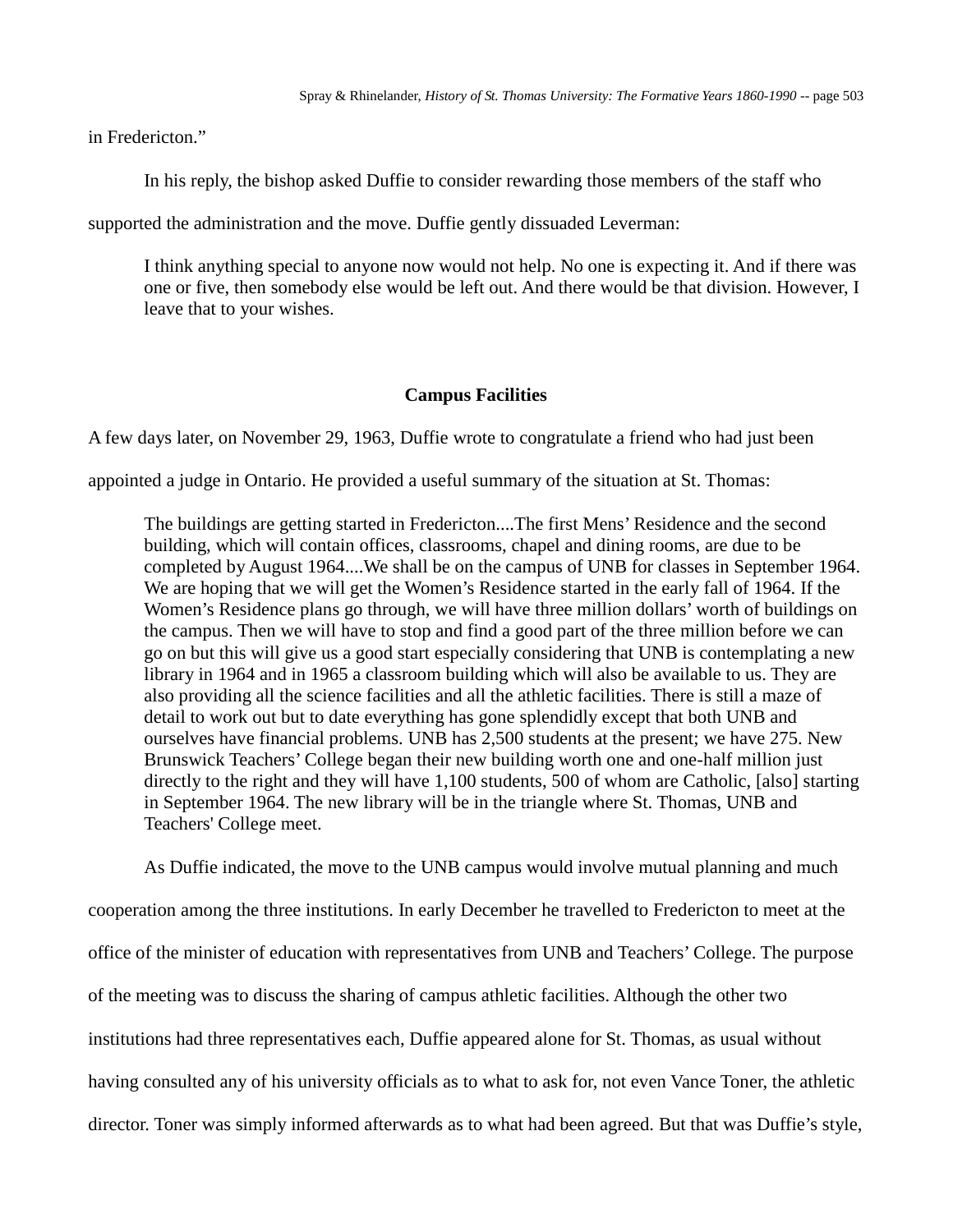in Fredericton."

In his reply, the bishop asked Duffie to consider rewarding those members of the staff who supported the administration and the move. Duffie gently dissuaded Leverman:

> I think anything special to anyone now would not help. No one is expecting it. And if there was one or five, then somebody else would be left out. And there would be that division. However, I leave that to your wishes.

## Campus Facilities

A few days later, on November 29, 1963, Duffie wrote to congratulate a friend who had just been appointed a judge in Ontario. He provided a useful summary of the situation at St. Thomas:

> The buildings are getting started in Fredericton....The first Mens' Residence and the second building, which will contain offices, classrooms, chapel and dining rooms, are due to be completed by August 1964....We shall be on the campus of UNB for classes in September 1964. We are hoping that we will get the Women's Residence started in the early fall of 1964. If the Women's Residence plans go through, we will have three million dollars' worth of buildings on the campus. Then we will have to stop and find a good part of the three million before we can go on but this will give us a good start especially considering that UNB is contemplating a new library in 1964 and in 1965 a classroom building which will also be available to us. They are also providing all the science facilities and all the athletic facilities. There is still a maze of detail to work out but to date everything has gone splendidly except that both UNB and ourselves have financial problems. UNB has 2,500 students at the present; we have 275. New Brunswick Teachers' College began their new building worth one and one-half million just directly to the right and they will have 1,100 students, 500 of whom are Catholic, [also] starting in September 1964. The new library will be in the triangle where St. Thomas, UNB and Teachers' College meet.

As Duffie indicated, the move to the UNB campus would involve mutual planning and much cooperation among the three institutions. In early December he travelled to Fredericton to meet at the office of the minister of education with representatives from UNB and Teachers' College. The purpose of the meeting was to discuss the sharing of campus athletic facilities. Although the other two institutions had three representatives each, Duffie appeared alone for St. Thomas, as usual without having consulted any of his university officials as to what to ask for, not even Vance Toner, the athletic director. Toner was simply informed afterwards as to what had been agreed. But that was Duffie's style,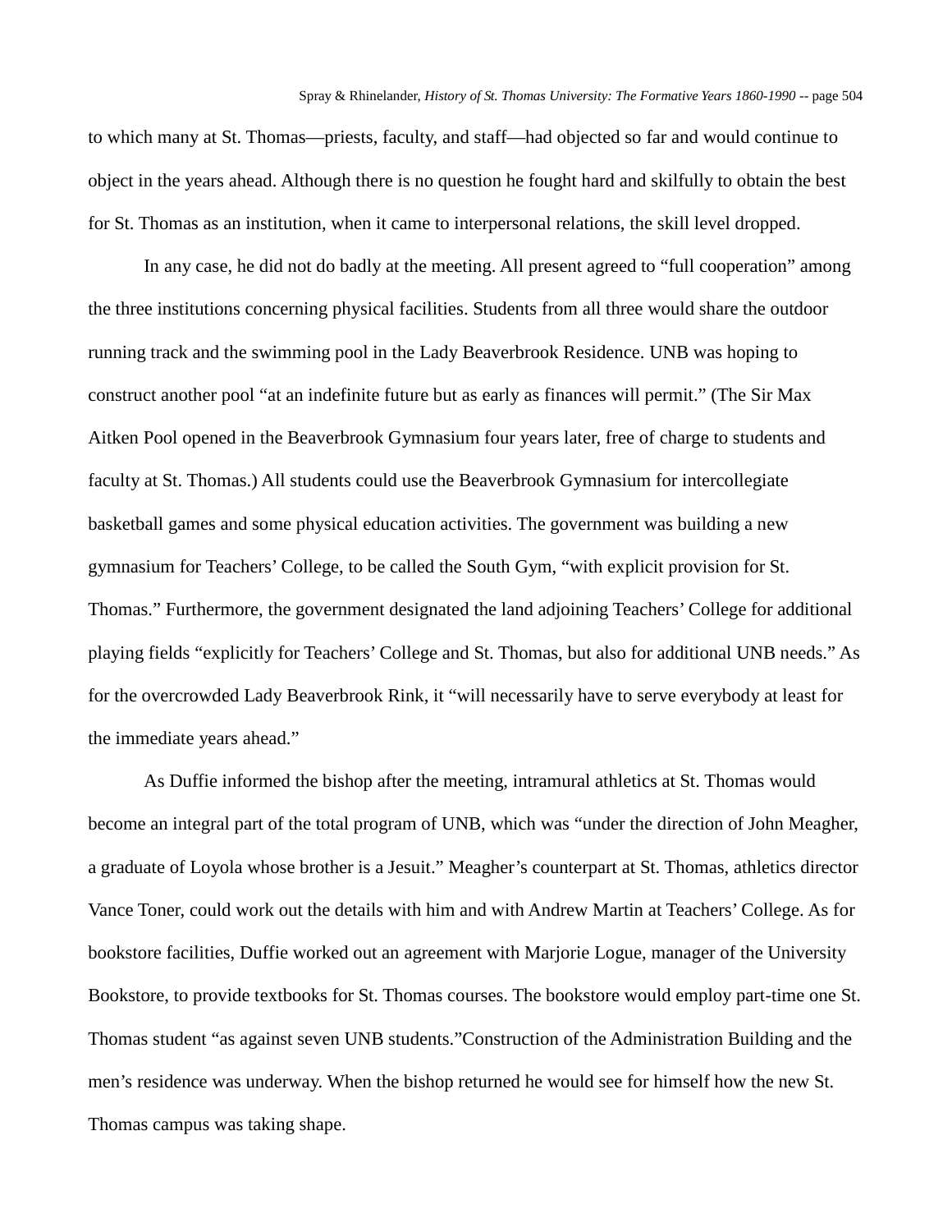to which many at St. Thomas—priests, faculty, and staff—had objected so far and would continue to object in the years ahead. Although there is no question he fought hard and skilfully to obtain the best for St. Thomas as an institution, when it came to interpersonal relations, the skill level dropped.

In any case, he did not do badly at the meeting. All present agreed to "full cooperation" among the three institutions concerning physical facilities. Students from all three would share the outdoor running track and the swimming pool in the Lady Beaverbrook Residence. UNB was hoping to construct another pool "at an indefinite future but as early as finances will permit." (The Sir Max Aitken Pool opened in the Beaverbrook Gymnasium four years later, free of charge to students and faculty at St. Thomas.) All students could use the Beaverbrook Gymnasium for intercollegiate basketball games and some physical education activities. The government was building a new gymnasium for Teachers' College, to be called the South Gym, "with explicit provision for St. Thomas." Furthermore, the government designated the land adjoining Teachers' College for additional playing fields "explicitly for Teachers' College and St. Thomas, but also for additional UNB needs." As for the overcrowded Lady Beaverbrook Rink, it "will necessarily have to serve everybody at least for the immediate years ahead."

As Duffie informed the bishop after the meeting, intramural athletics at St. Thomas would become an integral part of the total program of UNB, which was "under the direction of John Meagher, a graduate of Loyola whose brother is a Jesuit." Meagher's counterpart at St. Thomas, athletics director Vance Toner, could work out the details with him and with Andrew Martin at Teachers' College. As for bookstore facilities, Duffie worked out an agreement with Marjorie Logue, manager of the University Bookstore, to provide textbooks for St. Thomas courses. The bookstore would employ part-time one St. Thomas student "as against seven UNB students."Construction of the Administration Building and the men's residence was underway. When the bishop returned he would see for himself how the new St. Thomas campus was taking shape.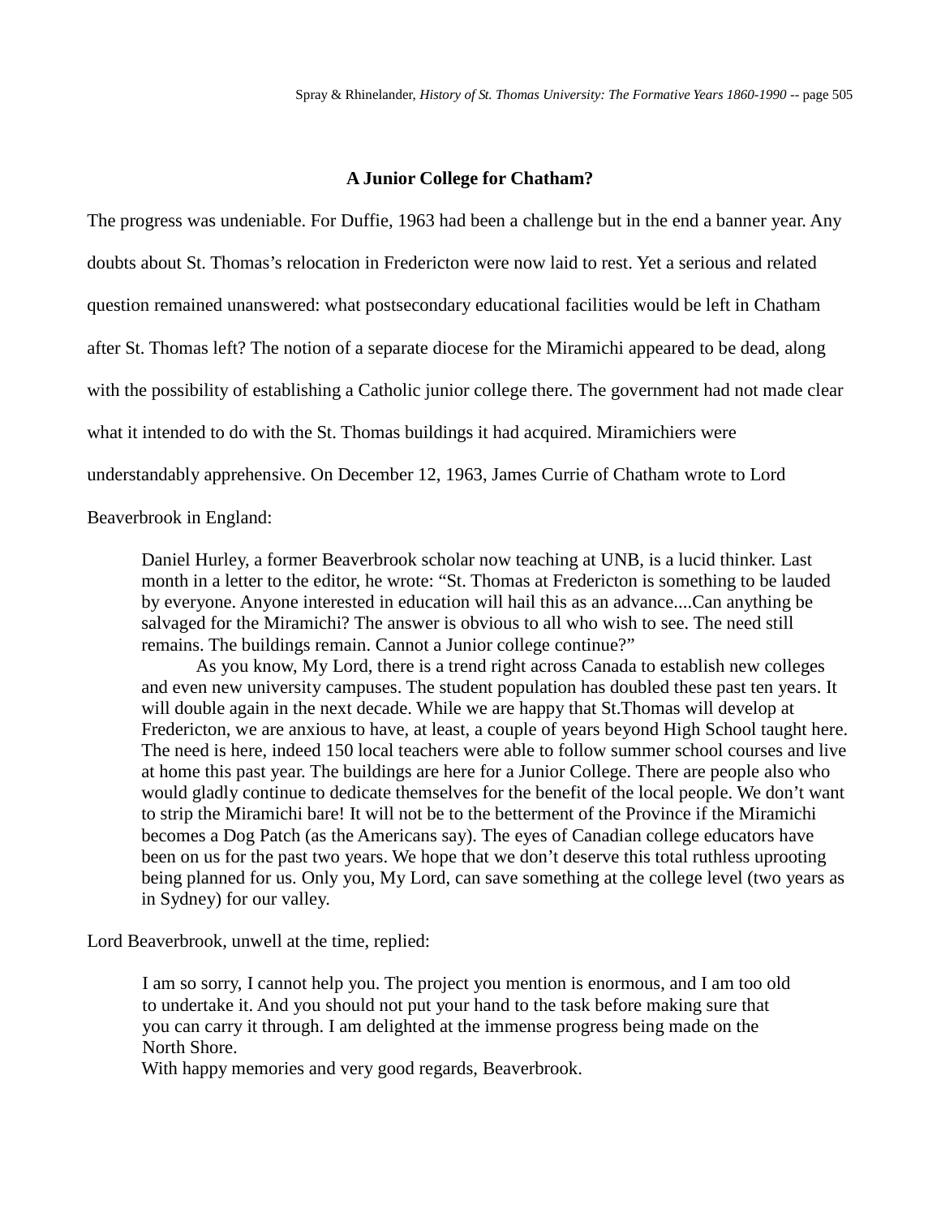### A Junior College for Chatham?

The progress was undeniable. For Duffie, 1963 had been a challenge but in the end a banner year. Any doubts about St. Thomas's relocation in Fredericton were now laid to rest. Yet a serious and related question remained unanswered: what postsecondary educational facilities would be left in Chatham after St. Thomas left? The notion of a separate diocese for the Miramichi appeared to be dead, along with the possibility of establishing a Catholic junior college there. The government had not made clear what it intended to do with the St. Thomas buildings it had acquired. Miramichiers were understandably apprehensive. On December 12, 1963, James Currie of Chatham wrote to Lord Beaverbrook in England:

> Daniel Hurley, a former Beaverbrook scholar now teaching at UNB, is a lucid thinker. Last month in a letter to the editor, he wrote: "St. Thomas at Fredericton is something to be lauded by everyone. Anyone interested in education will hail this as an advance....Can anything be salvaged for the Miramichi? The answer is obvious to all who wish to see. The need still remains. The buildings remain. Cannot a Junior college continue?"
>
> As you know, My Lord, there is a trend right across Canada to establish new colleges and even new university campuses. The student population has doubled these past ten years. It will double again in the next decade. While we are happy that St.Thomas will develop at Fredericton, we are anxious to have, at least, a couple of years beyond High School taught here. The need is here, indeed 150 local teachers were able to follow summer school courses and live at home this past year. The buildings are here for a Junior College. There are people also who would gladly continue to dedicate themselves for the benefit of the local people. We don't want to strip the Miramichi bare! It will not be to the betterment of the Province if the Miramichi becomes a Dog Patch (as the Americans say). The eyes of Canadian college educators have been on us for the past two years. We hope that we don't deserve this total ruthless uprooting being planned for us. Only you, My Lord, can save something at the college level (two years as in Sydney) for our valley.

Lord Beaverbrook, unwell at the time, replied:

> I am so sorry, I cannot help you. The project you mention is enormous, and I am too old to undertake it. And you should not put your hand to the task before making sure that you can carry it through. I am delighted at the immense progress being made on the North Shore.
>
> With happy memories and very good regards, Beaverbrook.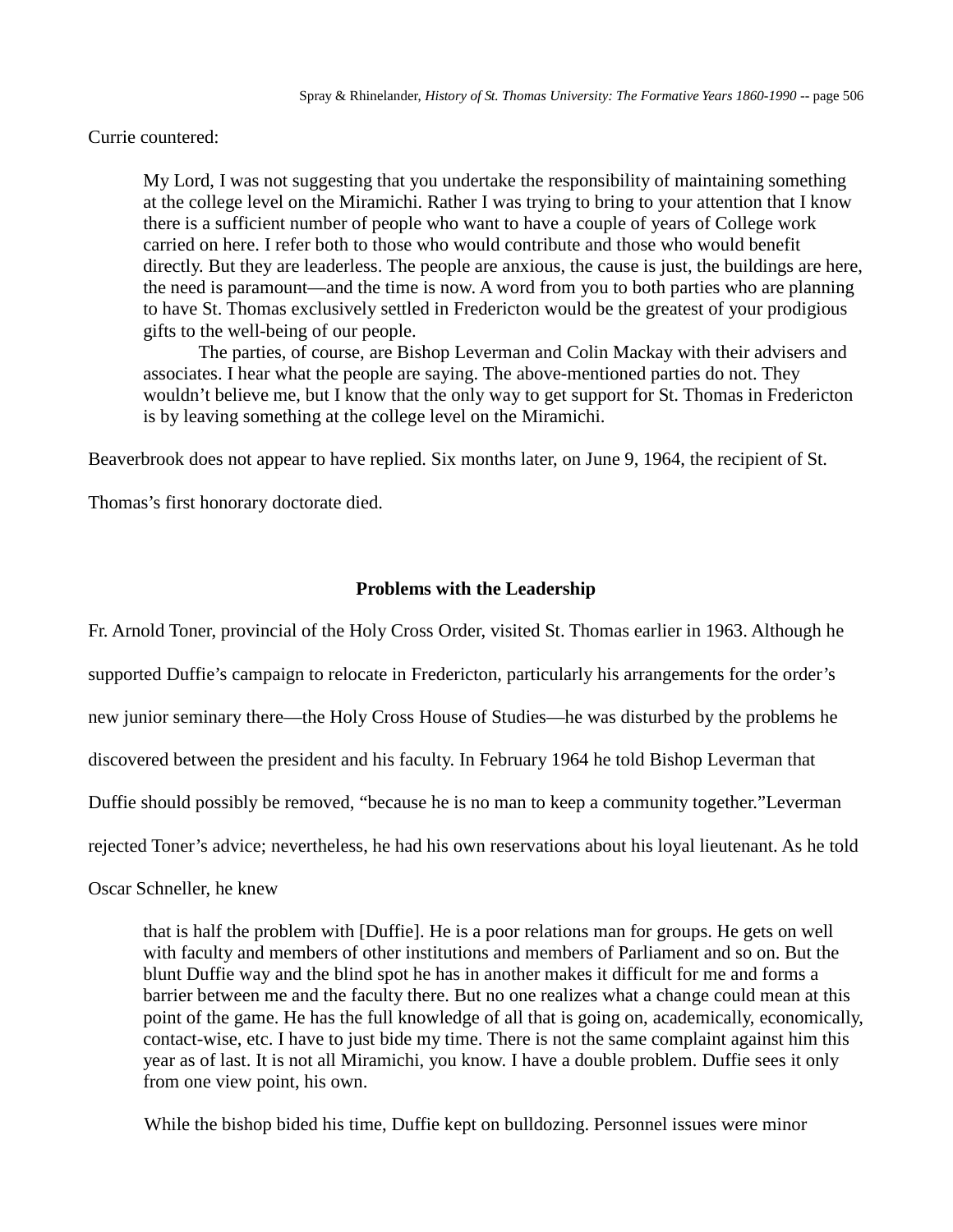Currie countered:

> My Lord, I was not suggesting that you undertake the responsibility of maintaining something at the college level on the Miramichi. Rather I was trying to bring to your attention that I know there is a sufficient number of people who want to have a couple of years of College work carried on here. I refer both to those who would contribute and those who would benefit directly. But they are leaderless. The people are anxious, the cause is just, the buildings are here, the need is paramount—and the time is now. A word from you to both parties who are planning to have St. Thomas exclusively settled in Fredericton would be the greatest of your prodigious gifts to the well-being of our people.
>
> The parties, of course, are Bishop Leverman and Colin Mackay with their advisers and associates. I hear what the people are saying. The above-mentioned parties do not. They wouldn't believe me, but I know that the only way to get support for St. Thomas in Fredericton is by leaving something at the college level on the Miramichi.

Beaverbrook does not appear to have replied. Six months later, on June 9, 1964, the recipient of St. Thomas's first honorary doctorate died.

## Problems with the Leadership

Fr. Arnold Toner, provincial of the Holy Cross Order, visited St. Thomas earlier in 1963. Although he supported Duffie's campaign to relocate in Fredericton, particularly his arrangements for the order's new junior seminary there—the Holy Cross House of Studies—he was disturbed by the problems he discovered between the president and his faculty. In February 1964 he told Bishop Leverman that Duffie should possibly be removed, "because he is no man to keep a community together."Leverman rejected Toner's advice; nevertheless, he had his own reservations about his loyal lieutenant. As he told Oscar Schneller, he knew

> that is half the problem with [Duffie]. He is a poor relations man for groups. He gets on well with faculty and members of other institutions and members of Parliament and so on. But the blunt Duffie way and the blind spot he has in another makes it difficult for me and forms a barrier between me and the faculty there. But no one realizes what a change could mean at this point of the game. He has the full knowledge of all that is going on, academically, economically, contact-wise, etc. I have to just bide my time. There is not the same complaint against him this year as of last. It is not all Miramichi, you know. I have a double problem. Duffie sees it only from one view point, his own.

While the bishop bided his time, Duffie kept on bulldozing. Personnel issues were minor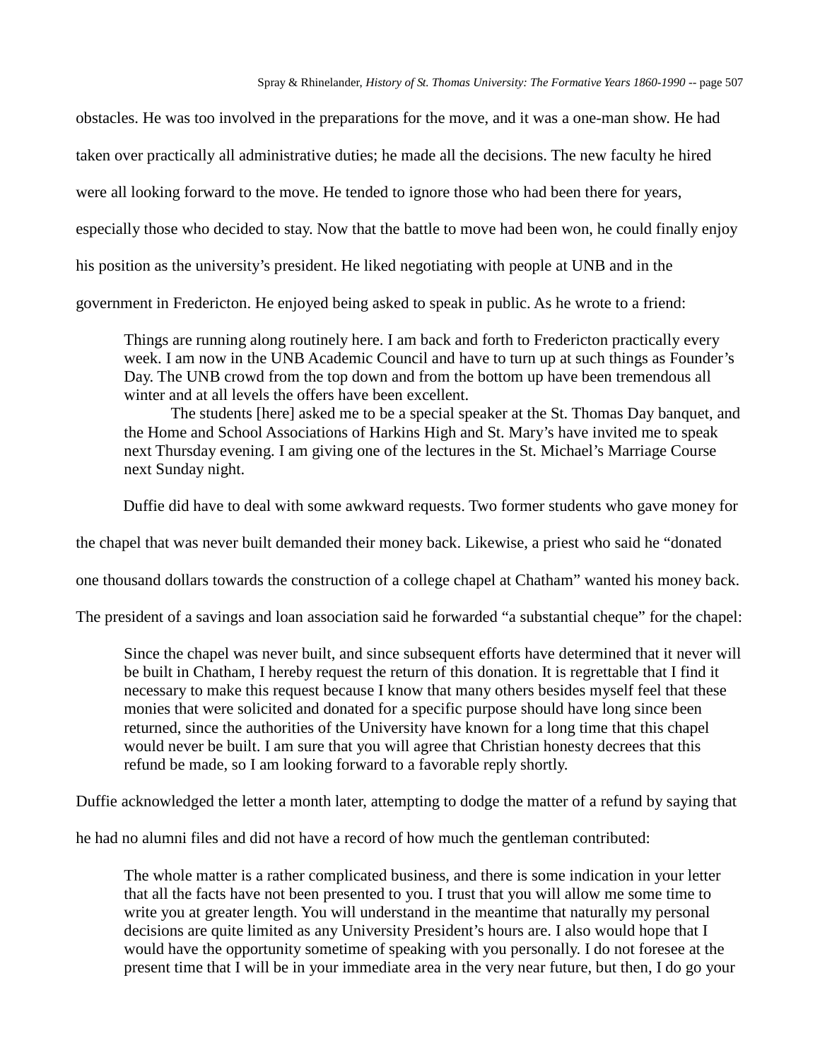obstacles. He was too involved in the preparations for the move, and it was a one-man show. He had taken over practically all administrative duties; he made all the decisions. The new faculty he hired were all looking forward to the move. He tended to ignore those who had been there for years, especially those who decided to stay. Now that the battle to move had been won, he could finally enjoy his position as the university's president. He liked negotiating with people at UNB and in the government in Fredericton. He enjoyed being asked to speak in public. As he wrote to a friend:

> Things are running along routinely here. I am back and forth to Fredericton practically every week. I am now in the UNB Academic Council and have to turn up at such things as Founder's Day. The UNB crowd from the top down and from the bottom up have been tremendous all winter and at all levels the offers have been excellent.
>
> The students [here] asked me to be a special speaker at the St. Thomas Day banquet, and the Home and School Associations of Harkins High and St. Mary's have invited me to speak next Thursday evening. I am giving one of the lectures in the St. Michael's Marriage Course next Sunday night.

Duffie did have to deal with some awkward requests. Two former students who gave money for the chapel that was never built demanded their money back. Likewise, a priest who said he "donated one thousand dollars towards the construction of a college chapel at Chatham" wanted his money back. The president of a savings and loan association said he forwarded "a substantial cheque" for the chapel:

> Since the chapel was never built, and since subsequent efforts have determined that it never will be built in Chatham, I hereby request the return of this donation. It is regrettable that I find it necessary to make this request because I know that many others besides myself feel that these monies that were solicited and donated for a specific purpose should have long since been returned, since the authorities of the University have known for a long time that this chapel would never be built. I am sure that you will agree that Christian honesty decrees that this refund be made, so I am looking forward to a favorable reply shortly.

Duffie acknowledged the letter a month later, attempting to dodge the matter of a refund by saying that he had no alumni files and did not have a record of how much the gentleman contributed:

> The whole matter is a rather complicated business, and there is some indication in your letter that all the facts have not been presented to you. I trust that you will allow me some time to write you at greater length. You will understand in the meantime that naturally my personal decisions are quite limited as any University President's hours are. I also would hope that I would have the opportunity sometime of speaking with you personally. I do not foresee at the present time that I will be in your immediate area in the very near future, but then, I do go your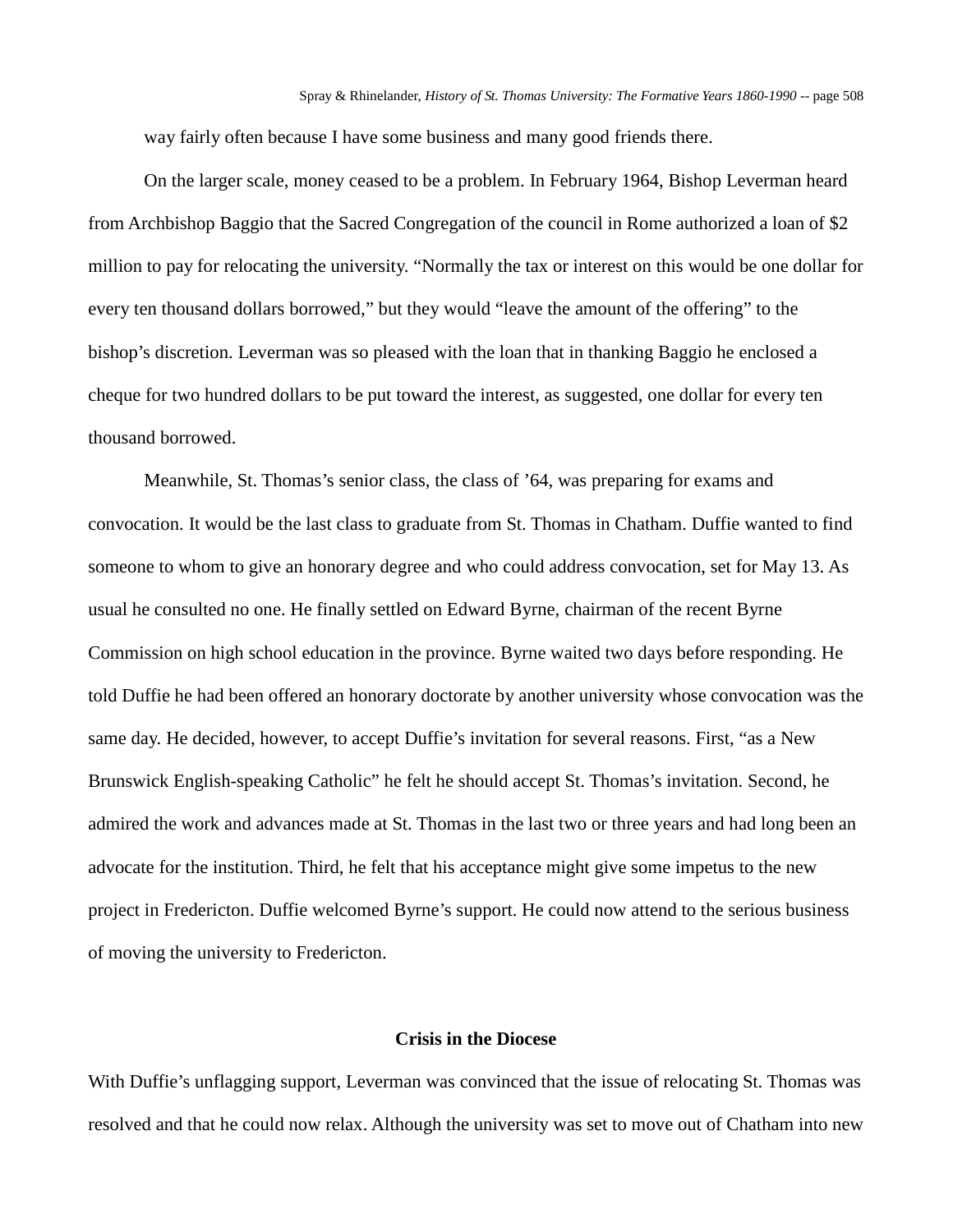way fairly often because I have some business and many good friends there.

On the larger scale, money ceased to be a problem. In February 1964, Bishop Leverman heard from Archbishop Baggio that the Sacred Congregation of the council in Rome authorized a loan of $2 million to pay for relocating the university. "Normally the tax or interest on this would be one dollar for every ten thousand dollars borrowed," but they would "leave the amount of the offering" to the bishop's discretion. Leverman was so pleased with the loan that in thanking Baggio he enclosed a cheque for two hundred dollars to be put toward the interest, as suggested, one dollar for every ten thousand borrowed.

Meanwhile, St. Thomas's senior class, the class of '64, was preparing for exams and convocation. It would be the last class to graduate from St. Thomas in Chatham. Duffie wanted to find someone to whom to give an honorary degree and who could address convocation, set for May 13. As usual he consulted no one. He finally settled on Edward Byrne, chairman of the recent Byrne Commission on high school education in the province. Byrne waited two days before responding. He told Duffie he had been offered an honorary doctorate by another university whose convocation was the same day. He decided, however, to accept Duffie's invitation for several reasons. First, "as a New Brunswick English-speaking Catholic" he felt he should accept St. Thomas's invitation. Second, he admired the work and advances made at St. Thomas in the last two or three years and had long been an advocate for the institution. Third, he felt that his acceptance might give some impetus to the new project in Fredericton. Duffie welcomed Byrne's support. He could now attend to the serious business of moving the university to Fredericton.

## Crisis in the Diocese

With Duffie's unflagging support, Leverman was convinced that the issue of relocating St. Thomas was resolved and that he could now relax. Although the university was set to move out of Chatham into new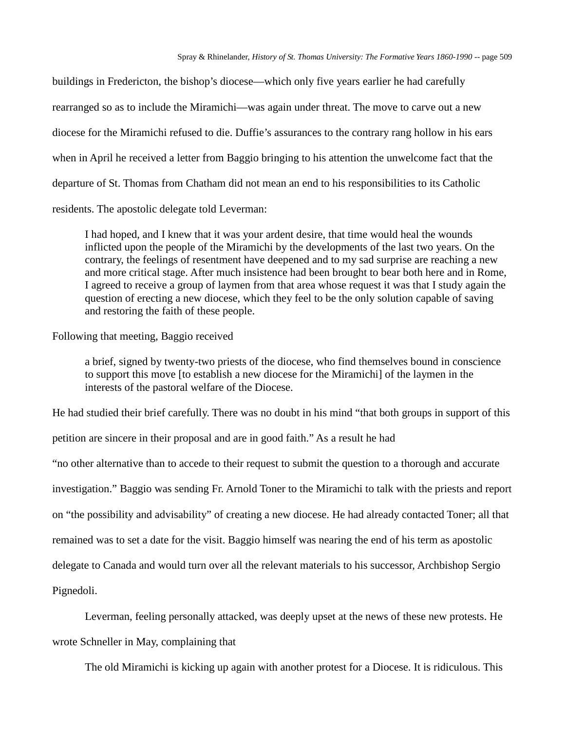buildings in Fredericton, the bishop's diocese—which only five years earlier he had carefully rearranged so as to include the Miramichi—was again under threat. The move to carve out a new diocese for the Miramichi refused to die. Duffie's assurances to the contrary rang hollow in his ears when in April he received a letter from Baggio bringing to his attention the unwelcome fact that the departure of St. Thomas from Chatham did not mean an end to his responsibilities to its Catholic residents. The apostolic delegate told Leverman:

> I had hoped, and I knew that it was your ardent desire, that time would heal the wounds inflicted upon the people of the Miramichi by the developments of the last two years. On the contrary, the feelings of resentment have deepened and to my sad surprise are reaching a new and more critical stage. After much insistence had been brought to bear both here and in Rome, I agreed to receive a group of laymen from that area whose request it was that I study again the question of erecting a new diocese, which they feel to be the only solution capable of saving and restoring the faith of these people.

Following that meeting, Baggio received

> a brief, signed by twenty-two priests of the diocese, who find themselves bound in conscience to support this move [to establish a new diocese for the Miramichi] of the laymen in the interests of the pastoral welfare of the Diocese.

He had studied their brief carefully. There was no doubt in his mind "that both groups in support of this petition are sincere in their proposal and are in good faith." As a result he had "no other alternative than to accede to their request to submit the question to a thorough and accurate investigation." Baggio was sending Fr. Arnold Toner to the Miramichi to talk with the priests and report on "the possibility and advisability" of creating a new diocese. He had already contacted Toner; all that remained was to set a date for the visit. Baggio himself was nearing the end of his term as apostolic delegate to Canada and would turn over all the relevant materials to his successor, Archbishop Sergio Pignedoli.

Leverman, feeling personally attacked, was deeply upset at the news of these new protests. He wrote Schneller in May, complaining that

> The old Miramichi is kicking up again with another protest for a Diocese. It is ridiculous. This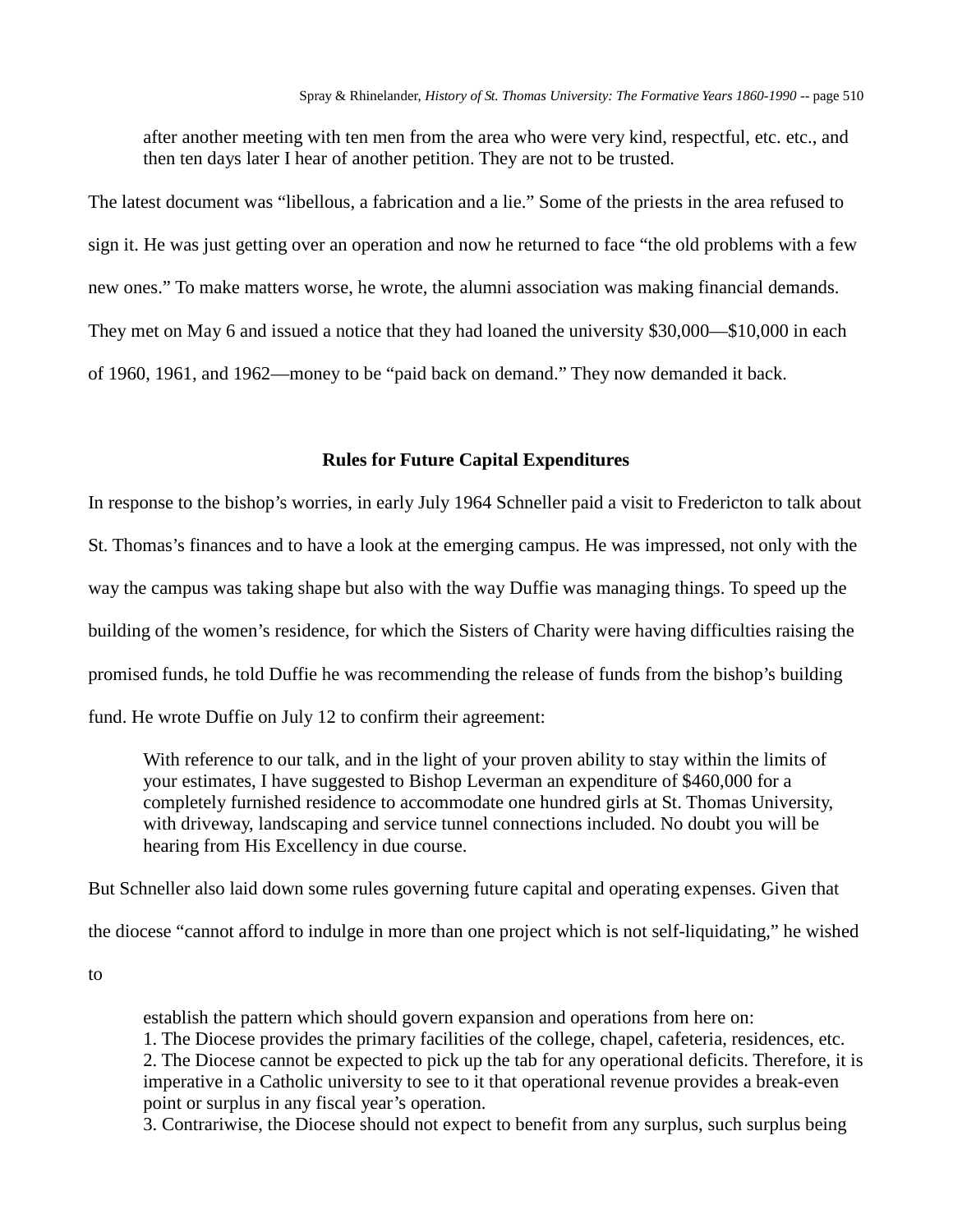> after another meeting with ten men from the area who were very kind, respectful, etc. etc., and then ten days later I hear of another petition. They are not to be trusted.

The latest document was "libellous, a fabrication and a lie." Some of the priests in the area refused to sign it. He was just getting over an operation and now he returned to face "the old problems with a few new ones." To make matters worse, he wrote, the alumni association was making financial demands. They met on May 6 and issued a notice that they had loaned the university $30,000—$10,000 in each of 1960, 1961, and 1962—money to be "paid back on demand." They now demanded it back.

### Rules for Future Capital Expenditures

In response to the bishop's worries, in early July 1964 Schneller paid a visit to Fredericton to talk about St. Thomas's finances and to have a look at the emerging campus. He was impressed, not only with the way the campus was taking shape but also with the way Duffie was managing things. To speed up the building of the women's residence, for which the Sisters of Charity were having difficulties raising the promised funds, he told Duffie he was recommending the release of funds from the bishop's building fund. He wrote Duffie on July 12 to confirm their agreement:

> With reference to our talk, and in the light of your proven ability to stay within the limits of your estimates, I have suggested to Bishop Leverman an expenditure of $460,000 for a completely furnished residence to accommodate one hundred girls at St. Thomas University, with driveway, landscaping and service tunnel connections included. No doubt you will be hearing from His Excellency in due course.

But Schneller also laid down some rules governing future capital and operating expenses. Given that the diocese "cannot afford to indulge in more than one project which is not self-liquidating," he wished to

> establish the pattern which should govern expansion and operations from here on:
> 1. The Diocese provides the primary facilities of the college, chapel, cafeteria, residences, etc.
> 2. The Diocese cannot be expected to pick up the tab for any operational deficits. Therefore, it is imperative in a Catholic university to see to it that operational revenue provides a break-even point or surplus in any fiscal year's operation.
> 3. Contrariwise, the Diocese should not expect to benefit from any surplus, such surplus being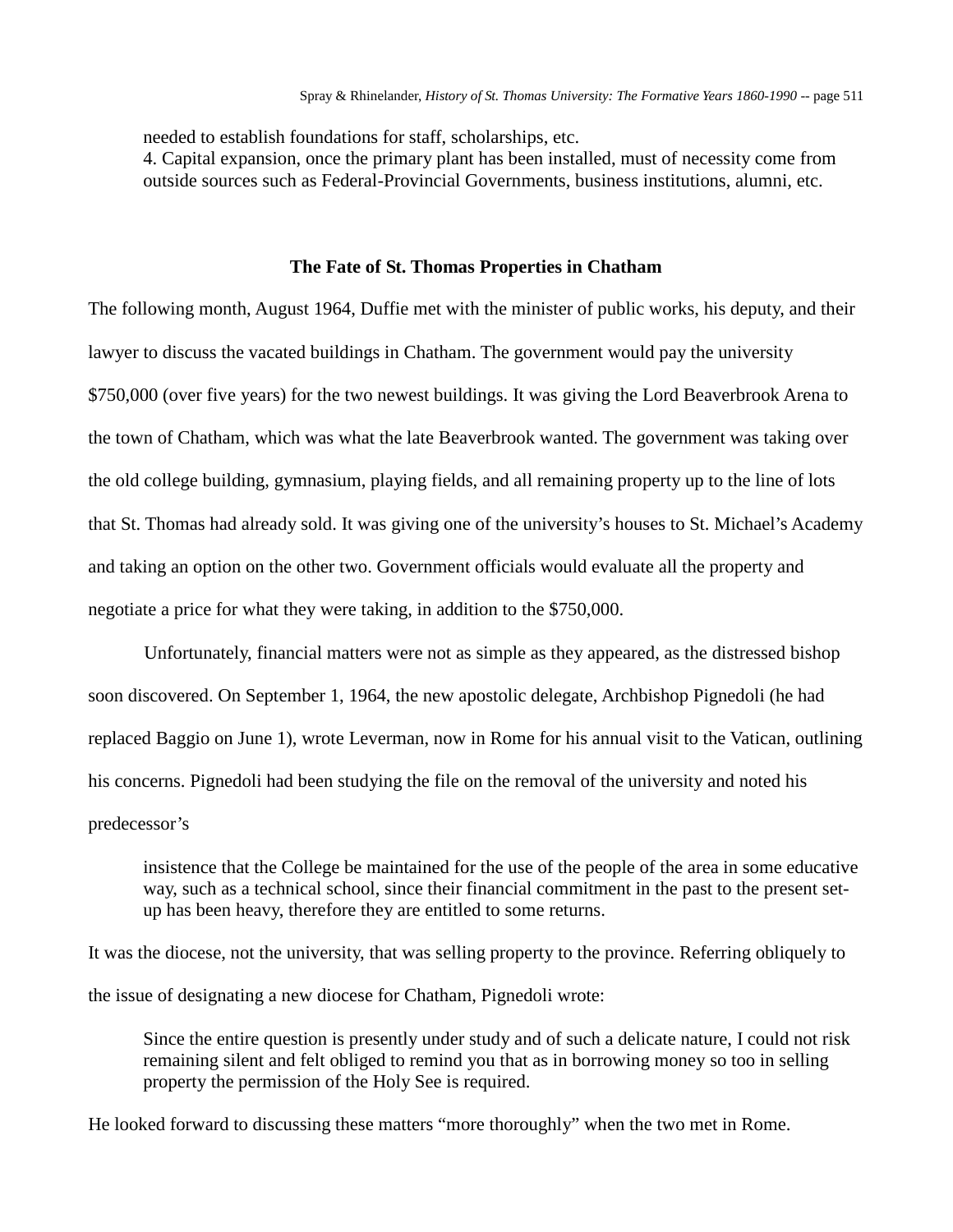needed to establish foundations for staff, scholarships, etc.
4. Capital expansion, once the primary plant has been installed, must of necessity come from outside sources such as Federal-Provincial Governments, business institutions, alumni, etc.

## The Fate of St. Thomas Properties in Chatham

The following month, August 1964, Duffie met with the minister of public works, his deputy, and their lawyer to discuss the vacated buildings in Chatham. The government would pay the university $750,000 (over five years) for the two newest buildings. It was giving the Lord Beaverbrook Arena to the town of Chatham, which was what the late Beaverbrook wanted. The government was taking over the old college building, gymnasium, playing fields, and all remaining property up to the line of lots that St. Thomas had already sold. It was giving one of the university's houses to St. Michael's Academy and taking an option on the other two. Government officials would evaluate all the property and negotiate a price for what they were taking, in addition to the $750,000.

Unfortunately, financial matters were not as simple as they appeared, as the distressed bishop soon discovered. On September 1, 1964, the new apostolic delegate, Archbishop Pignedoli (he had replaced Baggio on June 1), wrote Leverman, now in Rome for his annual visit to the Vatican, outlining his concerns. Pignedoli had been studying the file on the removal of the university and noted his predecessor's

> insistence that the College be maintained for the use of the people of the area in some educative way, such as a technical school, since their financial commitment in the past to the present set-up has been heavy, therefore they are entitled to some returns.

It was the diocese, not the university, that was selling property to the province. Referring obliquely to the issue of designating a new diocese for Chatham, Pignedoli wrote:

> Since the entire question is presently under study and of such a delicate nature, I could not risk remaining silent and felt obliged to remind you that as in borrowing money so too in selling property the permission of the Holy See is required.

He looked forward to discussing these matters "more thoroughly" when the two met in Rome.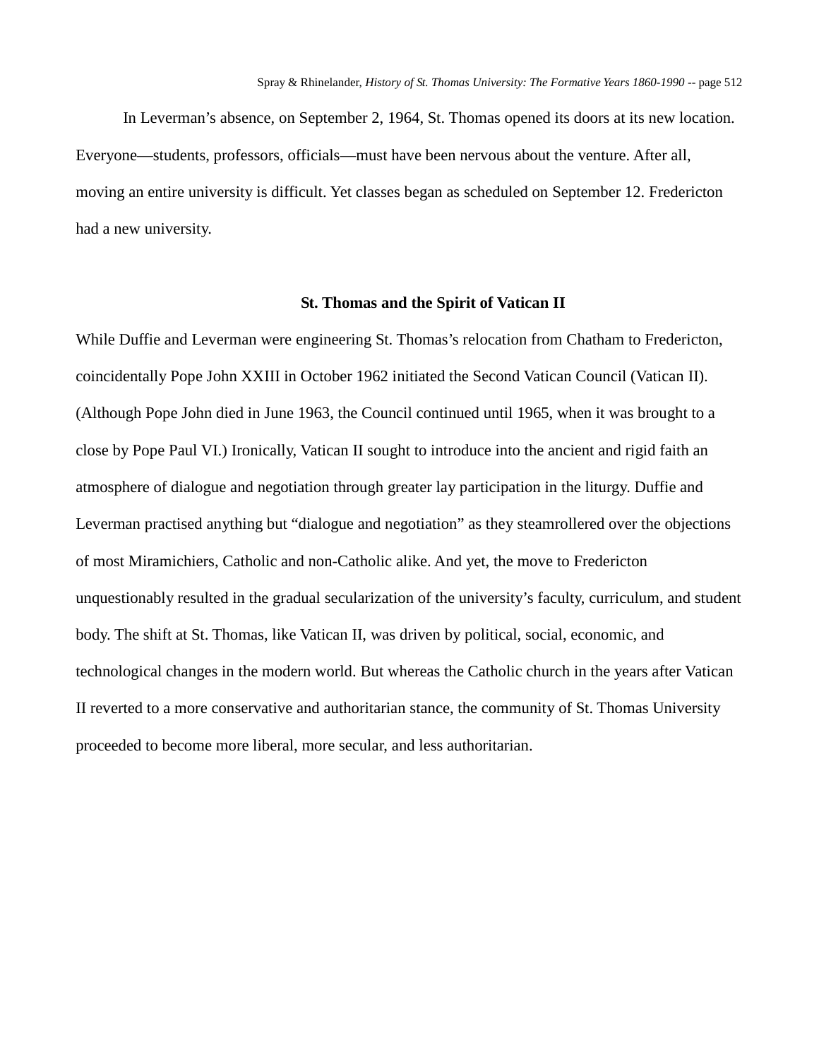In Leverman's absence, on September 2, 1964, St. Thomas opened its doors at its new location. Everyone—students, professors, officials—must have been nervous about the venture. After all, moving an entire university is difficult. Yet classes began as scheduled on September 12. Fredericton had a new university.

### St. Thomas and the Spirit of Vatican II

While Duffie and Leverman were engineering St. Thomas's relocation from Chatham to Fredericton, coincidentally Pope John XXIII in October 1962 initiated the Second Vatican Council (Vatican II). (Although Pope John died in June 1963, the Council continued until 1965, when it was brought to a close by Pope Paul VI.) Ironically, Vatican II sought to introduce into the ancient and rigid faith an atmosphere of dialogue and negotiation through greater lay participation in the liturgy. Duffie and Leverman practised anything but "dialogue and negotiation" as they steamrollered over the objections of most Miramichiers, Catholic and non-Catholic alike. And yet, the move to Fredericton unquestionably resulted in the gradual secularization of the university's faculty, curriculum, and student body. The shift at St. Thomas, like Vatican II, was driven by political, social, economic, and technological changes in the modern world. But whereas the Catholic church in the years after Vatican II reverted to a more conservative and authoritarian stance, the community of St. Thomas University proceeded to become more liberal, more secular, and less authoritarian.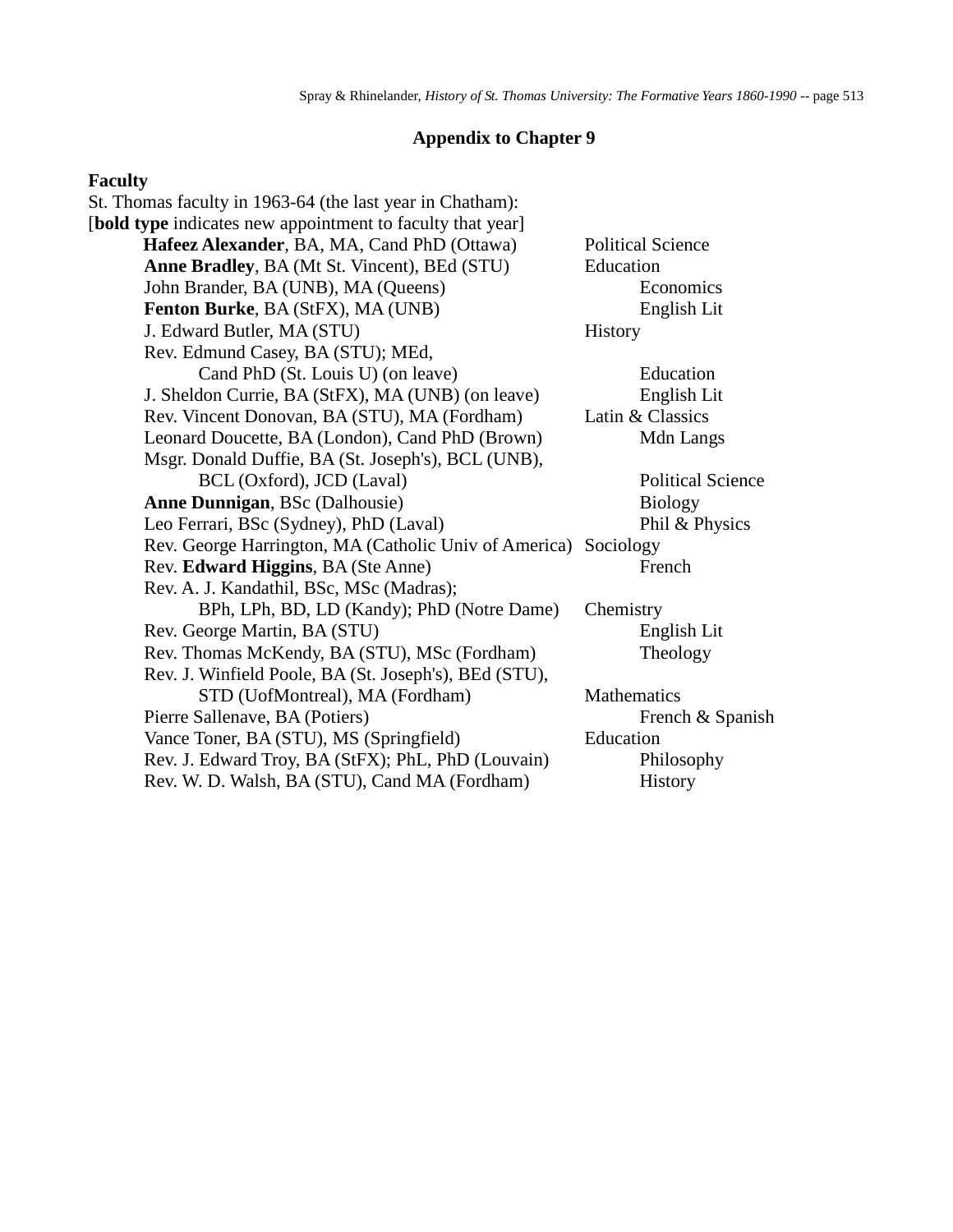## Appendix to Chapter 9

**Faculty**

St. Thomas faculty in 1963-64 (the last year in Chatham):
[**bold type** indicates new appointment to faculty that year]

| Name | Department |
|---|---|
| **Hafeez Alexander**, BA, MA, Cand PhD (Ottawa) | Political Science |
| **Anne Bradley**, BA (Mt St. Vincent), BEd (STU) | Education |
| John Brander, BA (UNB), MA (Queens) | Economics |
| **Fenton Burke**, BA (StFX), MA (UNB) | English Lit |
| J. Edward Butler, MA (STU) | History |
| Rev. Edmund Casey, BA (STU); MEd, Cand PhD (St. Louis U) (on leave) | Education |
| J. Sheldon Currie, BA (StFX), MA (UNB) (on leave) | English Lit |
| Rev. Vincent Donovan, BA (STU), MA (Fordham) | Latin & Classics |
| Leonard Doucette, BA (London), Cand PhD (Brown) | Mdn Langs |
| Msgr. Donald Duffie, BA (St. Joseph's), BCL (UNB), BCL (Oxford), JCD (Laval) | Political Science |
| **Anne Dunnigan**, BSc (Dalhousie) | Biology |
| Leo Ferrari, BSc (Sydney), PhD (Laval) | Phil & Physics |
| Rev. George Harrington, MA (Catholic Univ of America) | Sociology |
| Rev. **Edward Higgins**, BA (Ste Anne) | French |
| Rev. A. J. Kandathil, BSc, MSc (Madras); BPh, LPh, BD, LD (Kandy); PhD (Notre Dame) | Chemistry |
| Rev. George Martin, BA (STU) | English Lit |
| Rev. Thomas McKendy, BA (STU), MSc (Fordham) | Theology |
| Rev. J. Winfield Poole, BA (St. Joseph's), BEd (STU), STD (UofMontreal), MA (Fordham) | Mathematics |
| Pierre Sallenave, BA (Potiers) | French & Spanish |
| Vance Toner, BA (STU), MS (Springfield) | Education |
| Rev. J. Edward Troy, BA (StFX); PhL, PhD (Louvain) | Philosophy |
| Rev. W. D. Walsh, BA (STU), Cand MA (Fordham) | History |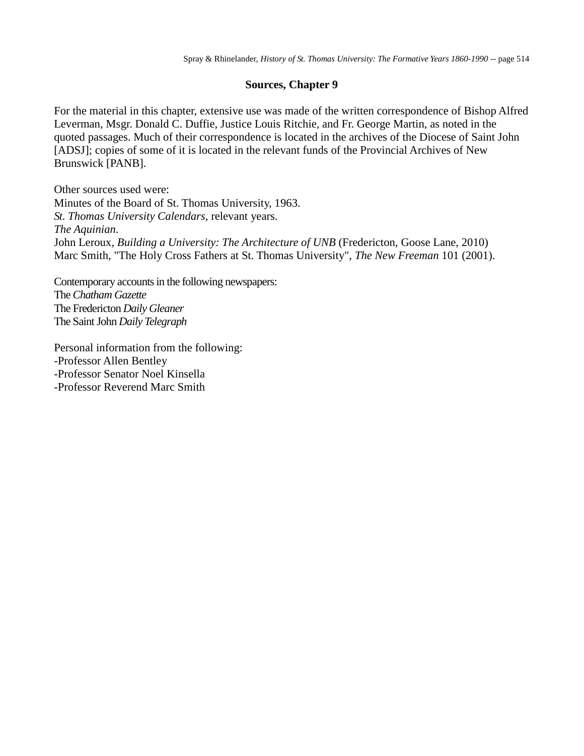## Sources, Chapter 9

For the material in this chapter, extensive use was made of the written correspondence of Bishop Alfred Leverman, Msgr. Donald C. Duffie, Justice Louis Ritchie, and Fr. George Martin, as noted in the quoted passages. Much of their correspondence is located in the archives of the Diocese of Saint John [ADSJ]; copies of some of it is located in the relevant funds of the Provincial Archives of New Brunswick [PANB].

Other sources used were:
Minutes of the Board of St. Thomas University, 1963.
*St. Thomas University Calendars*, relevant years.
*The Aquinian*.
John Leroux, *Building a University: The Architecture of UNB* (Fredericton, Goose Lane, 2010)
Marc Smith, "The Holy Cross Fathers at St. Thomas University", *The New Freeman* 101 (2001).

Contemporary accounts in the following newspapers:
The *Chatham Gazette*
The Fredericton *Daily Gleaner*
The Saint John *Daily Telegraph*

Personal information from the following:
-Professor Allen Bentley
-Professor Senator Noel Kinsella
-Professor Reverend Marc Smith